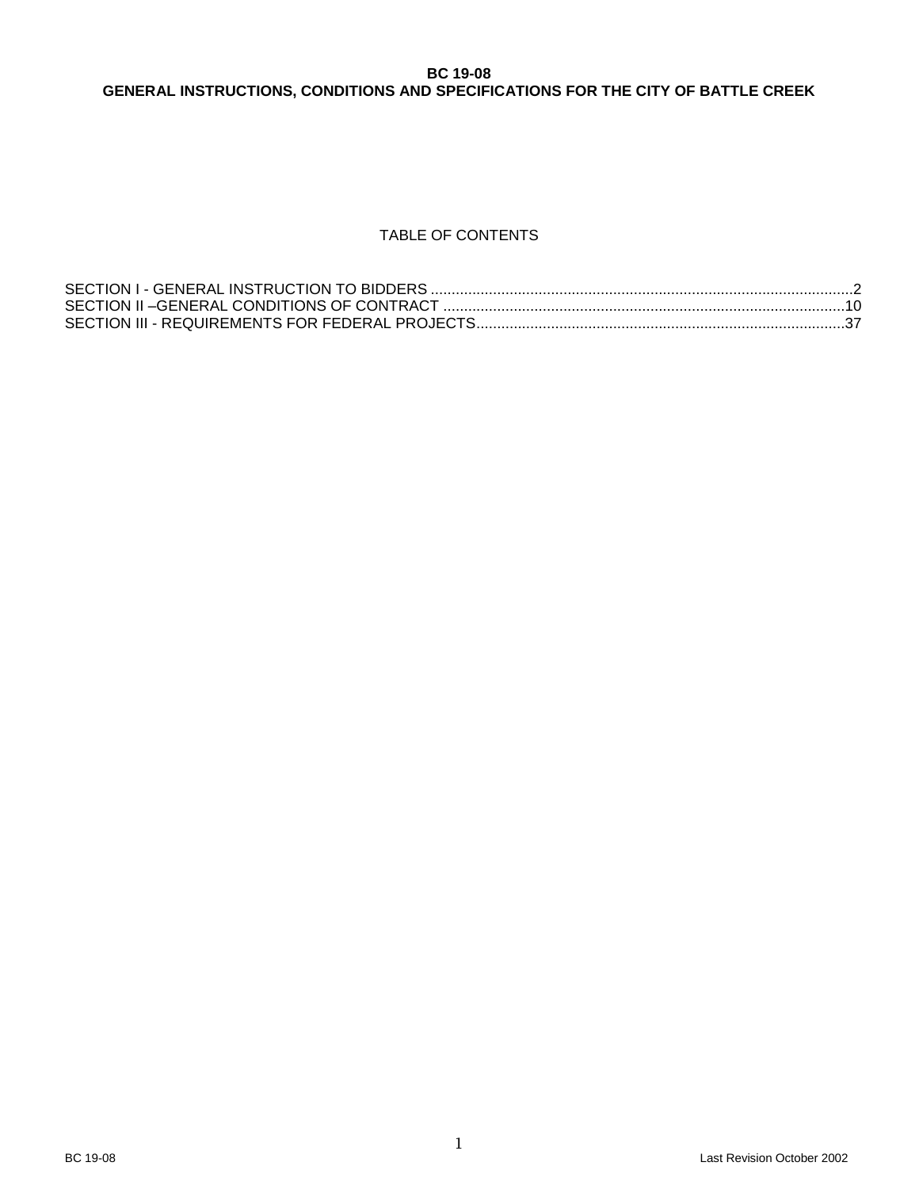**BC 19-08**
**GENERAL INSTRUCTIONS, CONDITIONS AND SPECIFICATIONS FOR THE CITY OF BATTLE CREEK**

TABLE OF CONTENTS

SECTION I - GENERAL INSTRUCTION TO BIDDERS ....................................................................................................2
SECTION II –GENERAL CONDITIONS OF CONTRACT ................................................................................................10
SECTION III - REQUIREMENTS FOR FEDERAL PROJECTS........................................................................................37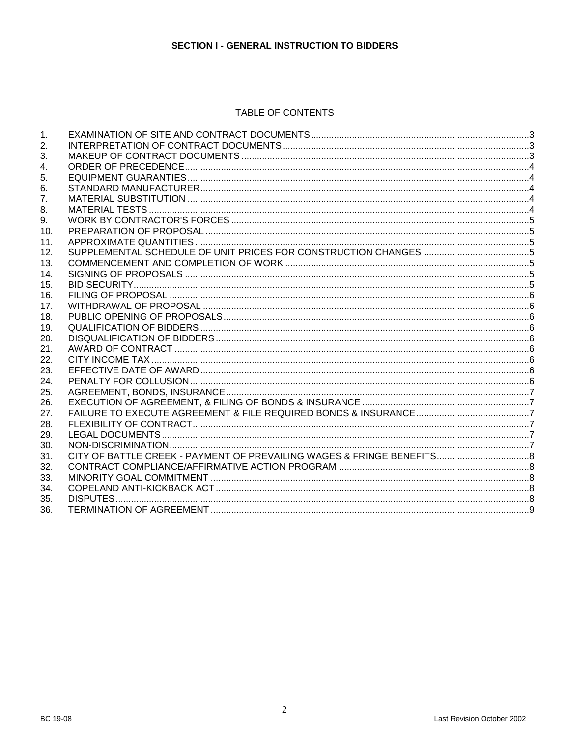## SECTION I - GENERAL INSTRUCTION TO BIDDERS

### TABLE OF CONTENTS

| | | |
|---|---|---|
| 1. | EXAMINATION OF SITE AND CONTRACT DOCUMENTS | 3 |
| 2. | INTERPRETATION OF CONTRACT DOCUMENTS | 3 |
| 3. | MAKEUP OF CONTRACT DOCUMENTS | 3 |
| 4. | ORDER OF PRECEDENCE | 4 |
| 5. | EQUIPMENT GUARANTIES | 4 |
| 6. | STANDARD MANUFACTURER | 4 |
| 7. | MATERIAL SUBSTITUTION | 4 |
| 8. | MATERIAL TESTS | 4 |
| 9. | WORK BY CONTRACTOR'S FORCES | 5 |
| 10. | PREPARATION OF PROPOSAL | 5 |
| 11. | APPROXIMATE QUANTITIES | 5 |
| 12. | SUPPLEMENTAL SCHEDULE OF UNIT PRICES FOR CONSTRUCTION CHANGES | 5 |
| 13. | COMMENCEMENT AND COMPLETION OF WORK | 5 |
| 14. | SIGNING OF PROPOSALS | 5 |
| 15. | BID SECURITY | 5 |
| 16. | FILING OF PROPOSAL | 6 |
| 17. | WITHDRAWAL OF PROPOSAL | 6 |
| 18. | PUBLIC OPENING OF PROPOSALS | 6 |
| 19. | QUALIFICATION OF BIDDERS | 6 |
| 20. | DISQUALIFICATION OF BIDDERS | 6 |
| 21. | AWARD OF CONTRACT | 6 |
| 22. | CITY INCOME TAX | 6 |
| 23. | EFFECTIVE DATE OF AWARD | 6 |
| 24. | PENALTY FOR COLLUSION | 6 |
| 25. | AGREEMENT, BONDS, INSURANCE | 7 |
| 26. | EXECUTION OF AGREEMENT, & FILING OF BONDS & INSURANCE | 7 |
| 27. | FAILURE TO EXECUTE AGREEMENT & FILE REQUIRED BONDS & INSURANCE | 7 |
| 28. | FLEXIBILITY OF CONTRACT | 7 |
| 29. | LEGAL DOCUMENTS | 7 |
| 30. | NON-DISCRIMINATION | 7 |
| 31. | CITY OF BATTLE CREEK - PAYMENT OF PREVAILING WAGES & FRINGE BENEFITS | 8 |
| 32. | CONTRACT COMPLIANCE/AFFIRMATIVE ACTION PROGRAM | 8 |
| 33. | MINORITY GOAL COMMITMENT | 8 |
| 34. | COPELAND ANTI-KICKBACK ACT | 8 |
| 35. | DISPUTES | 8 |
| 36. | TERMINATION OF AGREEMENT | 9 |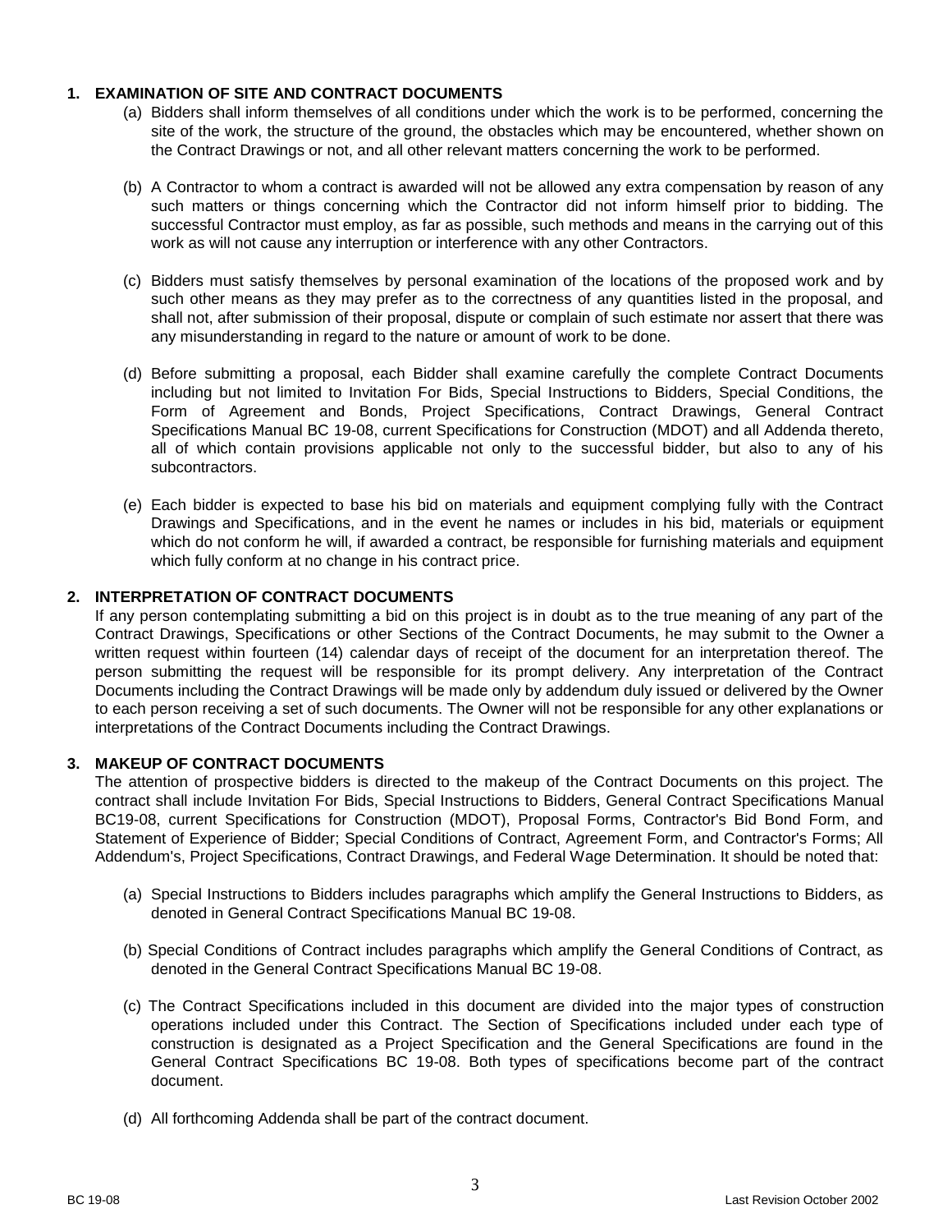## 1. EXAMINATION OF SITE AND CONTRACT DOCUMENTS

(a) Bidders shall inform themselves of all conditions under which the work is to be performed, concerning the site of the work, the structure of the ground, the obstacles which may be encountered, whether shown on the Contract Drawings or not, and all other relevant matters concerning the work to be performed.

(b) A Contractor to whom a contract is awarded will not be allowed any extra compensation by reason of any such matters or things concerning which the Contractor did not inform himself prior to bidding. The successful Contractor must employ, as far as possible, such methods and means in the carrying out of this work as will not cause any interruption or interference with any other Contractors.

(c) Bidders must satisfy themselves by personal examination of the locations of the proposed work and by such other means as they may prefer as to the correctness of any quantities listed in the proposal, and shall not, after submission of their proposal, dispute or complain of such estimate nor assert that there was any misunderstanding in regard to the nature or amount of work to be done.

(d) Before submitting a proposal, each Bidder shall examine carefully the complete Contract Documents including but not limited to Invitation For Bids, Special Instructions to Bidders, Special Conditions, the Form of Agreement and Bonds, Project Specifications, Contract Drawings, General Contract Specifications Manual BC 19-08, current Specifications for Construction (MDOT) and all Addenda thereto, all of which contain provisions applicable not only to the successful bidder, but also to any of his subcontractors.

(e) Each bidder is expected to base his bid on materials and equipment complying fully with the Contract Drawings and Specifications, and in the event he names or includes in his bid, materials or equipment which do not conform he will, if awarded a contract, be responsible for furnishing materials and equipment which fully conform at no change in his contract price.

## 2. INTERPRETATION OF CONTRACT DOCUMENTS

If any person contemplating submitting a bid on this project is in doubt as to the true meaning of any part of the Contract Drawings, Specifications or other Sections of the Contract Documents, he may submit to the Owner a written request within fourteen (14) calendar days of receipt of the document for an interpretation thereof. The person submitting the request will be responsible for its prompt delivery. Any interpretation of the Contract Documents including the Contract Drawings will be made only by addendum duly issued or delivered by the Owner to each person receiving a set of such documents. The Owner will not be responsible for any other explanations or interpretations of the Contract Documents including the Contract Drawings.

## 3. MAKEUP OF CONTRACT DOCUMENTS

The attention of prospective bidders is directed to the makeup of the Contract Documents on this project. The contract shall include Invitation For Bids, Special Instructions to Bidders, General Contract Specifications Manual BC19-08, current Specifications for Construction (MDOT), Proposal Forms, Contractor's Bid Bond Form, and Statement of Experience of Bidder; Special Conditions of Contract, Agreement Form, and Contractor's Forms; All Addendum's, Project Specifications, Contract Drawings, and Federal Wage Determination. It should be noted that:

(a) Special Instructions to Bidders includes paragraphs which amplify the General Instructions to Bidders, as denoted in General Contract Specifications Manual BC 19-08.

(b) Special Conditions of Contract includes paragraphs which amplify the General Conditions of Contract, as denoted in the General Contract Specifications Manual BC 19-08.

(c) The Contract Specifications included in this document are divided into the major types of construction operations included under this Contract. The Section of Specifications included under each type of construction is designated as a Project Specification and the General Specifications are found in the General Contract Specifications BC 19-08. Both types of specifications become part of the contract document.

(d) All forthcoming Addenda shall be part of the contract document.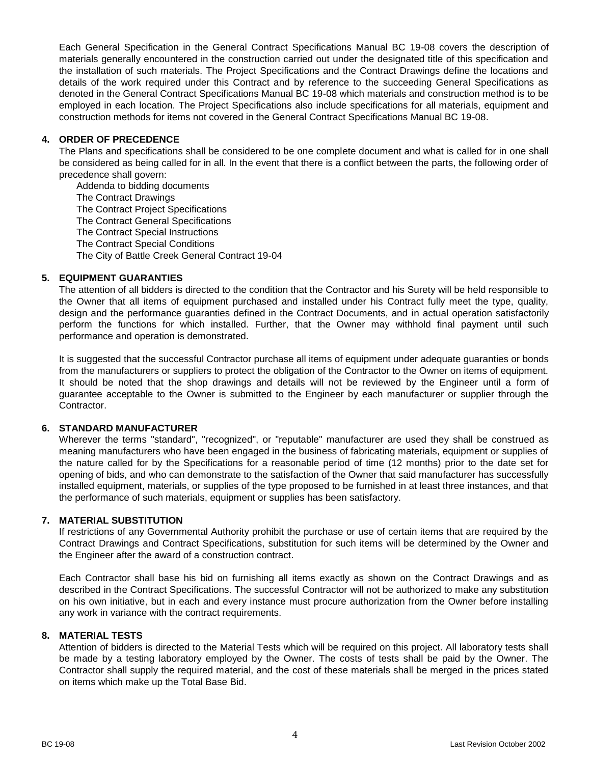Each General Specification in the General Contract Specifications Manual BC 19-08 covers the description of materials generally encountered in the construction carried out under the designated title of this specification and the installation of such materials. The Project Specifications and the Contract Drawings define the locations and details of the work required under this Contract and by reference to the succeeding General Specifications as denoted in the General Contract Specifications Manual BC 19-08 which materials and construction method is to be employed in each location. The Project Specifications also include specifications for all materials, equipment and construction methods for items not covered in the General Contract Specifications Manual BC 19-08.

### 4. ORDER OF PRECEDENCE

The Plans and specifications shall be considered to be one complete document and what is called for in one shall be considered as being called for in all. In the event that there is a conflict between the parts, the following order of precedence shall govern:

Addenda to bidding documents
The Contract Drawings
The Contract Project Specifications
The Contract General Specifications
The Contract Special Instructions
The Contract Special Conditions
The City of Battle Creek General Contract 19-04

### 5. EQUIPMENT GUARANTIES

The attention of all bidders is directed to the condition that the Contractor and his Surety will be held responsible to the Owner that all items of equipment purchased and installed under his Contract fully meet the type, quality, design and the performance guaranties defined in the Contract Documents, and in actual operation satisfactorily perform the functions for which installed. Further, that the Owner may withhold final payment until such performance and operation is demonstrated.

It is suggested that the successful Contractor purchase all items of equipment under adequate guaranties or bonds from the manufacturers or suppliers to protect the obligation of the Contractor to the Owner on items of equipment. It should be noted that the shop drawings and details will not be reviewed by the Engineer until a form of guarantee acceptable to the Owner is submitted to the Engineer by each manufacturer or supplier through the Contractor.

### 6. STANDARD MANUFACTURER

Wherever the terms "standard", "recognized", or "reputable" manufacturer are used they shall be construed as meaning manufacturers who have been engaged in the business of fabricating materials, equipment or supplies of the nature called for by the Specifications for a reasonable period of time (12 months) prior to the date set for opening of bids, and who can demonstrate to the satisfaction of the Owner that said manufacturer has successfully installed equipment, materials, or supplies of the type proposed to be furnished in at least three instances, and that the performance of such materials, equipment or supplies has been satisfactory.

### 7. MATERIAL SUBSTITUTION

If restrictions of any Governmental Authority prohibit the purchase or use of certain items that are required by the Contract Drawings and Contract Specifications, substitution for such items will be determined by the Owner and the Engineer after the award of a construction contract.

Each Contractor shall base his bid on furnishing all items exactly as shown on the Contract Drawings and as described in the Contract Specifications. The successful Contractor will not be authorized to make any substitution on his own initiative, but in each and every instance must procure authorization from the Owner before installing any work in variance with the contract requirements.

### 8. MATERIAL TESTS

Attention of bidders is directed to the Material Tests which will be required on this project. All laboratory tests shall be made by a testing laboratory employed by the Owner. The costs of tests shall be paid by the Owner. The Contractor shall supply the required material, and the cost of these materials shall be merged in the prices stated on items which make up the Total Base Bid.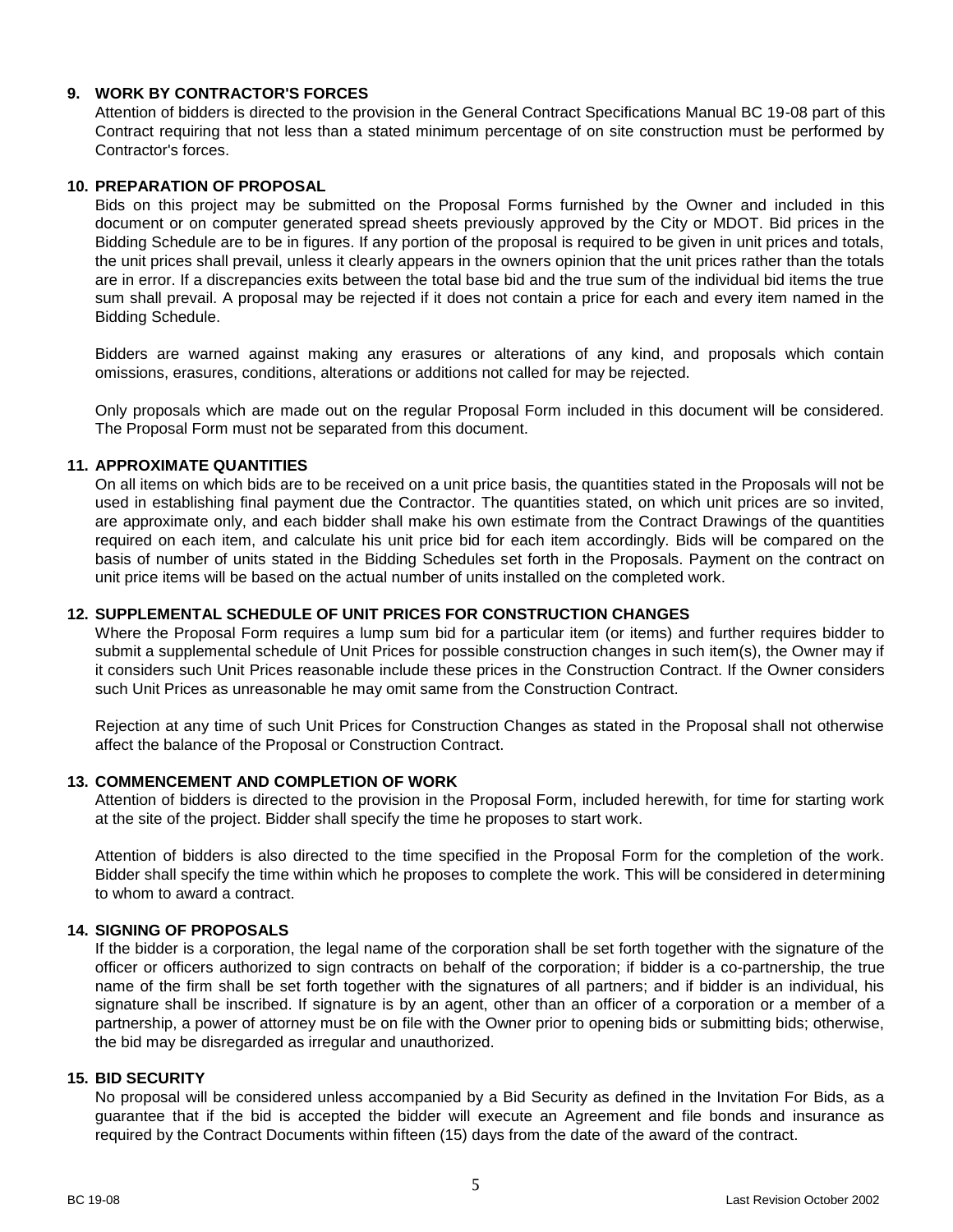### 9. WORK BY CONTRACTOR'S FORCES

Attention of bidders is directed to the provision in the General Contract Specifications Manual BC 19-08 part of this Contract requiring that not less than a stated minimum percentage of on site construction must be performed by Contractor's forces.

### 10. PREPARATION OF PROPOSAL

Bids on this project may be submitted on the Proposal Forms furnished by the Owner and included in this document or on computer generated spread sheets previously approved by the City or MDOT. Bid prices in the Bidding Schedule are to be in figures. If any portion of the proposal is required to be given in unit prices and totals, the unit prices shall prevail, unless it clearly appears in the owners opinion that the unit prices rather than the totals are in error. If a discrepancies exits between the total base bid and the true sum of the individual bid items the true sum shall prevail. A proposal may be rejected if it does not contain a price for each and every item named in the Bidding Schedule.

Bidders are warned against making any erasures or alterations of any kind, and proposals which contain omissions, erasures, conditions, alterations or additions not called for may be rejected.

Only proposals which are made out on the regular Proposal Form included in this document will be considered. The Proposal Form must not be separated from this document.

### 11. APPROXIMATE QUANTITIES

On all items on which bids are to be received on a unit price basis, the quantities stated in the Proposals will not be used in establishing final payment due the Contractor. The quantities stated, on which unit prices are so invited, are approximate only, and each bidder shall make his own estimate from the Contract Drawings of the quantities required on each item, and calculate his unit price bid for each item accordingly. Bids will be compared on the basis of number of units stated in the Bidding Schedules set forth in the Proposals. Payment on the contract on unit price items will be based on the actual number of units installed on the completed work.

### 12. SUPPLEMENTAL SCHEDULE OF UNIT PRICES FOR CONSTRUCTION CHANGES

Where the Proposal Form requires a lump sum bid for a particular item (or items) and further requires bidder to submit a supplemental schedule of Unit Prices for possible construction changes in such item(s), the Owner may if it considers such Unit Prices reasonable include these prices in the Construction Contract. If the Owner considers such Unit Prices as unreasonable he may omit same from the Construction Contract.

Rejection at any time of such Unit Prices for Construction Changes as stated in the Proposal shall not otherwise affect the balance of the Proposal or Construction Contract.

### 13. COMMENCEMENT AND COMPLETION OF WORK

Attention of bidders is directed to the provision in the Proposal Form, included herewith, for time for starting work at the site of the project. Bidder shall specify the time he proposes to start work.

Attention of bidders is also directed to the time specified in the Proposal Form for the completion of the work. Bidder shall specify the time within which he proposes to complete the work. This will be considered in determining to whom to award a contract.

### 14. SIGNING OF PROPOSALS

If the bidder is a corporation, the legal name of the corporation shall be set forth together with the signature of the officer or officers authorized to sign contracts on behalf of the corporation; if bidder is a co-partnership, the true name of the firm shall be set forth together with the signatures of all partners; and if bidder is an individual, his signature shall be inscribed. If signature is by an agent, other than an officer of a corporation or a member of a partnership, a power of attorney must be on file with the Owner prior to opening bids or submitting bids; otherwise, the bid may be disregarded as irregular and unauthorized.

### 15. BID SECURITY

No proposal will be considered unless accompanied by a Bid Security as defined in the Invitation For Bids, as a guarantee that if the bid is accepted the bidder will execute an Agreement and file bonds and insurance as required by the Contract Documents within fifteen (15) days from the date of the award of the contract.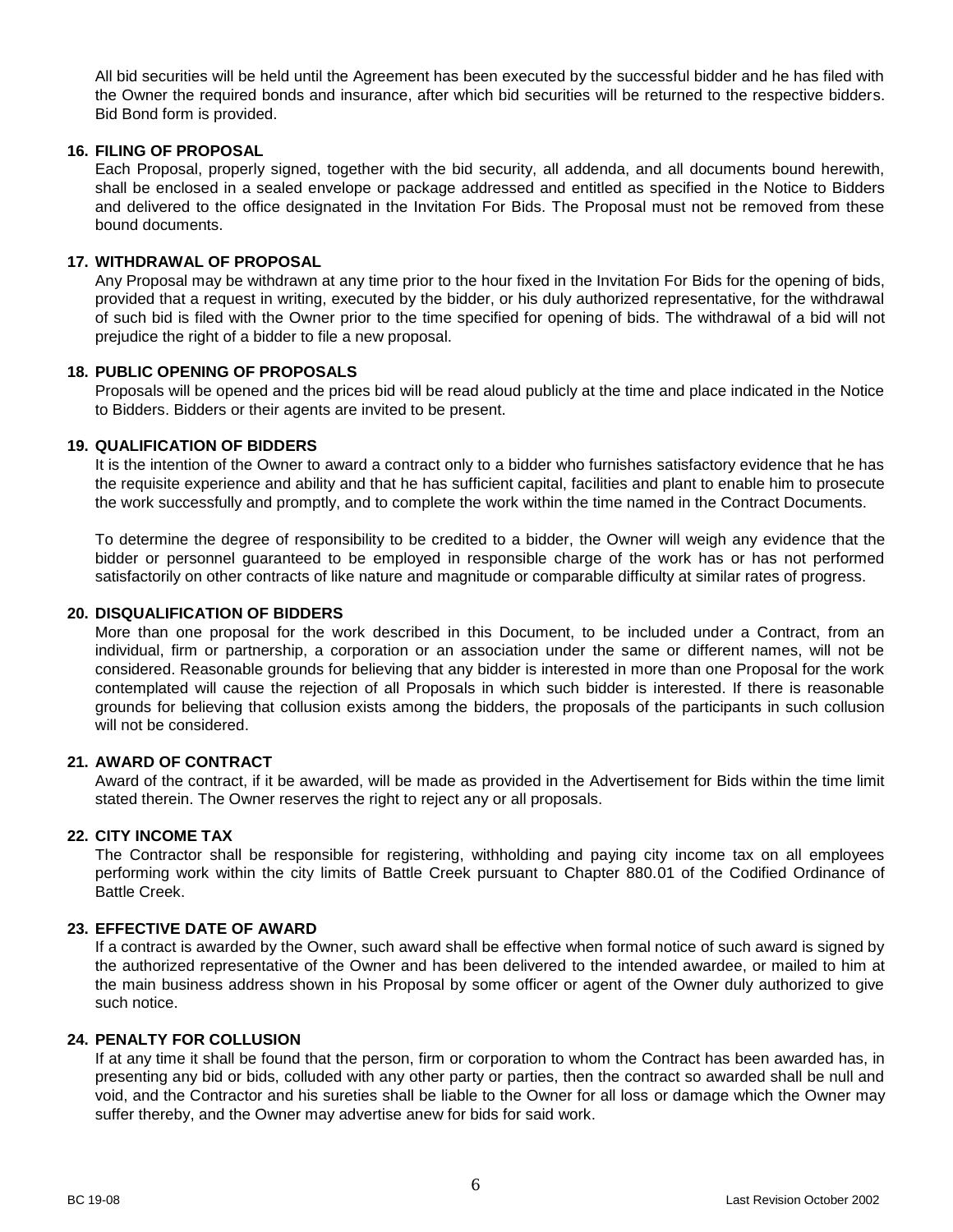All bid securities will be held until the Agreement has been executed by the successful bidder and he has filed with the Owner the required bonds and insurance, after which bid securities will be returned to the respective bidders. Bid Bond form is provided.

**16. FILING OF PROPOSAL**

Each Proposal, properly signed, together with the bid security, all addenda, and all documents bound herewith, shall be enclosed in a sealed envelope or package addressed and entitled as specified in the Notice to Bidders and delivered to the office designated in the Invitation For Bids. The Proposal must not be removed from these bound documents.

**17. WITHDRAWAL OF PROPOSAL**

Any Proposal may be withdrawn at any time prior to the hour fixed in the Invitation For Bids for the opening of bids, provided that a request in writing, executed by the bidder, or his duly authorized representative, for the withdrawal of such bid is filed with the Owner prior to the time specified for opening of bids. The withdrawal of a bid will not prejudice the right of a bidder to file a new proposal.

**18. PUBLIC OPENING OF PROPOSALS**

Proposals will be opened and the prices bid will be read aloud publicly at the time and place indicated in the Notice to Bidders. Bidders or their agents are invited to be present.

**19. QUALIFICATION OF BIDDERS**

It is the intention of the Owner to award a contract only to a bidder who furnishes satisfactory evidence that he has the requisite experience and ability and that he has sufficient capital, facilities and plant to enable him to prosecute the work successfully and promptly, and to complete the work within the time named in the Contract Documents.

To determine the degree of responsibility to be credited to a bidder, the Owner will weigh any evidence that the bidder or personnel guaranteed to be employed in responsible charge of the work has or has not performed satisfactorily on other contracts of like nature and magnitude or comparable difficulty at similar rates of progress.

**20. DISQUALIFICATION OF BIDDERS**

More than one proposal for the work described in this Document, to be included under a Contract, from an individual, firm or partnership, a corporation or an association under the same or different names, will not be considered. Reasonable grounds for believing that any bidder is interested in more than one Proposal for the work contemplated will cause the rejection of all Proposals in which such bidder is interested. If there is reasonable grounds for believing that collusion exists among the bidders, the proposals of the participants in such collusion will not be considered.

**21. AWARD OF CONTRACT**

Award of the contract, if it be awarded, will be made as provided in the Advertisement for Bids within the time limit stated therein. The Owner reserves the right to reject any or all proposals.

**22. CITY INCOME TAX**

The Contractor shall be responsible for registering, withholding and paying city income tax on all employees performing work within the city limits of Battle Creek pursuant to Chapter 880.01 of the Codified Ordinance of Battle Creek.

**23. EFFECTIVE DATE OF AWARD**

If a contract is awarded by the Owner, such award shall be effective when formal notice of such award is signed by the authorized representative of the Owner and has been delivered to the intended awardee, or mailed to him at the main business address shown in his Proposal by some officer or agent of the Owner duly authorized to give such notice.

**24. PENALTY FOR COLLUSION**

If at any time it shall be found that the person, firm or corporation to whom the Contract has been awarded has, in presenting any bid or bids, colluded with any other party or parties, then the contract so awarded shall be null and void, and the Contractor and his sureties shall be liable to the Owner for all loss or damage which the Owner may suffer thereby, and the Owner may advertise anew for bids for said work.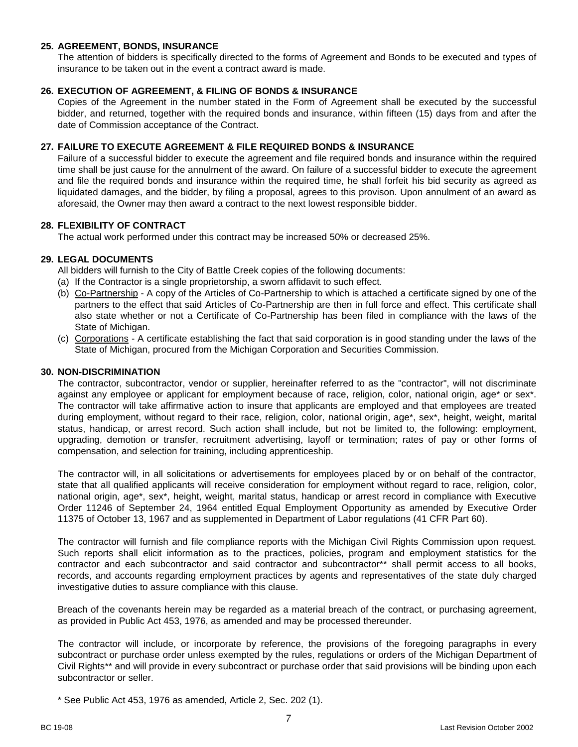## 25. AGREEMENT, BONDS, INSURANCE

The attention of bidders is specifically directed to the forms of Agreement and Bonds to be executed and types of insurance to be taken out in the event a contract award is made.

## 26. EXECUTION OF AGREEMENT, & FILING OF BONDS & INSURANCE

Copies of the Agreement in the number stated in the Form of Agreement shall be executed by the successful bidder, and returned, together with the required bonds and insurance, within fifteen (15) days from and after the date of Commission acceptance of the Contract.

## 27. FAILURE TO EXECUTE AGREEMENT & FILE REQUIRED BONDS & INSURANCE

Failure of a successful bidder to execute the agreement and file required bonds and insurance within the required time shall be just cause for the annulment of the award. On failure of a successful bidder to execute the agreement and file the required bonds and insurance within the required time, he shall forfeit his bid security as agreed as liquidated damages, and the bidder, by filing a proposal, agrees to this provison. Upon annulment of an award as aforesaid, the Owner may then award a contract to the next lowest responsible bidder.

## 28. FLEXIBILITY OF CONTRACT

The actual work performed under this contract may be increased 50% or decreased 25%.

## 29. LEGAL DOCUMENTS

All bidders will furnish to the City of Battle Creek copies of the following documents:

(a) If the Contractor is a single proprietorship, a sworn affidavit to such effect.

(b) Co-Partnership - A copy of the Articles of Co-Partnership to which is attached a certificate signed by one of the partners to the effect that said Articles of Co-Partnership are then in full force and effect. This certificate shall also state whether or not a Certificate of Co-Partnership has been filed in compliance with the laws of the State of Michigan.

(c) Corporations - A certificate establishing the fact that said corporation is in good standing under the laws of the State of Michigan, procured from the Michigan Corporation and Securities Commission.

## 30. NON-DISCRIMINATION

The contractor, subcontractor, vendor or supplier, hereinafter referred to as the "contractor", will not discriminate against any employee or applicant for employment because of race, religion, color, national origin, age* or sex*. The contractor will take affirmative action to insure that applicants are employed and that employees are treated during employment, without regard to their race, religion, color, national origin, age*, sex*, height, weight, marital status, handicap, or arrest record. Such action shall include, but not be limited to, the following: employment, upgrading, demotion or transfer, recruitment advertising, layoff or termination; rates of pay or other forms of compensation, and selection for training, including apprenticeship.

The contractor will, in all solicitations or advertisements for employees placed by or on behalf of the contractor, state that all qualified applicants will receive consideration for employment without regard to race, religion, color, national origin, age*, sex*, height, weight, marital status, handicap or arrest record in compliance with Executive Order 11246 of September 24, 1964 entitled Equal Employment Opportunity as amended by Executive Order 11375 of October 13, 1967 and as supplemented in Department of Labor regulations (41 CFR Part 60).

The contractor will furnish and file compliance reports with the Michigan Civil Rights Commission upon request. Such reports shall elicit information as to the practices, policies, program and employment statistics for the contractor and each subcontractor and said contractor and subcontractor** shall permit access to all books, records, and accounts regarding employment practices by agents and representatives of the state duly charged investigative duties to assure compliance with this clause.

Breach of the covenants herein may be regarded as a material breach of the contract, or purchasing agreement, as provided in Public Act 453, 1976, as amended and may be processed thereunder.

The contractor will include, or incorporate by reference, the provisions of the foregoing paragraphs in every subcontract or purchase order unless exempted by the rules, regulations or orders of the Michigan Department of Civil Rights** and will provide in every subcontract or purchase order that said provisions will be binding upon each subcontractor or seller.

* See Public Act 453, 1976 as amended, Article 2, Sec. 202 (1).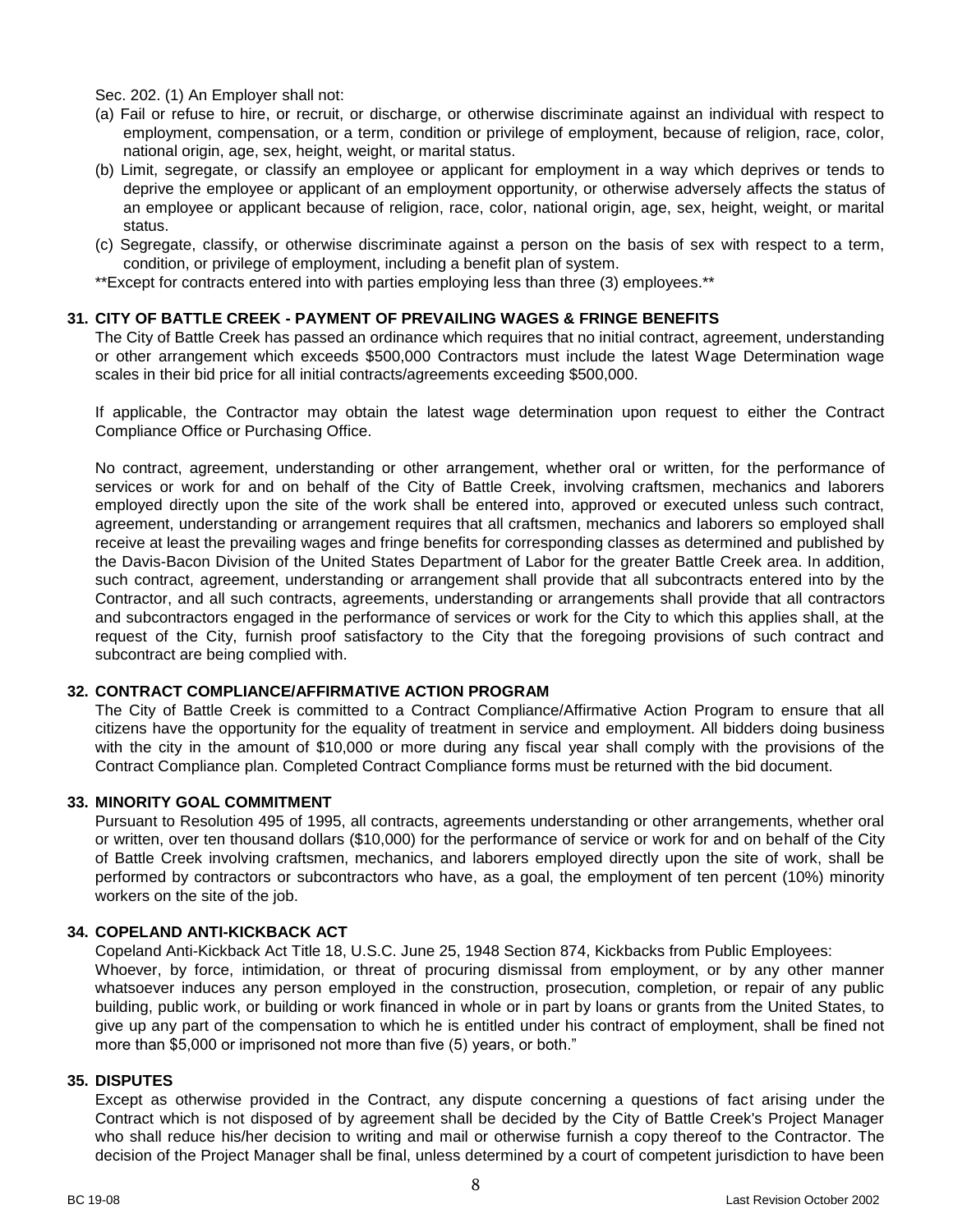Sec. 202. (1) An Employer shall not:

(a) Fail or refuse to hire, or recruit, or discharge, or otherwise discriminate against an individual with respect to employment, compensation, or a term, condition or privilege of employment, because of religion, race, color, national origin, age, sex, height, weight, or marital status.

(b) Limit, segregate, or classify an employee or applicant for employment in a way which deprives or tends to deprive the employee or applicant of an employment opportunity, or otherwise adversely affects the status of an employee or applicant because of religion, race, color, national origin, age, sex, height, weight, or marital status.

(c) Segregate, classify, or otherwise discriminate against a person on the basis of sex with respect to a term, condition, or privilege of employment, including a benefit plan of system.

**Except for contracts entered into with parties employing less than three (3) employees.**

### 31. CITY OF BATTLE CREEK - PAYMENT OF PREVAILING WAGES & FRINGE BENEFITS

The City of Battle Creek has passed an ordinance which requires that no initial contract, agreement, understanding or other arrangement which exceeds $500,000 Contractors must include the latest Wage Determination wage scales in their bid price for all initial contracts/agreements exceeding $500,000.

If applicable, the Contractor may obtain the latest wage determination upon request to either the Contract Compliance Office or Purchasing Office.

No contract, agreement, understanding or other arrangement, whether oral or written, for the performance of services or work for and on behalf of the City of Battle Creek, involving craftsmen, mechanics and laborers employed directly upon the site of the work shall be entered into, approved or executed unless such contract, agreement, understanding or arrangement requires that all craftsmen, mechanics and laborers so employed shall receive at least the prevailing wages and fringe benefits for corresponding classes as determined and published by the Davis-Bacon Division of the United States Department of Labor for the greater Battle Creek area. In addition, such contract, agreement, understanding or arrangement shall provide that all subcontracts entered into by the Contractor, and all such contracts, agreements, understanding or arrangements shall provide that all contractors and subcontractors engaged in the performance of services or work for the City to which this applies shall, at the request of the City, furnish proof satisfactory to the City that the foregoing provisions of such contract and subcontract are being complied with.

### 32. CONTRACT COMPLIANCE/AFFIRMATIVE ACTION PROGRAM

The City of Battle Creek is committed to a Contract Compliance/Affirmative Action Program to ensure that all citizens have the opportunity for the equality of treatment in service and employment. All bidders doing business with the city in the amount of $10,000 or more during any fiscal year shall comply with the provisions of the Contract Compliance plan. Completed Contract Compliance forms must be returned with the bid document.

### 33. MINORITY GOAL COMMITMENT

Pursuant to Resolution 495 of 1995, all contracts, agreements understanding or other arrangements, whether oral or written, over ten thousand dollars ($10,000) for the performance of service or work for and on behalf of the City of Battle Creek involving craftsmen, mechanics, and laborers employed directly upon the site of work, shall be performed by contractors or subcontractors who have, as a goal, the employment of ten percent (10%) minority workers on the site of the job.

### 34. COPELAND ANTI-KICKBACK ACT

Copeland Anti-Kickback Act Title 18, U.S.C. June 25, 1948 Section 874, Kickbacks from Public Employees:
Whoever, by force, intimidation, or threat of procuring dismissal from employment, or by any other manner whatsoever induces any person employed in the construction, prosecution, completion, or repair of any public building, public work, or building or work financed in whole or in part by loans or grants from the United States, to give up any part of the compensation to which he is entitled under his contract of employment, shall be fined not more than $5,000 or imprisoned not more than five (5) years, or both."

### 35. DISPUTES

Except as otherwise provided in the Contract, any dispute concerning a questions of fact arising under the Contract which is not disposed of by agreement shall be decided by the City of Battle Creek's Project Manager who shall reduce his/her decision to writing and mail or otherwise furnish a copy thereof to the Contractor. The decision of the Project Manager shall be final, unless determined by a court of competent jurisdiction to have been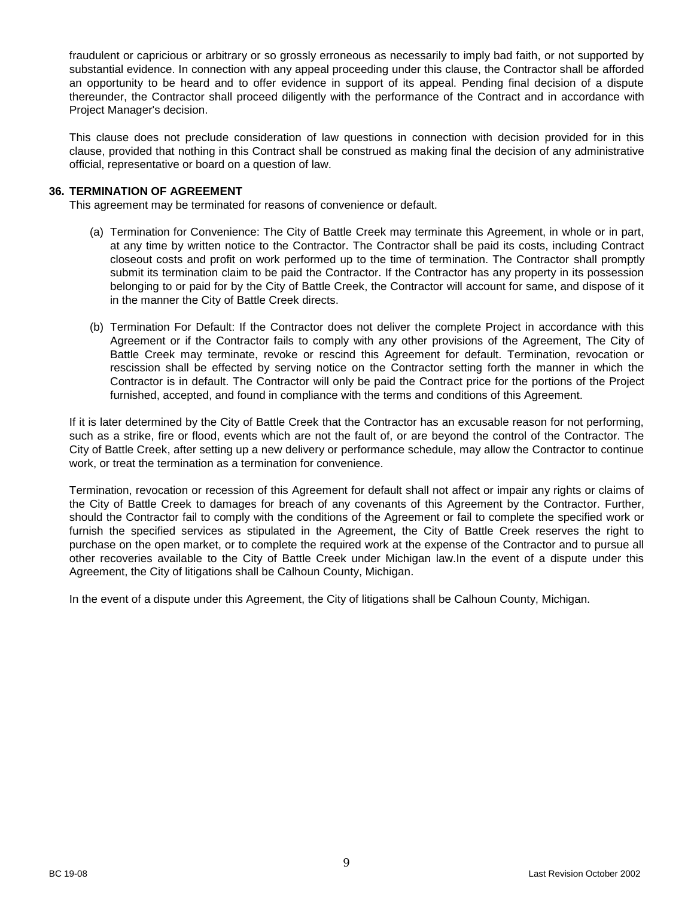fraudulent or capricious or arbitrary or so grossly erroneous as necessarily to imply bad faith, or not supported by substantial evidence. In connection with any appeal proceeding under this clause, the Contractor shall be afforded an opportunity to be heard and to offer evidence in support of its appeal. Pending final decision of a dispute thereunder, the Contractor shall proceed diligently with the performance of the Contract and in accordance with Project Manager's decision.

This clause does not preclude consideration of law questions in connection with decision provided for in this clause, provided that nothing in this Contract shall be construed as making final the decision of any administrative official, representative or board on a question of law.

### 36. TERMINATION OF AGREEMENT

This agreement may be terminated for reasons of convenience or default.

(a) Termination for Convenience: The City of Battle Creek may terminate this Agreement, in whole or in part, at any time by written notice to the Contractor. The Contractor shall be paid its costs, including Contract closeout costs and profit on work performed up to the time of termination. The Contractor shall promptly submit its termination claim to be paid the Contractor. If the Contractor has any property in its possession belonging to or paid for by the City of Battle Creek, the Contractor will account for same, and dispose of it in the manner the City of Battle Creek directs.

(b) Termination For Default: If the Contractor does not deliver the complete Project in accordance with this Agreement or if the Contractor fails to comply with any other provisions of the Agreement, The City of Battle Creek may terminate, revoke or rescind this Agreement for default. Termination, revocation or rescission shall be effected by serving notice on the Contractor setting forth the manner in which the Contractor is in default. The Contractor will only be paid the Contract price for the portions of the Project furnished, accepted, and found in compliance with the terms and conditions of this Agreement.

If it is later determined by the City of Battle Creek that the Contractor has an excusable reason for not performing, such as a strike, fire or flood, events which are not the fault of, or are beyond the control of the Contractor. The City of Battle Creek, after setting up a new delivery or performance schedule, may allow the Contractor to continue work, or treat the termination as a termination for convenience.

Termination, revocation or recession of this Agreement for default shall not affect or impair any rights or claims of the City of Battle Creek to damages for breach of any covenants of this Agreement by the Contractor. Further, should the Contractor fail to comply with the conditions of the Agreement or fail to complete the specified work or furnish the specified services as stipulated in the Agreement, the City of Battle Creek reserves the right to purchase on the open market, or to complete the required work at the expense of the Contractor and to pursue all other recoveries available to the City of Battle Creek under Michigan law.In the event of a dispute under this Agreement, the City of litigations shall be Calhoun County, Michigan.

In the event of a dispute under this Agreement, the City of litigations shall be Calhoun County, Michigan.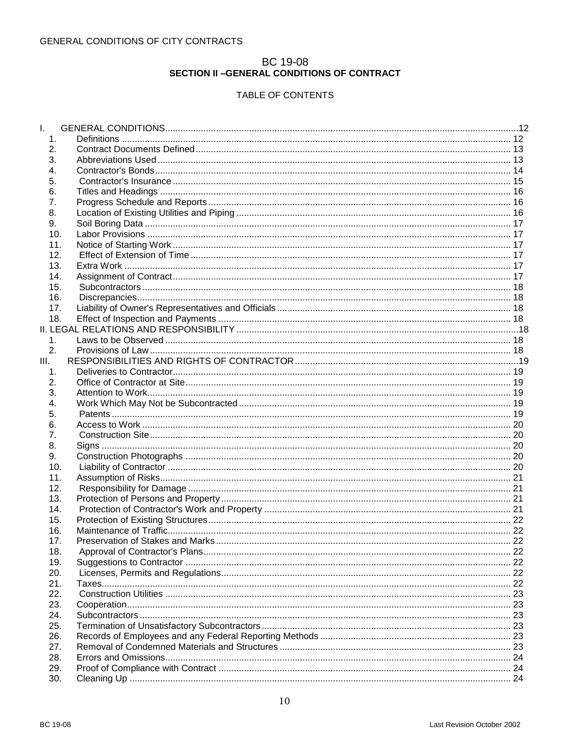GENERAL CONDITIONS OF CITY CONTRACTS

# BC 19-08

## SECTION II –GENERAL CONDITIONS OF CONTRACT

### TABLE OF CONTENTS

I. GENERAL CONDITIONS .......... 12
  1. Definitions .......... 12
  2. Contract Documents Defined .......... 13
  3. Abbreviations Used .......... 13
  4. Contractor's Bonds .......... 14
  5. Contractor's Insurance .......... 15
  6. Titles and Headings .......... 16
  7. Progress Schedule and Reports .......... 16
  8. Location of Existing Utilities and Piping .......... 16
  9. Soil Boring Data .......... 17
  10. Labor Provisions .......... 17
  11. Notice of Starting Work .......... 17
  12. Effect of Extension of Time .......... 17
  13. Extra Work .......... 17
  14. Assignment of Contract .......... 17
  15. Subcontractors .......... 18
  16. Discrepancies .......... 18
  17. Liability of Owner's Representatives and Officials .......... 18
  18. Effect of Inspection and Payments .......... 18

II. LEGAL RELATIONS AND RESPONSIBILITY .......... 18
  1. Laws to be Observed .......... 18
  2. Provisions of Law .......... 18

III. RESPONSIBILITIES AND RIGHTS OF CONTRACTOR .......... 19
  1. Deliveries to Contractor .......... 19
  2. Office of Contractor at Site .......... 19
  3. Attention to Work .......... 19
  4. Work Which May Not be Subcontracted .......... 19
  5. Patents .......... 19
  6. Access to Work .......... 20
  7. Construction Site .......... 20
  8. Signs .......... 20
  9. Construction Photographs .......... 20
  10. Liability of Contractor .......... 20
  11. Assumption of Risks .......... 21
  12. Responsibility for Damage .......... 21
  13. Protection of Persons and Property .......... 21
  14. Protection of Contractor's Work and Property .......... 21
  15. Protection of Existing Structures .......... 22
  16. Maintenance of Traffic .......... 22
  17. Preservation of Stakes and Marks .......... 22
  18. Approval of Contractor's Plans .......... 22
  19. Suggestions to Contractor .......... 22
  20. Licenses, Permits and Regulations .......... 22
  21. Taxes .......... 22
  22. Construction Utilities .......... 23
  23. Cooperation .......... 23
  24. Subcontractors .......... 23
  25. Termination of Unsatisfactory Subcontractors .......... 23
  26. Records of Employees and any Federal Reporting Methods .......... 23
  27. Removal of Condemned Materials and Structures .......... 23
  28. Errors and Omissions .......... 24
  29. Proof of Compliance with Contract .......... 24
  30. Cleaning Up .......... 24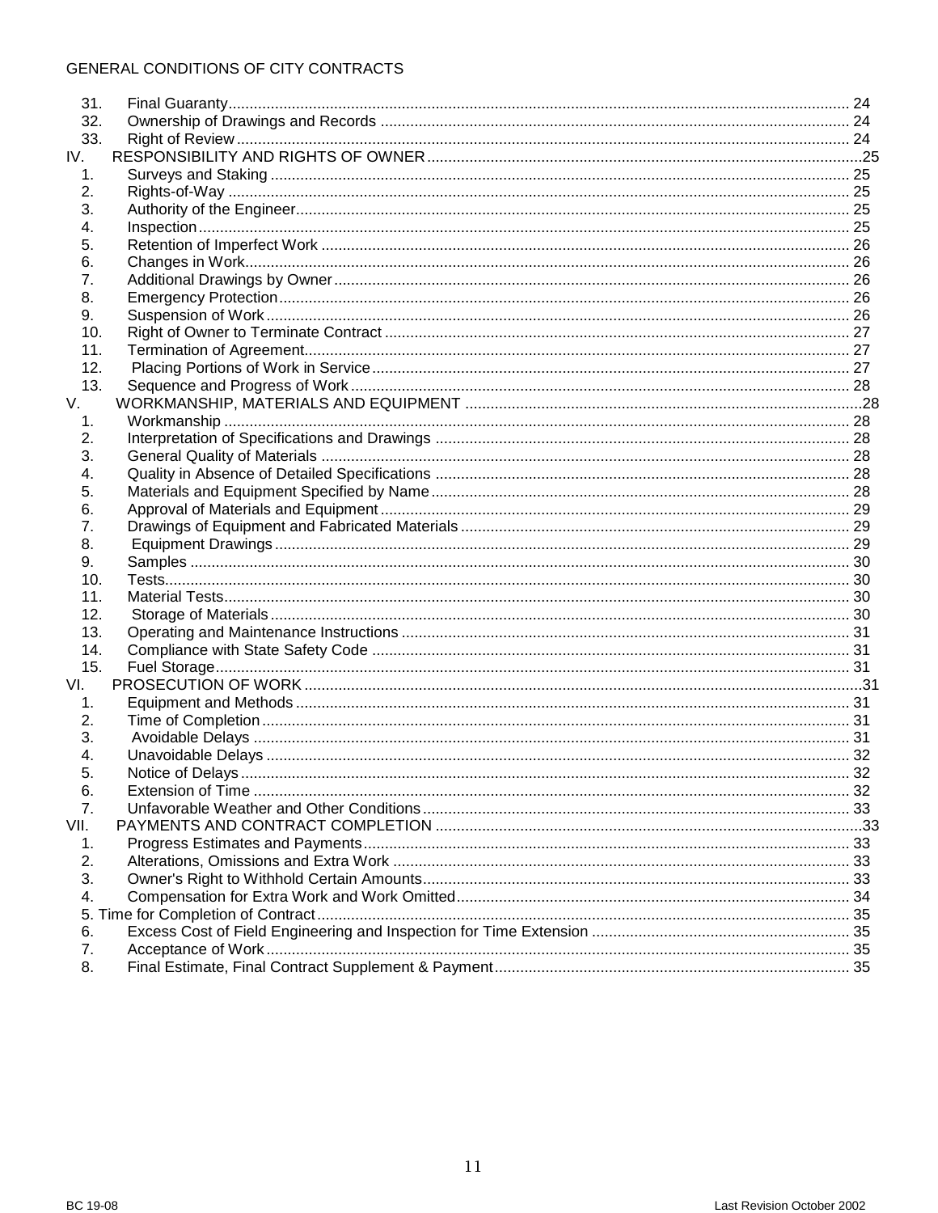31. Final Guaranty ..... 24
32. Ownership of Drawings and Records ..... 24
33. Right of Review ..... 24

IV. RESPONSIBILITY AND RIGHTS OF OWNER ..... 25

1. Surveys and Staking ..... 25
2. Rights-of-Way ..... 25
3. Authority of the Engineer ..... 25
4. Inspection ..... 25
5. Retention of Imperfect Work ..... 26
6. Changes in Work ..... 26
7. Additional Drawings by Owner ..... 26
8. Emergency Protection ..... 26
9. Suspension of Work ..... 26
10. Right of Owner to Terminate Contract ..... 27
11. Termination of Agreement ..... 27
12. Placing Portions of Work in Service ..... 27
13. Sequence and Progress of Work ..... 28

V. WORKMANSHIP, MATERIALS AND EQUIPMENT ..... 28

1. Workmanship ..... 28
2. Interpretation of Specifications and Drawings ..... 28
3. General Quality of Materials ..... 28
4. Quality in Absence of Detailed Specifications ..... 28
5. Materials and Equipment Specified by Name ..... 28
6. Approval of Materials and Equipment ..... 29
7. Drawings of Equipment and Fabricated Materials ..... 29
8. Equipment Drawings ..... 29
9. Samples ..... 30
10. Tests ..... 30
11. Material Tests ..... 30
12. Storage of Materials ..... 30
13. Operating and Maintenance Instructions ..... 31
14. Compliance with State Safety Code ..... 31
15. Fuel Storage ..... 31

VI. PROSECUTION OF WORK ..... 31

1. Equipment and Methods ..... 31
2. Time of Completion ..... 31
3. Avoidable Delays ..... 31
4. Unavoidable Delays ..... 32
5. Notice of Delays ..... 32
6. Extension of Time ..... 32
7. Unfavorable Weather and Other Conditions ..... 33

VII. PAYMENTS AND CONTRACT COMPLETION ..... 33

1. Progress Estimates and Payments ..... 33
2. Alterations, Omissions and Extra Work ..... 33
3. Owner's Right to Withhold Certain Amounts ..... 33
4. Compensation for Extra Work and Work Omitted ..... 34
5. Time for Completion of Contract ..... 35
6. Excess Cost of Field Engineering and Inspection for Time Extension ..... 35
7. Acceptance of Work ..... 35
8. Final Estimate, Final Contract Supplement & Payment ..... 35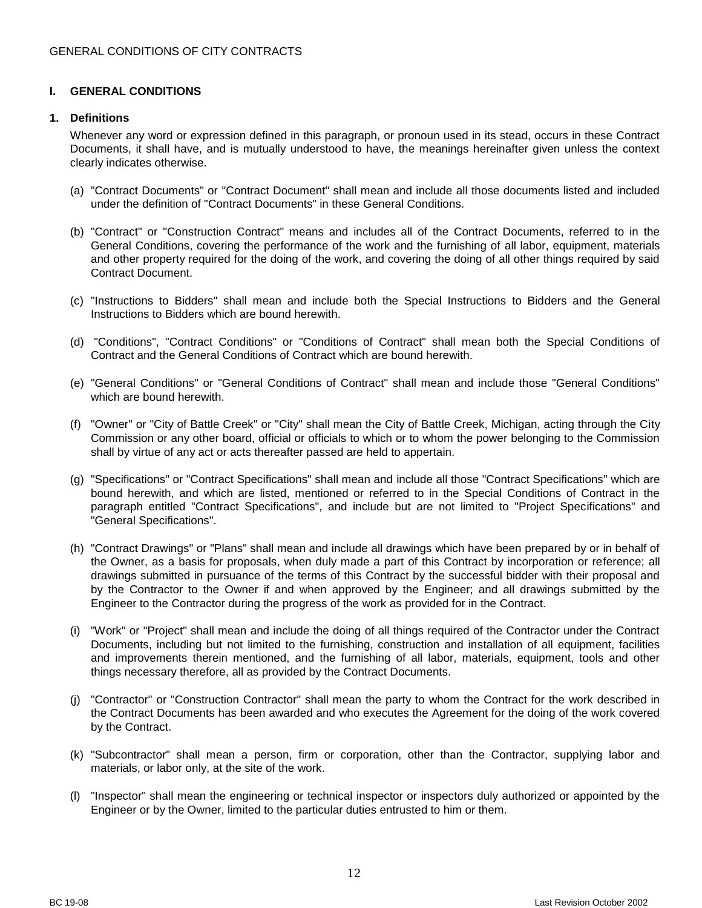GENERAL CONDITIONS OF CITY CONTRACTS

# I. GENERAL CONDITIONS

## 1. Definitions

Whenever any word or expression defined in this paragraph, or pronoun used in its stead, occurs in these Contract Documents, it shall have, and is mutually understood to have, the meanings hereinafter given unless the context clearly indicates otherwise.

(a) "Contract Documents" or "Contract Document" shall mean and include all those documents listed and included under the definition of "Contract Documents" in these General Conditions.

(b) "Contract" or "Construction Contract" means and includes all of the Contract Documents, referred to in the General Conditions, covering the performance of the work and the furnishing of all labor, equipment, materials and other property required for the doing of the work, and covering the doing of all other things required by said Contract Document.

(c) "Instructions to Bidders" shall mean and include both the Special Instructions to Bidders and the General Instructions to Bidders which are bound herewith.

(d) "Conditions", "Contract Conditions" or "Conditions of Contract" shall mean both the Special Conditions of Contract and the General Conditions of Contract which are bound herewith.

(e) "General Conditions" or "General Conditions of Contract" shall mean and include those "General Conditions" which are bound herewith.

(f) "Owner" or "City of Battle Creek" or "City" shall mean the City of Battle Creek, Michigan, acting through the City Commission or any other board, official or officials to which or to whom the power belonging to the Commission shall by virtue of any act or acts thereafter passed are held to appertain.

(g) "Specifications" or "Contract Specifications" shall mean and include all those "Contract Specifications" which are bound herewith, and which are listed, mentioned or referred to in the Special Conditions of Contract in the paragraph entitled "Contract Specifications", and include but are not limited to "Project Specifications" and "General Specifications".

(h) "Contract Drawings" or "Plans" shall mean and include all drawings which have been prepared by or in behalf of the Owner, as a basis for proposals, when duly made a part of this Contract by incorporation or reference; all drawings submitted in pursuance of the terms of this Contract by the successful bidder with their proposal and by the Contractor to the Owner if and when approved by the Engineer; and all drawings submitted by the Engineer to the Contractor during the progress of the work as provided for in the Contract.

(i) "Work" or "Project" shall mean and include the doing of all things required of the Contractor under the Contract Documents, including but not limited to the furnishing, construction and installation of all equipment, facilities and improvements therein mentioned, and the furnishing of all labor, materials, equipment, tools and other things necessary therefore, all as provided by the Contract Documents.

(j) "Contractor" or "Construction Contractor" shall mean the party to whom the Contract for the work described in the Contract Documents has been awarded and who executes the Agreement for the doing of the work covered by the Contract.

(k) "Subcontractor" shall mean a person, firm or corporation, other than the Contractor, supplying labor and materials, or labor only, at the site of the work.

(l) "Inspector" shall mean the engineering or technical inspector or inspectors duly authorized or appointed by the Engineer or by the Owner, limited to the particular duties entrusted to him or them.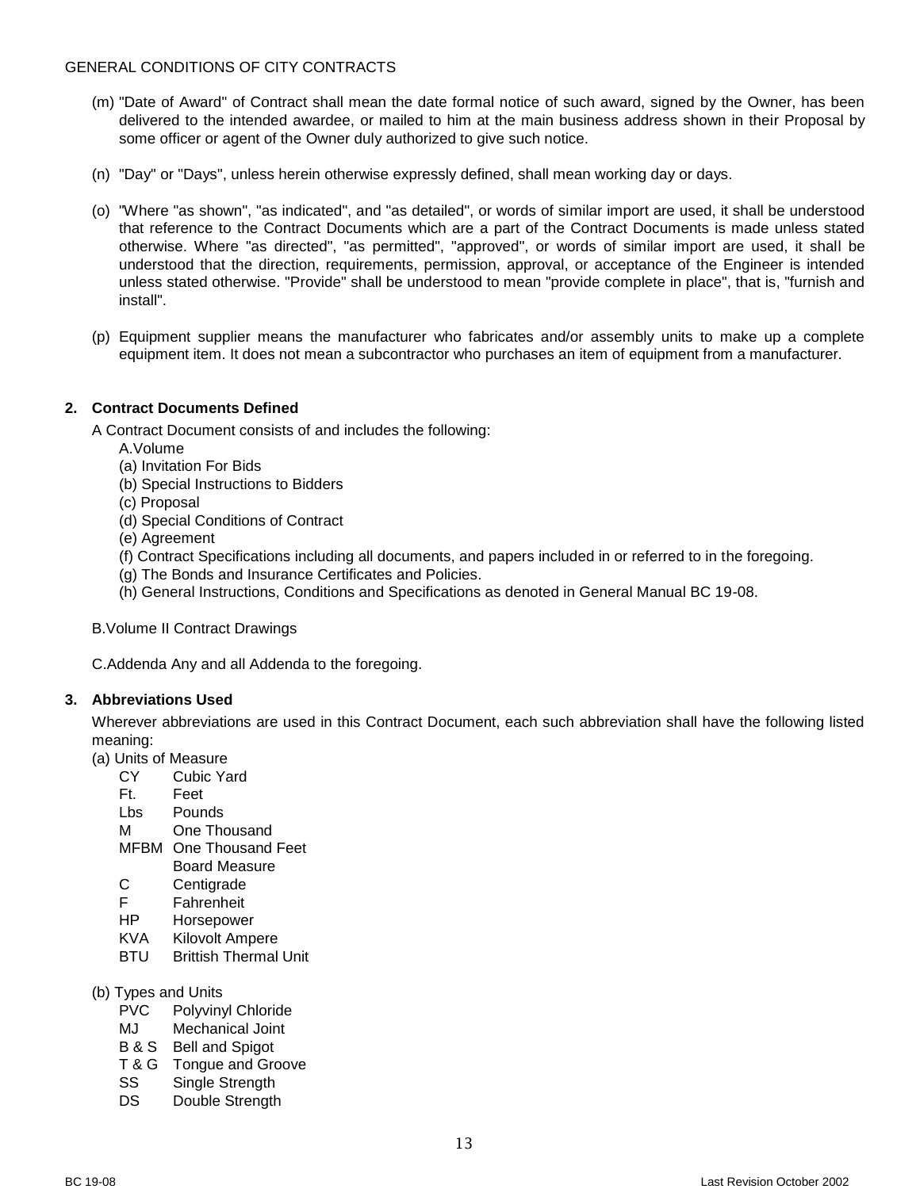(m) "Date of Award" of Contract shall mean the date formal notice of such award, signed by the Owner, has been delivered to the intended awardee, or mailed to him at the main business address shown in their Proposal by some officer or agent of the Owner duly authorized to give such notice.

(n) "Day" or "Days", unless herein otherwise expressly defined, shall mean working day or days.

(o) "Where "as shown", "as indicated", and "as detailed", or words of similar import are used, it shall be understood that reference to the Contract Documents which are a part of the Contract Documents is made unless stated otherwise. Where "as directed", "as permitted", "approved", or words of similar import are used, it shall be understood that the direction, requirements, permission, approval, or acceptance of the Engineer is intended unless stated otherwise. "Provide" shall be understood to mean "provide complete in place", that is, "furnish and install".

(p) Equipment supplier means the manufacturer who fabricates and/or assembly units to make up a complete equipment item. It does not mean a subcontractor who purchases an item of equipment from a manufacturer.

## 2. Contract Documents Defined

A Contract Document consists of and includes the following:

A.Volume

(a) Invitation For Bids
(b) Special Instructions to Bidders
(c) Proposal
(d) Special Conditions of Contract
(e) Agreement
(f) Contract Specifications including all documents, and papers included in or referred to in the foregoing.
(g) The Bonds and Insurance Certificates and Policies.
(h) General Instructions, Conditions and Specifications as denoted in General Manual BC 19-08.

B.Volume II Contract Drawings

C.Addenda Any and all Addenda to the foregoing.

## 3. Abbreviations Used

Wherever abbreviations are used in this Contract Document, each such abbreviation shall have the following listed meaning:

(a) Units of Measure

| | |
|---|---|
| CY | Cubic Yard |
| Ft. | Feet |
| Lbs | Pounds |
| M | One Thousand |
| MFBM | One Thousand Feet Board Measure |
| C | Centigrade |
| F | Fahrenheit |
| HP | Horsepower |
| KVA | Kilovolt Ampere |
| BTU | Brittish Thermal Unit |

(b) Types and Units

| | |
|---|---|
| PVC | Polyvinyl Chloride |
| MJ | Mechanical Joint |
| B & S | Bell and Spigot |
| T & G | Tongue and Groove |
| SS | Single Strength |
| DS | Double Strength |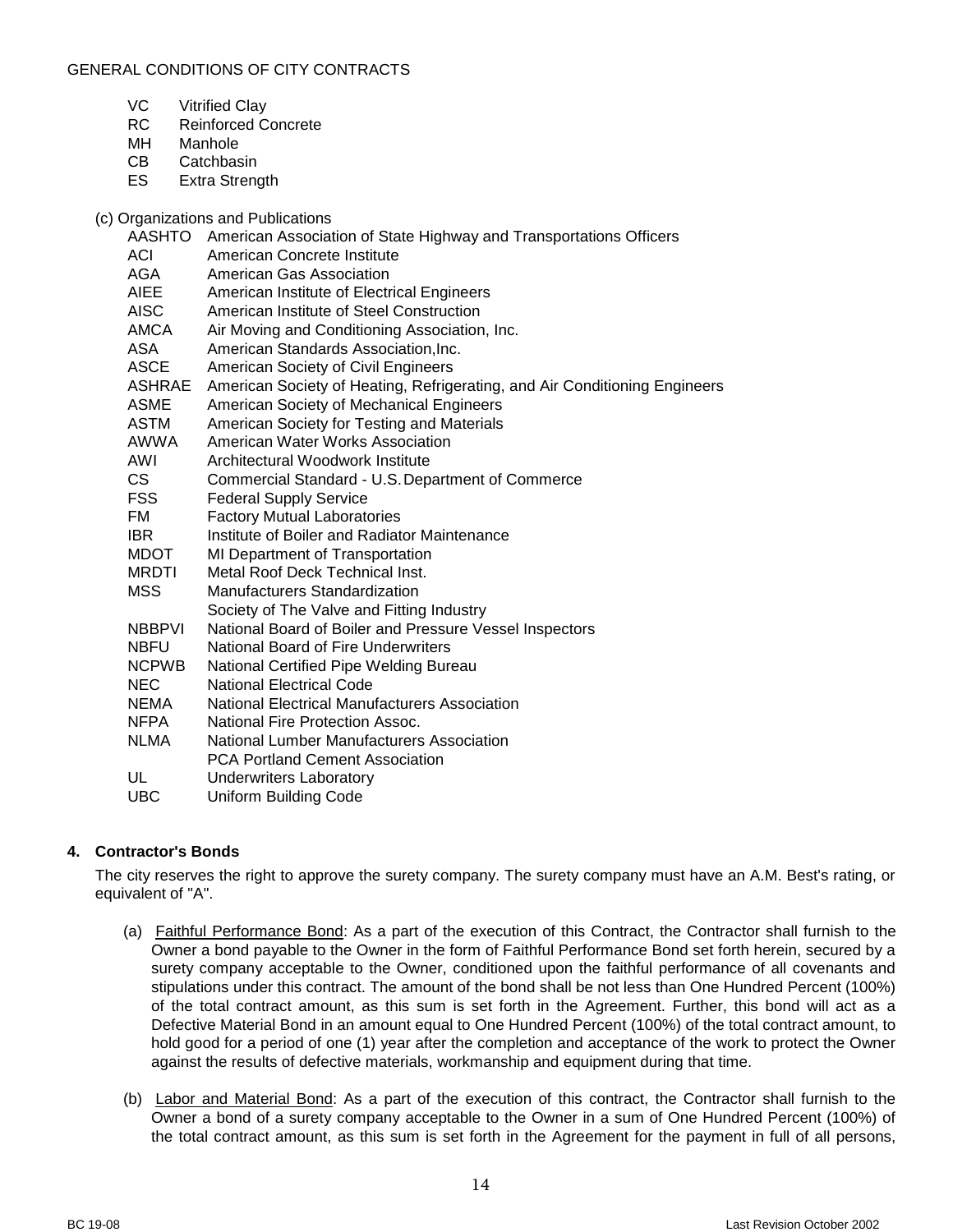VC Vitrified Clay
RC Reinforced Concrete
MH Manhole
CB Catchbasin
ES Extra Strength

(c) Organizations and Publications

| | |
|---|---|
| AASHTO | American Association of State Highway and Transportations Officers |
| ACI | American Concrete Institute |
| AGA | American Gas Association |
| AIEE | American Institute of Electrical Engineers |
| AISC | American Institute of Steel Construction |
| AMCA | Air Moving and Conditioning Association, Inc. |
| ASA | American Standards Association,Inc. |
| ASCE | American Society of Civil Engineers |
| ASHRAE | American Society of Heating, Refrigerating, and Air Conditioning Engineers |
| ASME | American Society of Mechanical Engineers |
| ASTM | American Society for Testing and Materials |
| AWWA | American Water Works Association |
| AWI | Architectural Woodwork Institute |
| CS | Commercial Standard - U.S. Department of Commerce |
| FSS | Federal Supply Service |
| FM | Factory Mutual Laboratories |
| IBR | Institute of Boiler and Radiator Maintenance |
| MDOT | MI Department of Transportation |
| MRDTI | Metal Roof Deck Technical Inst. |
| MSS | Manufacturers Standardization Society of The Valve and Fitting Industry |
| NBBPVI | National Board of Boiler and Pressure Vessel Inspectors |
| NBFU | National Board of Fire Underwriters |
| NCPWB | National Certified Pipe Welding Bureau |
| NEC | National Electrical Code |
| NEMA | National Electrical Manufacturers Association |
| NFPA | National Fire Protection Assoc. |
| NLMA | National Lumber Manufacturers Association |
| | PCA Portland Cement Association |
| UL | Underwriters Laboratory |
| UBC | Uniform Building Code |

**4. Contractor's Bonds**

The city reserves the right to approve the surety company. The surety company must have an A.M. Best's rating, or equivalent of "A".

(a) Faithful Performance Bond: As a part of the execution of this Contract, the Contractor shall furnish to the Owner a bond payable to the Owner in the form of Faithful Performance Bond set forth herein, secured by a surety company acceptable to the Owner, conditioned upon the faithful performance of all covenants and stipulations under this contract. The amount of the bond shall be not less than One Hundred Percent (100%) of the total contract amount, as this sum is set forth in the Agreement. Further, this bond will act as a Defective Material Bond in an amount equal to One Hundred Percent (100%) of the total contract amount, to hold good for a period of one (1) year after the completion and acceptance of the work to protect the Owner against the results of defective materials, workmanship and equipment during that time.

(b) Labor and Material Bond: As a part of the execution of this contract, the Contractor shall furnish to the Owner a bond of a surety company acceptable to the Owner in a sum of One Hundred Percent (100%) of the total contract amount, as this sum is set forth in the Agreement for the payment in full of all persons,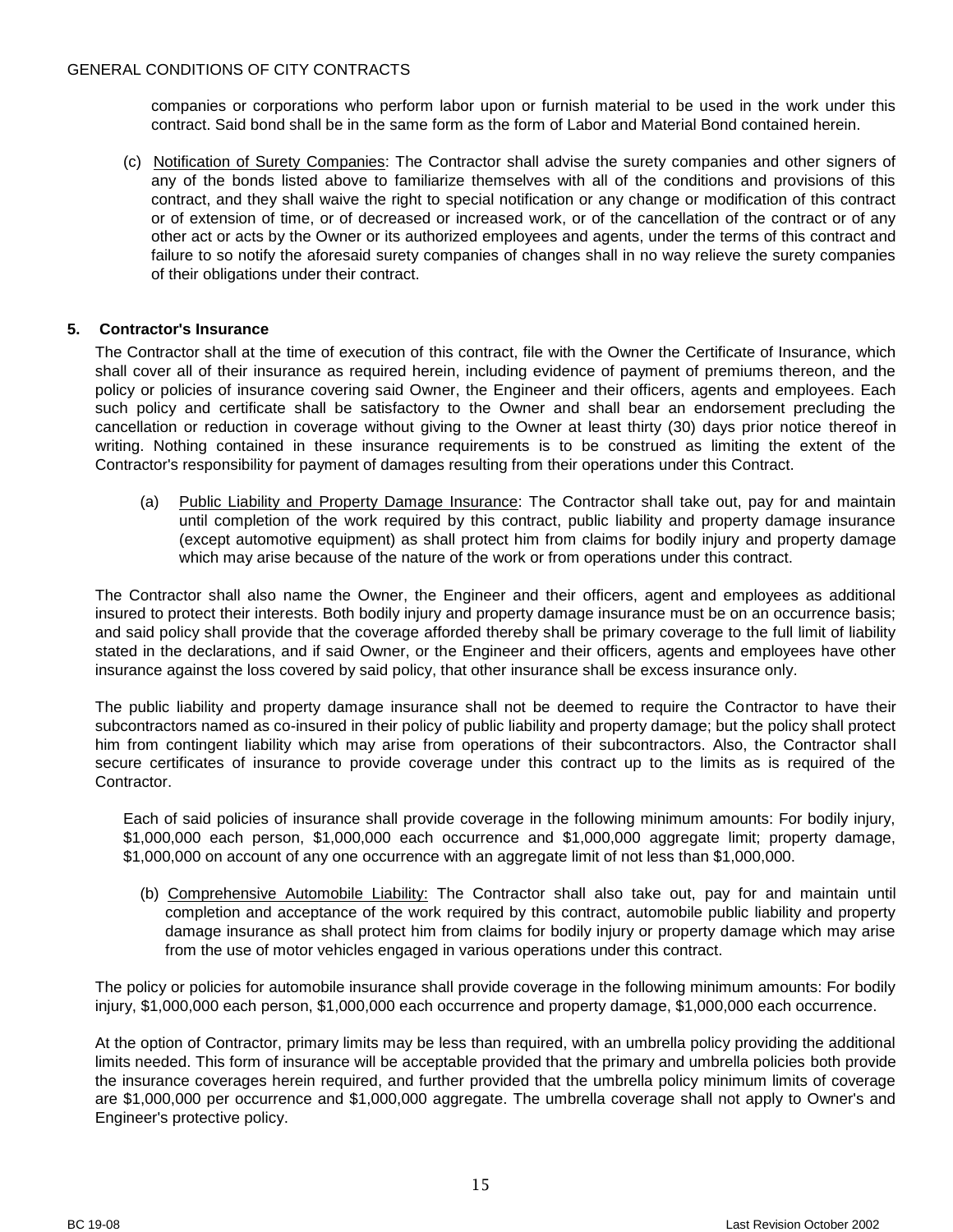companies or corporations who perform labor upon or furnish material to be used in the work under this contract. Said bond shall be in the same form as the form of Labor and Material Bond contained herein.

(c) Notification of Surety Companies: The Contractor shall advise the surety companies and other signers of any of the bonds listed above to familiarize themselves with all of the conditions and provisions of this contract, and they shall waive the right to special notification or any change or modification of this contract or of extension of time, or of decreased or increased work, or of the cancellation of the contract or of any other act or acts by the Owner or its authorized employees and agents, under the terms of this contract and failure to so notify the aforesaid surety companies of changes shall in no way relieve the surety companies of their obligations under their contract.

## 5. Contractor's Insurance

The Contractor shall at the time of execution of this contract, file with the Owner the Certificate of Insurance, which shall cover all of their insurance as required herein, including evidence of payment of premiums thereon, and the policy or policies of insurance covering said Owner, the Engineer and their officers, agents and employees. Each such policy and certificate shall be satisfactory to the Owner and shall bear an endorsement precluding the cancellation or reduction in coverage without giving to the Owner at least thirty (30) days prior notice thereof in writing. Nothing contained in these insurance requirements is to be construed as limiting the extent of the Contractor's responsibility for payment of damages resulting from their operations under this Contract.

(a) Public Liability and Property Damage Insurance: The Contractor shall take out, pay for and maintain until completion of the work required by this contract, public liability and property damage insurance (except automotive equipment) as shall protect him from claims for bodily injury and property damage which may arise because of the nature of the work or from operations under this contract.

The Contractor shall also name the Owner, the Engineer and their officers, agent and employees as additional insured to protect their interests. Both bodily injury and property damage insurance must be on an occurrence basis; and said policy shall provide that the coverage afforded thereby shall be primary coverage to the full limit of liability stated in the declarations, and if said Owner, or the Engineer and their officers, agents and employees have other insurance against the loss covered by said policy, that other insurance shall be excess insurance only.

The public liability and property damage insurance shall not be deemed to require the Contractor to have their subcontractors named as co-insured in their policy of public liability and property damage; but the policy shall protect him from contingent liability which may arise from operations of their subcontractors. Also, the Contractor shall secure certificates of insurance to provide coverage under this contract up to the limits as is required of the Contractor.

Each of said policies of insurance shall provide coverage in the following minimum amounts: For bodily injury, $1,000,000 each person, $1,000,000 each occurrence and $1,000,000 aggregate limit; property damage, $1,000,000 on account of any one occurrence with an aggregate limit of not less than $1,000,000.

(b) Comprehensive Automobile Liability: The Contractor shall also take out, pay for and maintain until completion and acceptance of the work required by this contract, automobile public liability and property damage insurance as shall protect him from claims for bodily injury or property damage which may arise from the use of motor vehicles engaged in various operations under this contract.

The policy or policies for automobile insurance shall provide coverage in the following minimum amounts: For bodily injury, $1,000,000 each person, $1,000,000 each occurrence and property damage, $1,000,000 each occurrence.

At the option of Contractor, primary limits may be less than required, with an umbrella policy providing the additional limits needed. This form of insurance will be acceptable provided that the primary and umbrella policies both provide the insurance coverages herein required, and further provided that the umbrella policy minimum limits of coverage are $1,000,000 per occurrence and $1,000,000 aggregate. The umbrella coverage shall not apply to Owner's and Engineer's protective policy.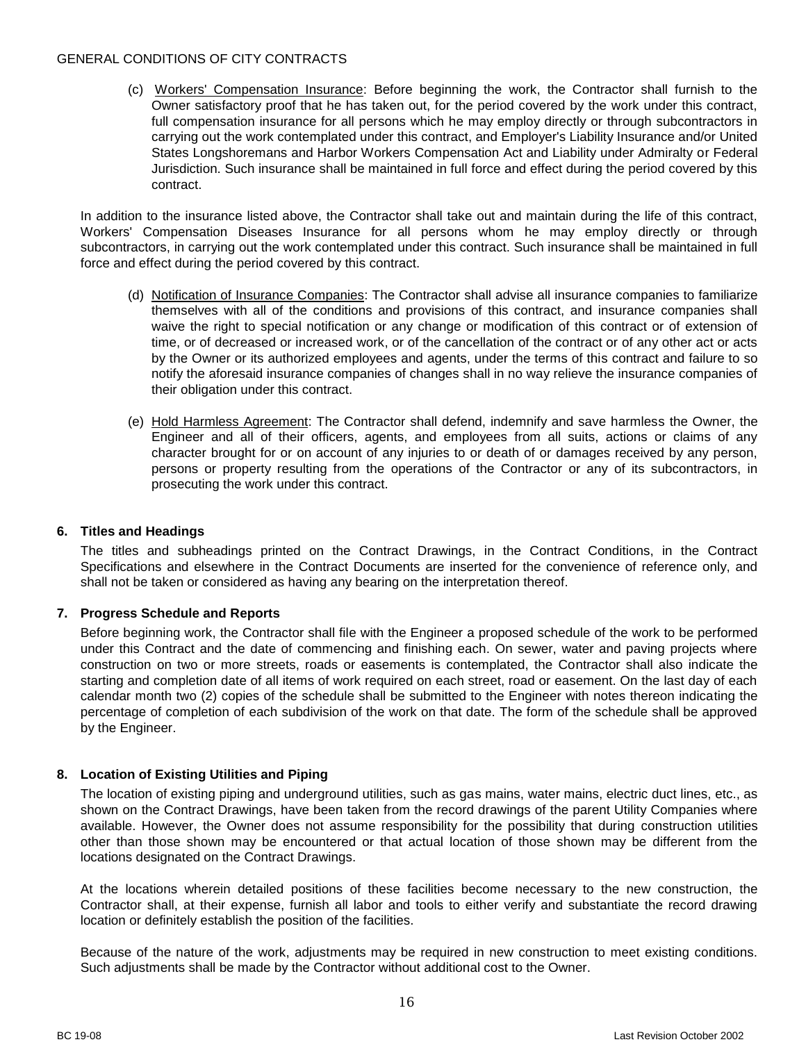(c) Workers' Compensation Insurance: Before beginning the work, the Contractor shall furnish to the Owner satisfactory proof that he has taken out, for the period covered by the work under this contract, full compensation insurance for all persons which he may employ directly or through subcontractors in carrying out the work contemplated under this contract, and Employer's Liability Insurance and/or United States Longshoremans and Harbor Workers Compensation Act and Liability under Admiralty or Federal Jurisdiction. Such insurance shall be maintained in full force and effect during the period covered by this contract.

In addition to the insurance listed above, the Contractor shall take out and maintain during the life of this contract, Workers' Compensation Diseases Insurance for all persons whom he may employ directly or through subcontractors, in carrying out the work contemplated under this contract. Such insurance shall be maintained in full force and effect during the period covered by this contract.

(d) Notification of Insurance Companies: The Contractor shall advise all insurance companies to familiarize themselves with all of the conditions and provisions of this contract, and insurance companies shall waive the right to special notification or any change or modification of this contract or of extension of time, or of decreased or increased work, or of the cancellation of the contract or of any other act or acts by the Owner or its authorized employees and agents, under the terms of this contract and failure to so notify the aforesaid insurance companies of changes shall in no way relieve the insurance companies of their obligation under this contract.

(e) Hold Harmless Agreement: The Contractor shall defend, indemnify and save harmless the Owner, the Engineer and all of their officers, agents, and employees from all suits, actions or claims of any character brought for or on account of any injuries to or death of or damages received by any person, persons or property resulting from the operations of the Contractor or any of its subcontractors, in prosecuting the work under this contract.

### 6. Titles and Headings

The titles and subheadings printed on the Contract Drawings, in the Contract Conditions, in the Contract Specifications and elsewhere in the Contract Documents are inserted for the convenience of reference only, and shall not be taken or considered as having any bearing on the interpretation thereof.

### 7. Progress Schedule and Reports

Before beginning work, the Contractor shall file with the Engineer a proposed schedule of the work to be performed under this Contract and the date of commencing and finishing each. On sewer, water and paving projects where construction on two or more streets, roads or easements is contemplated, the Contractor shall also indicate the starting and completion date of all items of work required on each street, road or easement. On the last day of each calendar month two (2) copies of the schedule shall be submitted to the Engineer with notes thereon indicating the percentage of completion of each subdivision of the work on that date. The form of the schedule shall be approved by the Engineer.

### 8. Location of Existing Utilities and Piping

The location of existing piping and underground utilities, such as gas mains, water mains, electric duct lines, etc., as shown on the Contract Drawings, have been taken from the record drawings of the parent Utility Companies where available. However, the Owner does not assume responsibility for the possibility that during construction utilities other than those shown may be encountered or that actual location of those shown may be different from the locations designated on the Contract Drawings.

At the locations wherein detailed positions of these facilities become necessary to the new construction, the Contractor shall, at their expense, furnish all labor and tools to either verify and substantiate the record drawing location or definitely establish the position of the facilities.

Because of the nature of the work, adjustments may be required in new construction to meet existing conditions. Such adjustments shall be made by the Contractor without additional cost to the Owner.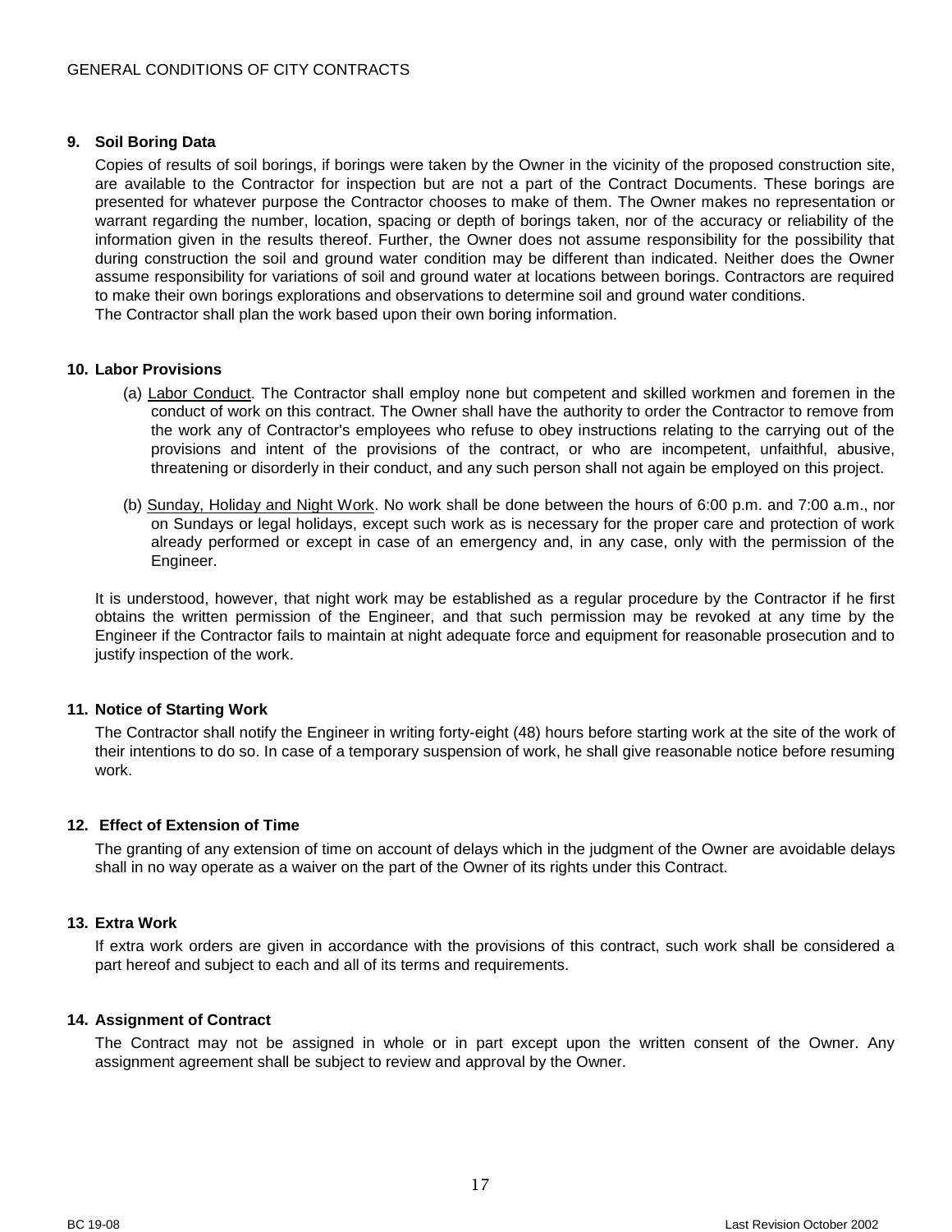### 9. Soil Boring Data

Copies of results of soil borings, if borings were taken by the Owner in the vicinity of the proposed construction site, are available to the Contractor for inspection but are not a part of the Contract Documents. These borings are presented for whatever purpose the Contractor chooses to make of them. The Owner makes no representation or warrant regarding the number, location, spacing or depth of borings taken, nor of the accuracy or reliability of the information given in the results thereof. Further, the Owner does not assume responsibility for the possibility that during construction the soil and ground water condition may be different than indicated. Neither does the Owner assume responsibility for variations of soil and ground water at locations between borings. Contractors are required to make their own borings explorations and observations to determine soil and ground water conditions.
The Contractor shall plan the work based upon their own boring information.

### 10. Labor Provisions

(a) Labor Conduct. The Contractor shall employ none but competent and skilled workmen and foremen in the conduct of work on this contract. The Owner shall have the authority to order the Contractor to remove from the work any of Contractor's employees who refuse to obey instructions relating to the carrying out of the provisions and intent of the provisions of the contract, or who are incompetent, unfaithful, abusive, threatening or disorderly in their conduct, and any such person shall not again be employed on this project.

(b) Sunday, Holiday and Night Work. No work shall be done between the hours of 6:00 p.m. and 7:00 a.m., nor on Sundays or legal holidays, except such work as is necessary for the proper care and protection of work already performed or except in case of an emergency and, in any case, only with the permission of the Engineer.

It is understood, however, that night work may be established as a regular procedure by the Contractor if he first obtains the written permission of the Engineer, and that such permission may be revoked at any time by the Engineer if the Contractor fails to maintain at night adequate force and equipment for reasonable prosecution and to justify inspection of the work.

### 11. Notice of Starting Work

The Contractor shall notify the Engineer in writing forty-eight (48) hours before starting work at the site of the work of their intentions to do so. In case of a temporary suspension of work, he shall give reasonable notice before resuming work.

### 12. Effect of Extension of Time

The granting of any extension of time on account of delays which in the judgment of the Owner are avoidable delays shall in no way operate as a waiver on the part of the Owner of its rights under this Contract.

### 13. Extra Work

If extra work orders are given in accordance with the provisions of this contract, such work shall be considered a part hereof and subject to each and all of its terms and requirements.

### 14. Assignment of Contract

The Contract may not be assigned in whole or in part except upon the written consent of the Owner. Any assignment agreement shall be subject to review and approval by the Owner.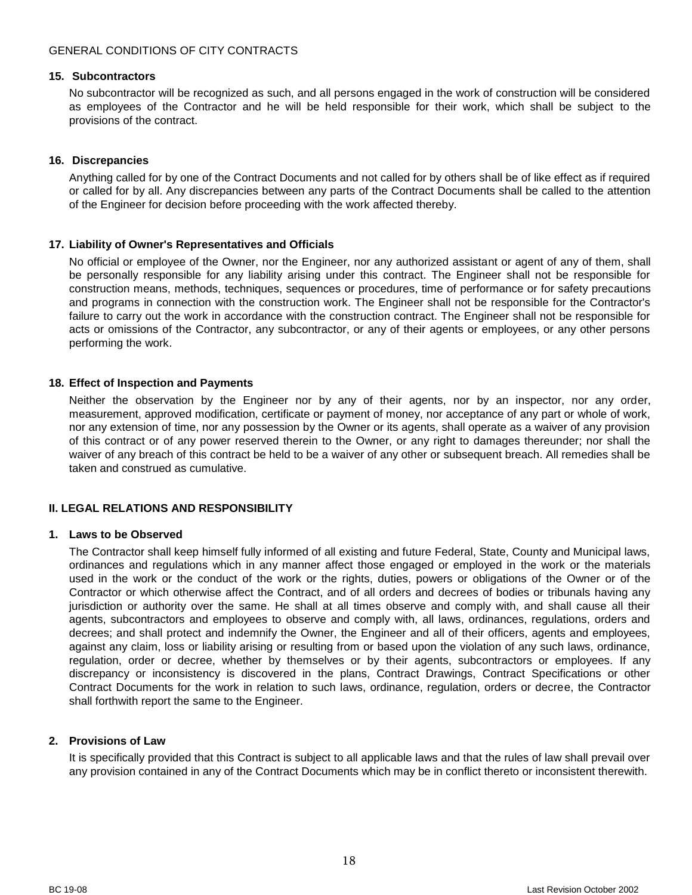### 15. Subcontractors

No subcontractor will be recognized as such, and all persons engaged in the work of construction will be considered as employees of the Contractor and he will be held responsible for their work, which shall be subject to the provisions of the contract.

### 16. Discrepancies

Anything called for by one of the Contract Documents and not called for by others shall be of like effect as if required or called for by all. Any discrepancies between any parts of the Contract Documents shall be called to the attention of the Engineer for decision before proceeding with the work affected thereby.

### 17. Liability of Owner's Representatives and Officials

No official or employee of the Owner, nor the Engineer, nor any authorized assistant or agent of any of them, shall be personally responsible for any liability arising under this contract. The Engineer shall not be responsible for construction means, methods, techniques, sequences or procedures, time of performance or for safety precautions and programs in connection with the construction work. The Engineer shall not be responsible for the Contractor's failure to carry out the work in accordance with the construction contract. The Engineer shall not be responsible for acts or omissions of the Contractor, any subcontractor, or any of their agents or employees, or any other persons performing the work.

### 18. Effect of Inspection and Payments

Neither the observation by the Engineer nor by any of their agents, nor by an inspector, nor any order, measurement, approved modification, certificate or payment of money, nor acceptance of any part or whole of work, nor any extension of time, nor any possession by the Owner or its agents, shall operate as a waiver of any provision of this contract or of any power reserved therein to the Owner, or any right to damages thereunder; nor shall the waiver of any breach of this contract be held to be a waiver of any other or subsequent breach. All remedies shall be taken and construed as cumulative.

## II. LEGAL RELATIONS AND RESPONSIBILITY

### 1. Laws to be Observed

The Contractor shall keep himself fully informed of all existing and future Federal, State, County and Municipal laws, ordinances and regulations which in any manner affect those engaged or employed in the work or the materials used in the work or the conduct of the work or the rights, duties, powers or obligations of the Owner or of the Contractor or which otherwise affect the Contract, and of all orders and decrees of bodies or tribunals having any jurisdiction or authority over the same. He shall at all times observe and comply with, and shall cause all their agents, subcontractors and employees to observe and comply with, all laws, ordinances, regulations, orders and decrees; and shall protect and indemnify the Owner, the Engineer and all of their officers, agents and employees, against any claim, loss or liability arising or resulting from or based upon the violation of any such laws, ordinance, regulation, order or decree, whether by themselves or by their agents, subcontractors or employees. If any discrepancy or inconsistency is discovered in the plans, Contract Drawings, Contract Specifications or other Contract Documents for the work in relation to such laws, ordinance, regulation, orders or decree, the Contractor shall forthwith report the same to the Engineer.

### 2. Provisions of Law

It is specifically provided that this Contract is subject to all applicable laws and that the rules of law shall prevail over any provision contained in any of the Contract Documents which may be in conflict thereto or inconsistent therewith.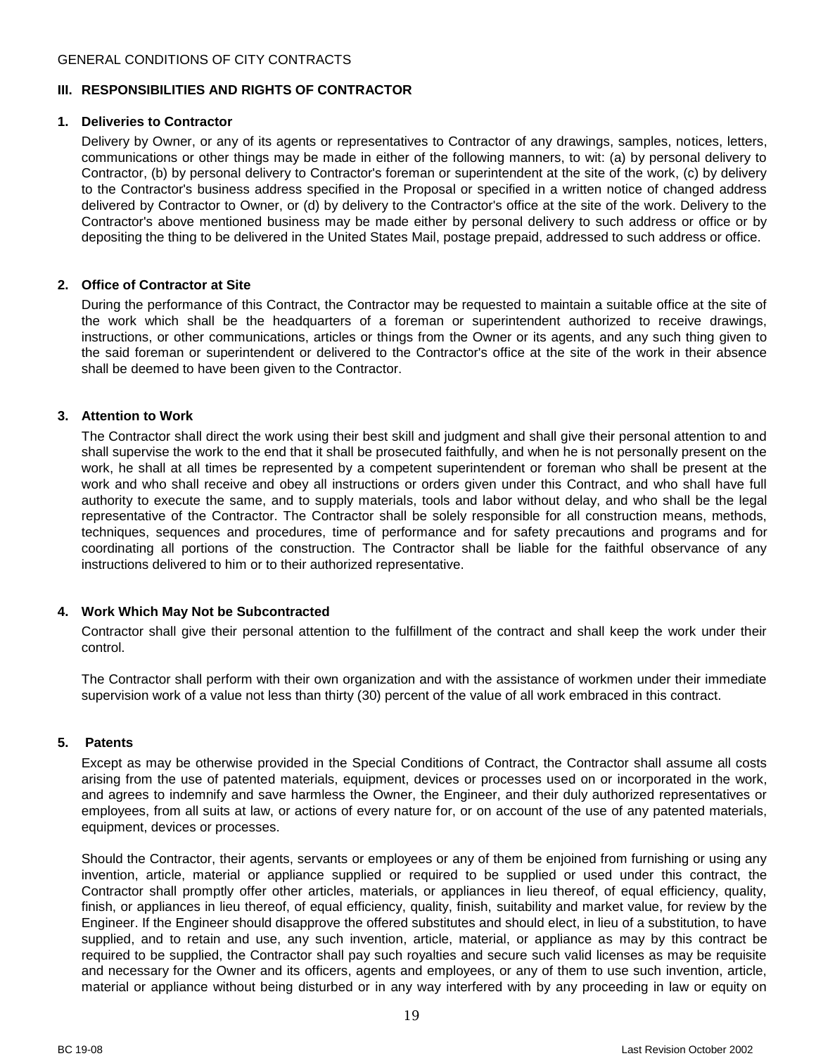## III. RESPONSIBILITIES AND RIGHTS OF CONTRACTOR

### 1. Deliveries to Contractor

Delivery by Owner, or any of its agents or representatives to Contractor of any drawings, samples, notices, letters, communications or other things may be made in either of the following manners, to wit: (a) by personal delivery to Contractor, (b) by personal delivery to Contractor's foreman or superintendent at the site of the work, (c) by delivery to the Contractor's business address specified in the Proposal or specified in a written notice of changed address delivered by Contractor to Owner, or (d) by delivery to the Contractor's office at the site of the work. Delivery to the Contractor's above mentioned business may be made either by personal delivery to such address or office or by depositing the thing to be delivered in the United States Mail, postage prepaid, addressed to such address or office.

### 2. Office of Contractor at Site

During the performance of this Contract, the Contractor may be requested to maintain a suitable office at the site of the work which shall be the headquarters of a foreman or superintendent authorized to receive drawings, instructions, or other communications, articles or things from the Owner or its agents, and any such thing given to the said foreman or superintendent or delivered to the Contractor's office at the site of the work in their absence shall be deemed to have been given to the Contractor.

### 3. Attention to Work

The Contractor shall direct the work using their best skill and judgment and shall give their personal attention to and shall supervise the work to the end that it shall be prosecuted faithfully, and when he is not personally present on the work, he shall at all times be represented by a competent superintendent or foreman who shall be present at the work and who shall receive and obey all instructions or orders given under this Contract, and who shall have full authority to execute the same, and to supply materials, tools and labor without delay, and who shall be the legal representative of the Contractor. The Contractor shall be solely responsible for all construction means, methods, techniques, sequences and procedures, time of performance and for safety precautions and programs and for coordinating all portions of the construction. The Contractor shall be liable for the faithful observance of any instructions delivered to him or to their authorized representative.

### 4. Work Which May Not be Subcontracted

Contractor shall give their personal attention to the fulfillment of the contract and shall keep the work under their control.

The Contractor shall perform with their own organization and with the assistance of workmen under their immediate supervision work of a value not less than thirty (30) percent of the value of all work embraced in this contract.

### 5. Patents

Except as may be otherwise provided in the Special Conditions of Contract, the Contractor shall assume all costs arising from the use of patented materials, equipment, devices or processes used on or incorporated in the work, and agrees to indemnify and save harmless the Owner, the Engineer, and their duly authorized representatives or employees, from all suits at law, or actions of every nature for, or on account of the use of any patented materials, equipment, devices or processes.

Should the Contractor, their agents, servants or employees or any of them be enjoined from furnishing or using any invention, article, material or appliance supplied or required to be supplied or used under this contract, the Contractor shall promptly offer other articles, materials, or appliances in lieu thereof, of equal efficiency, quality, finish, or appliances in lieu thereof, of equal efficiency, quality, finish, suitability and market value, for review by the Engineer. If the Engineer should disapprove the offered substitutes and should elect, in lieu of a substitution, to have supplied, and to retain and use, any such invention, article, material, or appliance as may by this contract be required to be supplied, the Contractor shall pay such royalties and secure such valid licenses as may be requisite and necessary for the Owner and its officers, agents and employees, or any of them to use such invention, article, material or appliance without being disturbed or in any way interfered with by any proceeding in law or equity on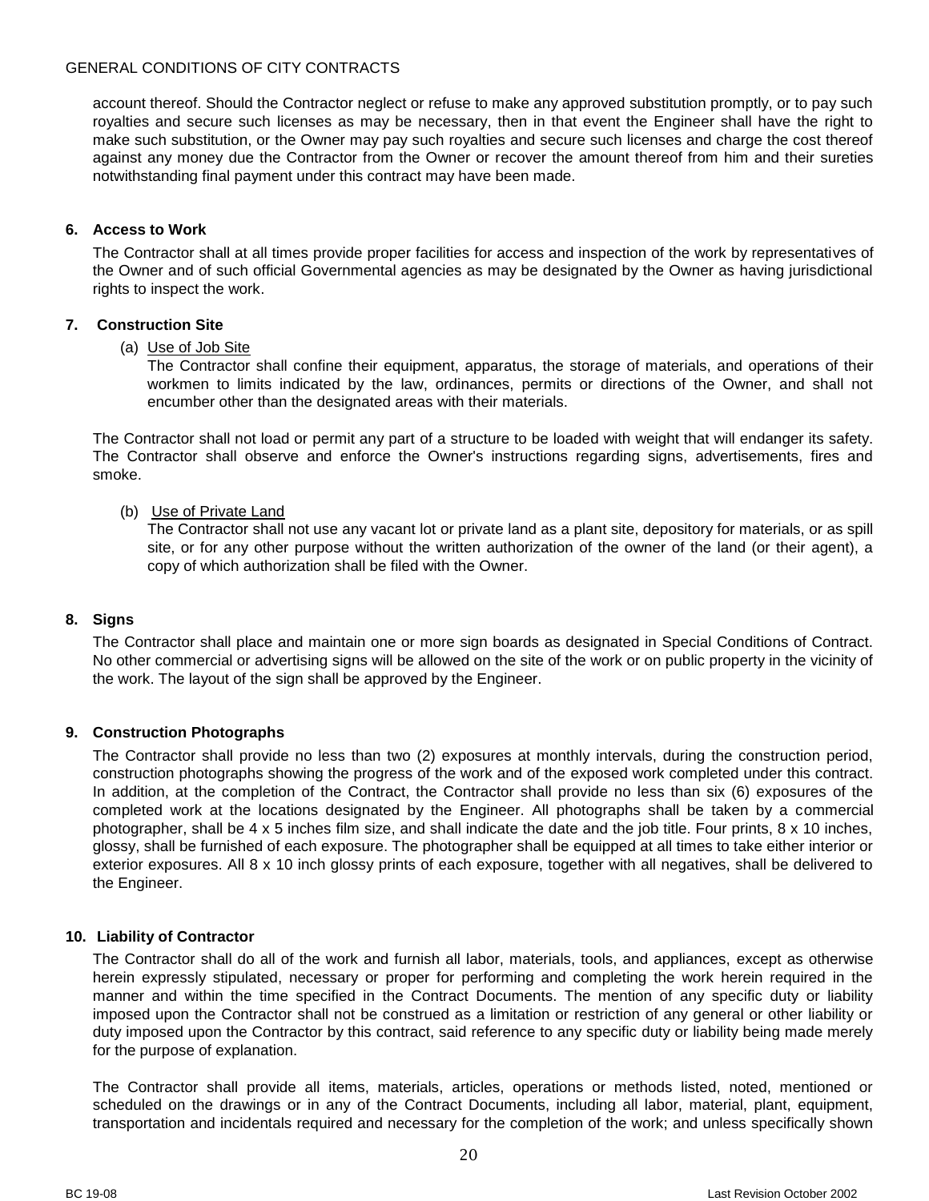account thereof. Should the Contractor neglect or refuse to make any approved substitution promptly, or to pay such royalties and secure such licenses as may be necessary, then in that event the Engineer shall have the right to make such substitution, or the Owner may pay such royalties and secure such licenses and charge the cost thereof against any money due the Contractor from the Owner or recover the amount thereof from him and their sureties notwithstanding final payment under this contract may have been made.

### 6. Access to Work

The Contractor shall at all times provide proper facilities for access and inspection of the work by representatives of the Owner and of such official Governmental agencies as may be designated by the Owner as having jurisdictional rights to inspect the work.

### 7. Construction Site

(a) Use of Job Site

The Contractor shall confine their equipment, apparatus, the storage of materials, and operations of their workmen to limits indicated by the law, ordinances, permits or directions of the Owner, and shall not encumber other than the designated areas with their materials.

The Contractor shall not load or permit any part of a structure to be loaded with weight that will endanger its safety. The Contractor shall observe and enforce the Owner's instructions regarding signs, advertisements, fires and smoke.

(b) Use of Private Land

The Contractor shall not use any vacant lot or private land as a plant site, depository for materials, or as spill site, or for any other purpose without the written authorization of the owner of the land (or their agent), a copy of which authorization shall be filed with the Owner.

### 8. Signs

The Contractor shall place and maintain one or more sign boards as designated in Special Conditions of Contract. No other commercial or advertising signs will be allowed on the site of the work or on public property in the vicinity of the work. The layout of the sign shall be approved by the Engineer.

### 9. Construction Photographs

The Contractor shall provide no less than two (2) exposures at monthly intervals, during the construction period, construction photographs showing the progress of the work and of the exposed work completed under this contract. In addition, at the completion of the Contract, the Contractor shall provide no less than six (6) exposures of the completed work at the locations designated by the Engineer. All photographs shall be taken by a commercial photographer, shall be 4 x 5 inches film size, and shall indicate the date and the job title. Four prints, 8 x 10 inches, glossy, shall be furnished of each exposure. The photographer shall be equipped at all times to take either interior or exterior exposures. All 8 x 10 inch glossy prints of each exposure, together with all negatives, shall be delivered to the Engineer.

### 10. Liability of Contractor

The Contractor shall do all of the work and furnish all labor, materials, tools, and appliances, except as otherwise herein expressly stipulated, necessary or proper for performing and completing the work herein required in the manner and within the time specified in the Contract Documents. The mention of any specific duty or liability imposed upon the Contractor shall not be construed as a limitation or restriction of any general or other liability or duty imposed upon the Contractor by this contract, said reference to any specific duty or liability being made merely for the purpose of explanation.

The Contractor shall provide all items, materials, articles, operations or methods listed, noted, mentioned or scheduled on the drawings or in any of the Contract Documents, including all labor, material, plant, equipment, transportation and incidentals required and necessary for the completion of the work; and unless specifically shown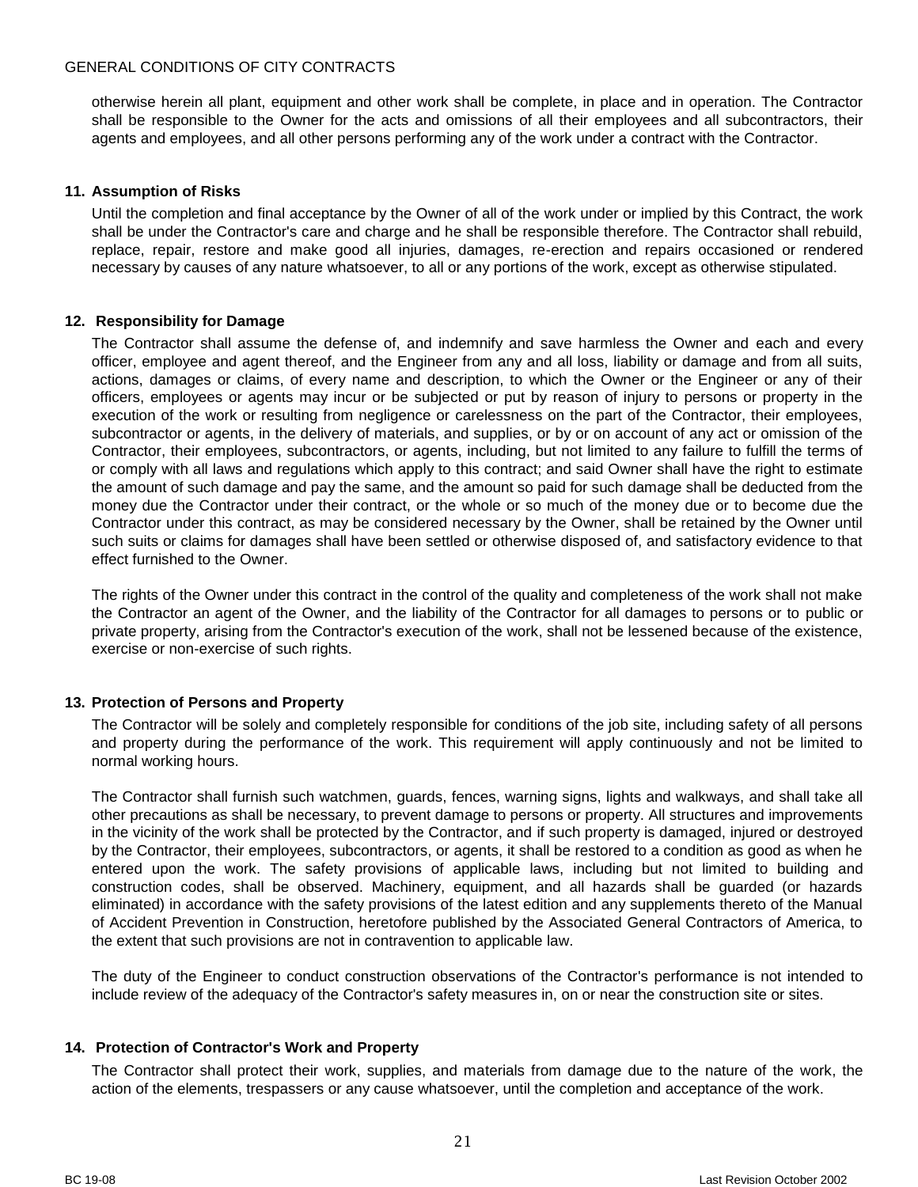otherwise herein all plant, equipment and other work shall be complete, in place and in operation. The Contractor shall be responsible to the Owner for the acts and omissions of all their employees and all subcontractors, their agents and employees, and all other persons performing any of the work under a contract with the Contractor.

### 11. Assumption of Risks

Until the completion and final acceptance by the Owner of all of the work under or implied by this Contract, the work shall be under the Contractor's care and charge and he shall be responsible therefore. The Contractor shall rebuild, replace, repair, restore and make good all injuries, damages, re-erection and repairs occasioned or rendered necessary by causes of any nature whatsoever, to all or any portions of the work, except as otherwise stipulated.

### 12. Responsibility for Damage

The Contractor shall assume the defense of, and indemnify and save harmless the Owner and each and every officer, employee and agent thereof, and the Engineer from any and all loss, liability or damage and from all suits, actions, damages or claims, of every name and description, to which the Owner or the Engineer or any of their officers, employees or agents may incur or be subjected or put by reason of injury to persons or property in the execution of the work or resulting from negligence or carelessness on the part of the Contractor, their employees, subcontractor or agents, in the delivery of materials, and supplies, or by or on account of any act or omission of the Contractor, their employees, subcontractors, or agents, including, but not limited to any failure to fulfill the terms of or comply with all laws and regulations which apply to this contract; and said Owner shall have the right to estimate the amount of such damage and pay the same, and the amount so paid for such damage shall be deducted from the money due the Contractor under their contract, or the whole or so much of the money due or to become due the Contractor under this contract, as may be considered necessary by the Owner, shall be retained by the Owner until such suits or claims for damages shall have been settled or otherwise disposed of, and satisfactory evidence to that effect furnished to the Owner.

The rights of the Owner under this contract in the control of the quality and completeness of the work shall not make the Contractor an agent of the Owner, and the liability of the Contractor for all damages to persons or to public or private property, arising from the Contractor's execution of the work, shall not be lessened because of the existence, exercise or non-exercise of such rights.

### 13. Protection of Persons and Property

The Contractor will be solely and completely responsible for conditions of the job site, including safety of all persons and property during the performance of the work. This requirement will apply continuously and not be limited to normal working hours.

The Contractor shall furnish such watchmen, guards, fences, warning signs, lights and walkways, and shall take all other precautions as shall be necessary, to prevent damage to persons or property. All structures and improvements in the vicinity of the work shall be protected by the Contractor, and if such property is damaged, injured or destroyed by the Contractor, their employees, subcontractors, or agents, it shall be restored to a condition as good as when he entered upon the work. The safety provisions of applicable laws, including but not limited to building and construction codes, shall be observed. Machinery, equipment, and all hazards shall be guarded (or hazards eliminated) in accordance with the safety provisions of the latest edition and any supplements thereto of the Manual of Accident Prevention in Construction, heretofore published by the Associated General Contractors of America, to the extent that such provisions are not in contravention to applicable law.

The duty of the Engineer to conduct construction observations of the Contractor's performance is not intended to include review of the adequacy of the Contractor's safety measures in, on or near the construction site or sites.

### 14. Protection of Contractor's Work and Property

The Contractor shall protect their work, supplies, and materials from damage due to the nature of the work, the action of the elements, trespassers or any cause whatsoever, until the completion and acceptance of the work.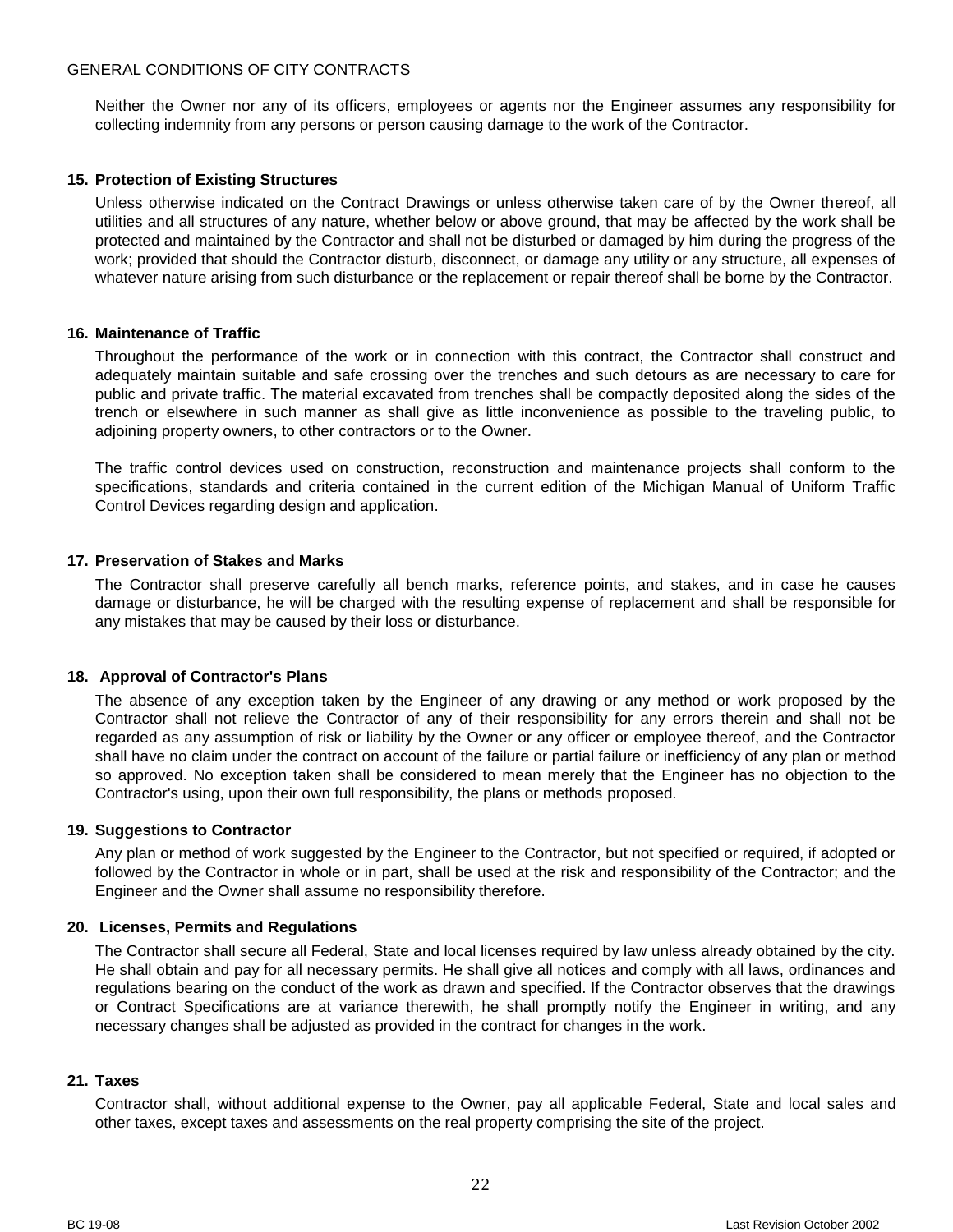Neither the Owner nor any of its officers, employees or agents nor the Engineer assumes any responsibility for collecting indemnity from any persons or person causing damage to the work of the Contractor.

**15. Protection of Existing Structures**

Unless otherwise indicated on the Contract Drawings or unless otherwise taken care of by the Owner thereof, all utilities and all structures of any nature, whether below or above ground, that may be affected by the work shall be protected and maintained by the Contractor and shall not be disturbed or damaged by him during the progress of the work; provided that should the Contractor disturb, disconnect, or damage any utility or any structure, all expenses of whatever nature arising from such disturbance or the replacement or repair thereof shall be borne by the Contractor.

**16. Maintenance of Traffic**

Throughout the performance of the work or in connection with this contract, the Contractor shall construct and adequately maintain suitable and safe crossing over the trenches and such detours as are necessary to care for public and private traffic. The material excavated from trenches shall be compactly deposited along the sides of the trench or elsewhere in such manner as shall give as little inconvenience as possible to the traveling public, to adjoining property owners, to other contractors or to the Owner.

The traffic control devices used on construction, reconstruction and maintenance projects shall conform to the specifications, standards and criteria contained in the current edition of the Michigan Manual of Uniform Traffic Control Devices regarding design and application.

**17. Preservation of Stakes and Marks**

The Contractor shall preserve carefully all bench marks, reference points, and stakes, and in case he causes damage or disturbance, he will be charged with the resulting expense of replacement and shall be responsible for any mistakes that may be caused by their loss or disturbance.

**18. Approval of Contractor's Plans**

The absence of any exception taken by the Engineer of any drawing or any method or work proposed by the Contractor shall not relieve the Contractor of any of their responsibility for any errors therein and shall not be regarded as any assumption of risk or liability by the Owner or any officer or employee thereof, and the Contractor shall have no claim under the contract on account of the failure or partial failure or inefficiency of any plan or method so approved. No exception taken shall be considered to mean merely that the Engineer has no objection to the Contractor's using, upon their own full responsibility, the plans or methods proposed.

**19. Suggestions to Contractor**

Any plan or method of work suggested by the Engineer to the Contractor, but not specified or required, if adopted or followed by the Contractor in whole or in part, shall be used at the risk and responsibility of the Contractor; and the Engineer and the Owner shall assume no responsibility therefore.

**20. Licenses, Permits and Regulations**

The Contractor shall secure all Federal, State and local licenses required by law unless already obtained by the city. He shall obtain and pay for all necessary permits. He shall give all notices and comply with all laws, ordinances and regulations bearing on the conduct of the work as drawn and specified. If the Contractor observes that the drawings or Contract Specifications are at variance therewith, he shall promptly notify the Engineer in writing, and any necessary changes shall be adjusted as provided in the contract for changes in the work.

**21. Taxes**

Contractor shall, without additional expense to the Owner, pay all applicable Federal, State and local sales and other taxes, except taxes and assessments on the real property comprising the site of the project.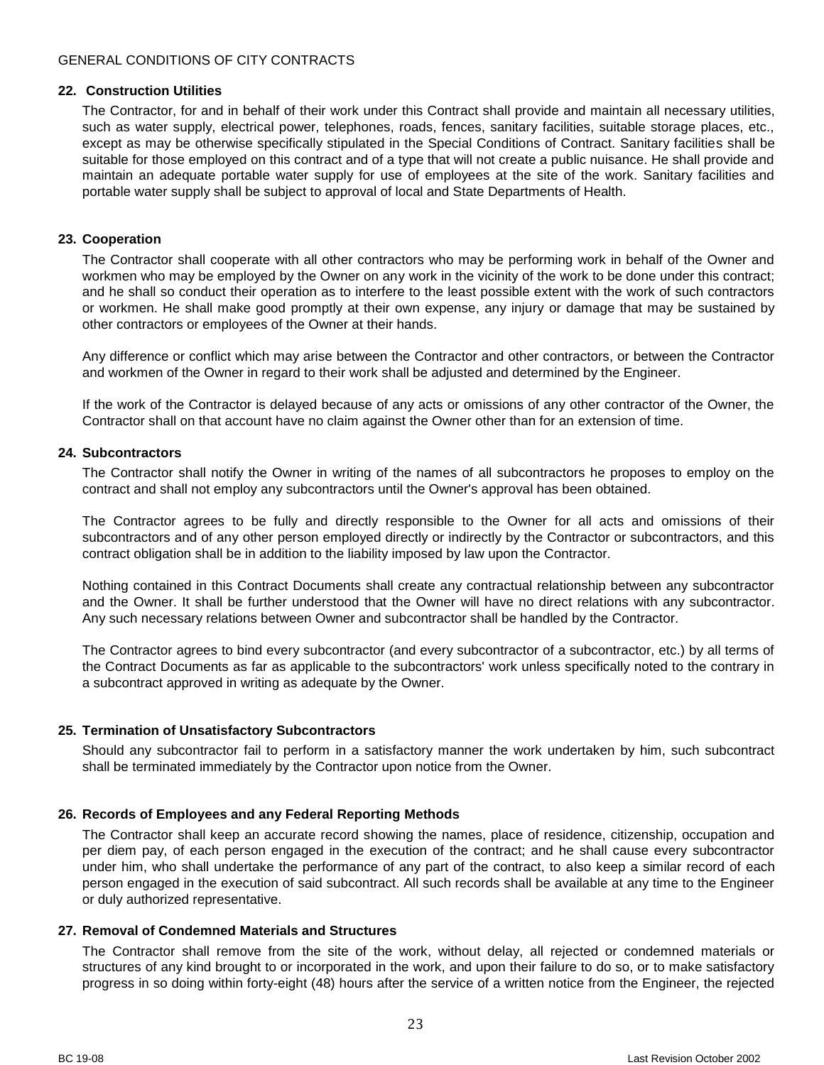## 22. Construction Utilities

The Contractor, for and in behalf of their work under this Contract shall provide and maintain all necessary utilities, such as water supply, electrical power, telephones, roads, fences, sanitary facilities, suitable storage places, etc., except as may be otherwise specifically stipulated in the Special Conditions of Contract. Sanitary facilities shall be suitable for those employed on this contract and of a type that will not create a public nuisance. He shall provide and maintain an adequate portable water supply for use of employees at the site of the work. Sanitary facilities and portable water supply shall be subject to approval of local and State Departments of Health.

## 23. Cooperation

The Contractor shall cooperate with all other contractors who may be performing work in behalf of the Owner and workmen who may be employed by the Owner on any work in the vicinity of the work to be done under this contract; and he shall so conduct their operation as to interfere to the least possible extent with the work of such contractors or workmen. He shall make good promptly at their own expense, any injury or damage that may be sustained by other contractors or employees of the Owner at their hands.

Any difference or conflict which may arise between the Contractor and other contractors, or between the Contractor and workmen of the Owner in regard to their work shall be adjusted and determined by the Engineer.

If the work of the Contractor is delayed because of any acts or omissions of any other contractor of the Owner, the Contractor shall on that account have no claim against the Owner other than for an extension of time.

## 24. Subcontractors

The Contractor shall notify the Owner in writing of the names of all subcontractors he proposes to employ on the contract and shall not employ any subcontractors until the Owner's approval has been obtained.

The Contractor agrees to be fully and directly responsible to the Owner for all acts and omissions of their subcontractors and of any other person employed directly or indirectly by the Contractor or subcontractors, and this contract obligation shall be in addition to the liability imposed by law upon the Contractor.

Nothing contained in this Contract Documents shall create any contractual relationship between any subcontractor and the Owner. It shall be further understood that the Owner will have no direct relations with any subcontractor. Any such necessary relations between Owner and subcontractor shall be handled by the Contractor.

The Contractor agrees to bind every subcontractor (and every subcontractor of a subcontractor, etc.) by all terms of the Contract Documents as far as applicable to the subcontractors' work unless specifically noted to the contrary in a subcontract approved in writing as adequate by the Owner.

## 25. Termination of Unsatisfactory Subcontractors

Should any subcontractor fail to perform in a satisfactory manner the work undertaken by him, such subcontract shall be terminated immediately by the Contractor upon notice from the Owner.

## 26. Records of Employees and any Federal Reporting Methods

The Contractor shall keep an accurate record showing the names, place of residence, citizenship, occupation and per diem pay, of each person engaged in the execution of the contract; and he shall cause every subcontractor under him, who shall undertake the performance of any part of the contract, to also keep a similar record of each person engaged in the execution of said subcontract. All such records shall be available at any time to the Engineer or duly authorized representative.

## 27. Removal of Condemned Materials and Structures

The Contractor shall remove from the site of the work, without delay, all rejected or condemned materials or structures of any kind brought to or incorporated in the work, and upon their failure to do so, or to make satisfactory progress in so doing within forty-eight (48) hours after the service of a written notice from the Engineer, the rejected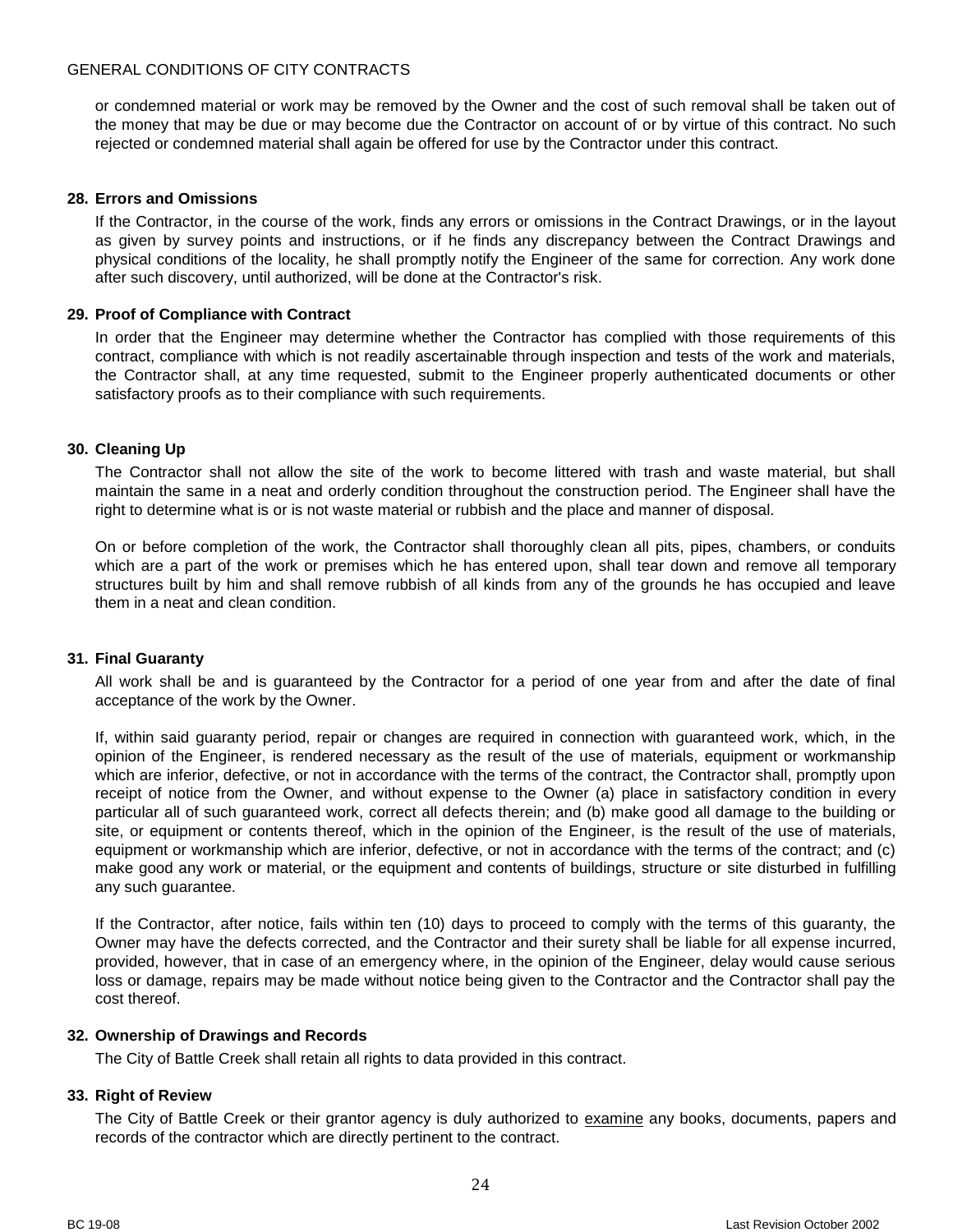or condemned material or work may be removed by the Owner and the cost of such removal shall be taken out of the money that may be due or may become due the Contractor on account of or by virtue of this contract. No such rejected or condemned material shall again be offered for use by the Contractor under this contract.

### 28. Errors and Omissions

If the Contractor, in the course of the work, finds any errors or omissions in the Contract Drawings, or in the layout as given by survey points and instructions, or if he finds any discrepancy between the Contract Drawings and physical conditions of the locality, he shall promptly notify the Engineer of the same for correction. Any work done after such discovery, until authorized, will be done at the Contractor's risk.

### 29. Proof of Compliance with Contract

In order that the Engineer may determine whether the Contractor has complied with those requirements of this contract, compliance with which is not readily ascertainable through inspection and tests of the work and materials, the Contractor shall, at any time requested, submit to the Engineer properly authenticated documents or other satisfactory proofs as to their compliance with such requirements.

### 30. Cleaning Up

The Contractor shall not allow the site of the work to become littered with trash and waste material, but shall maintain the same in a neat and orderly condition throughout the construction period. The Engineer shall have the right to determine what is or is not waste material or rubbish and the place and manner of disposal.

On or before completion of the work, the Contractor shall thoroughly clean all pits, pipes, chambers, or conduits which are a part of the work or premises which he has entered upon, shall tear down and remove all temporary structures built by him and shall remove rubbish of all kinds from any of the grounds he has occupied and leave them in a neat and clean condition.

### 31. Final Guaranty

All work shall be and is guaranteed by the Contractor for a period of one year from and after the date of final acceptance of the work by the Owner.

If, within said guaranty period, repair or changes are required in connection with guaranteed work, which, in the opinion of the Engineer, is rendered necessary as the result of the use of materials, equipment or workmanship which are inferior, defective, or not in accordance with the terms of the contract, the Contractor shall, promptly upon receipt of notice from the Owner, and without expense to the Owner (a) place in satisfactory condition in every particular all of such guaranteed work, correct all defects therein; and (b) make good all damage to the building or site, or equipment or contents thereof, which in the opinion of the Engineer, is the result of the use of materials, equipment or workmanship which are inferior, defective, or not in accordance with the terms of the contract; and (c) make good any work or material, or the equipment and contents of buildings, structure or site disturbed in fulfilling any such guarantee.

If the Contractor, after notice, fails within ten (10) days to proceed to comply with the terms of this guaranty, the Owner may have the defects corrected, and the Contractor and their surety shall be liable for all expense incurred, provided, however, that in case of an emergency where, in the opinion of the Engineer, delay would cause serious loss or damage, repairs may be made without notice being given to the Contractor and the Contractor shall pay the cost thereof.

### 32. Ownership of Drawings and Records

The City of Battle Creek shall retain all rights to data provided in this contract.

### 33. Right of Review

The City of Battle Creek or their grantor agency is duly authorized to examine any books, documents, papers and records of the contractor which are directly pertinent to the contract.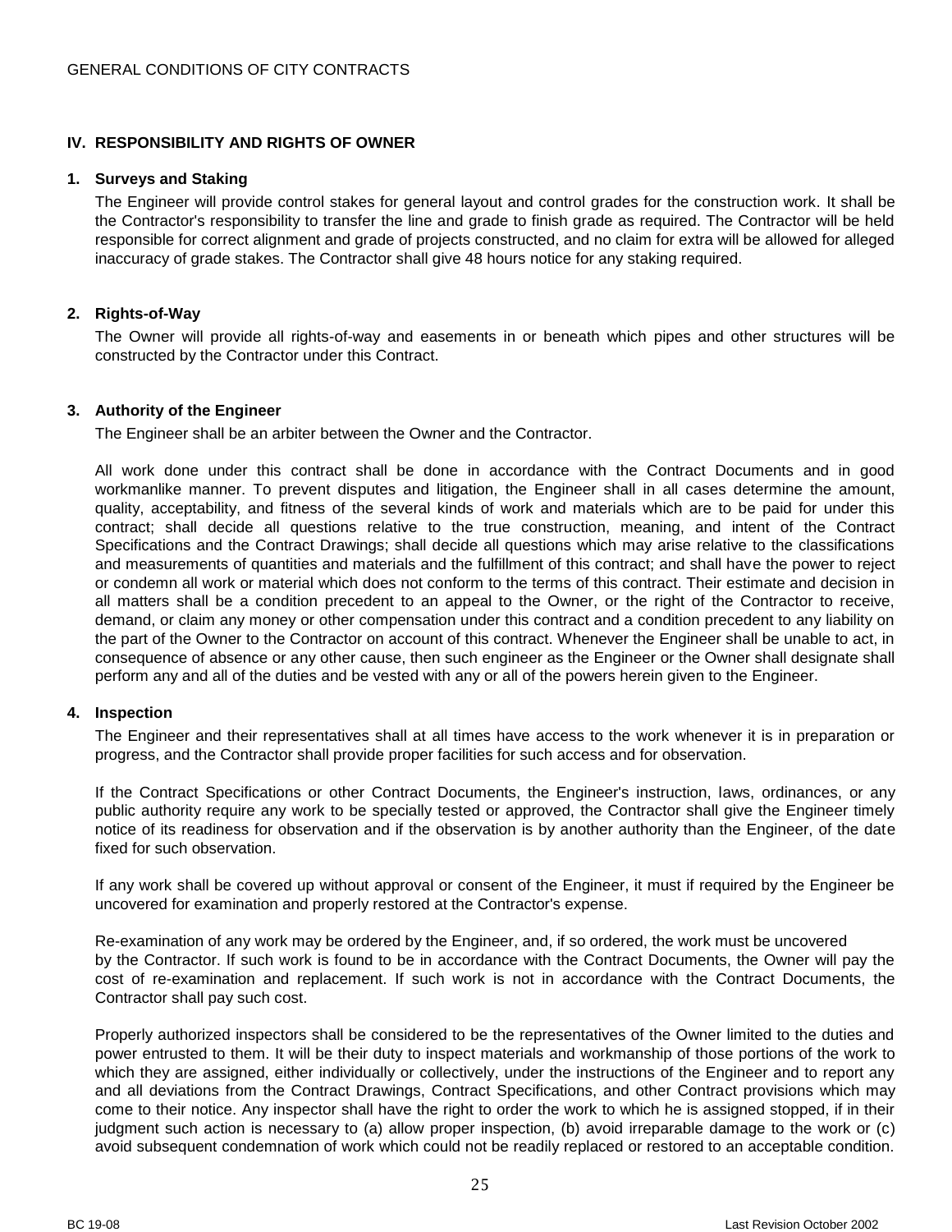## IV. RESPONSIBILITY AND RIGHTS OF OWNER

### 1. Surveys and Staking

The Engineer will provide control stakes for general layout and control grades for the construction work. It shall be the Contractor's responsibility to transfer the line and grade to finish grade as required. The Contractor will be held responsible for correct alignment and grade of projects constructed, and no claim for extra will be allowed for alleged inaccuracy of grade stakes. The Contractor shall give 48 hours notice for any staking required.

### 2. Rights-of-Way

The Owner will provide all rights-of-way and easements in or beneath which pipes and other structures will be constructed by the Contractor under this Contract.

### 3. Authority of the Engineer

The Engineer shall be an arbiter between the Owner and the Contractor.

All work done under this contract shall be done in accordance with the Contract Documents and in good workmanlike manner. To prevent disputes and litigation, the Engineer shall in all cases determine the amount, quality, acceptability, and fitness of the several kinds of work and materials which are to be paid for under this contract; shall decide all questions relative to the true construction, meaning, and intent of the Contract Specifications and the Contract Drawings; shall decide all questions which may arise relative to the classifications and measurements of quantities and materials and the fulfillment of this contract; and shall have the power to reject or condemn all work or material which does not conform to the terms of this contract. Their estimate and decision in all matters shall be a condition precedent to an appeal to the Owner, or the right of the Contractor to receive, demand, or claim any money or other compensation under this contract and a condition precedent to any liability on the part of the Owner to the Contractor on account of this contract. Whenever the Engineer shall be unable to act, in consequence of absence or any other cause, then such engineer as the Engineer or the Owner shall designate shall perform any and all of the duties and be vested with any or all of the powers herein given to the Engineer.

### 4. Inspection

The Engineer and their representatives shall at all times have access to the work whenever it is in preparation or progress, and the Contractor shall provide proper facilities for such access and for observation.

If the Contract Specifications or other Contract Documents, the Engineer's instruction, laws, ordinances, or any public authority require any work to be specially tested or approved, the Contractor shall give the Engineer timely notice of its readiness for observation and if the observation is by another authority than the Engineer, of the date fixed for such observation.

If any work shall be covered up without approval or consent of the Engineer, it must if required by the Engineer be uncovered for examination and properly restored at the Contractor's expense.

Re-examination of any work may be ordered by the Engineer, and, if so ordered, the work must be uncovered by the Contractor. If such work is found to be in accordance with the Contract Documents, the Owner will pay the cost of re-examination and replacement. If such work is not in accordance with the Contract Documents, the Contractor shall pay such cost.

Properly authorized inspectors shall be considered to be the representatives of the Owner limited to the duties and power entrusted to them. It will be their duty to inspect materials and workmanship of those portions of the work to which they are assigned, either individually or collectively, under the instructions of the Engineer and to report any and all deviations from the Contract Drawings, Contract Specifications, and other Contract provisions which may come to their notice. Any inspector shall have the right to order the work to which he is assigned stopped, if in their judgment such action is necessary to (a) allow proper inspection, (b) avoid irreparable damage to the work or (c) avoid subsequent condemnation of work which could not be readily replaced or restored to an acceptable condition.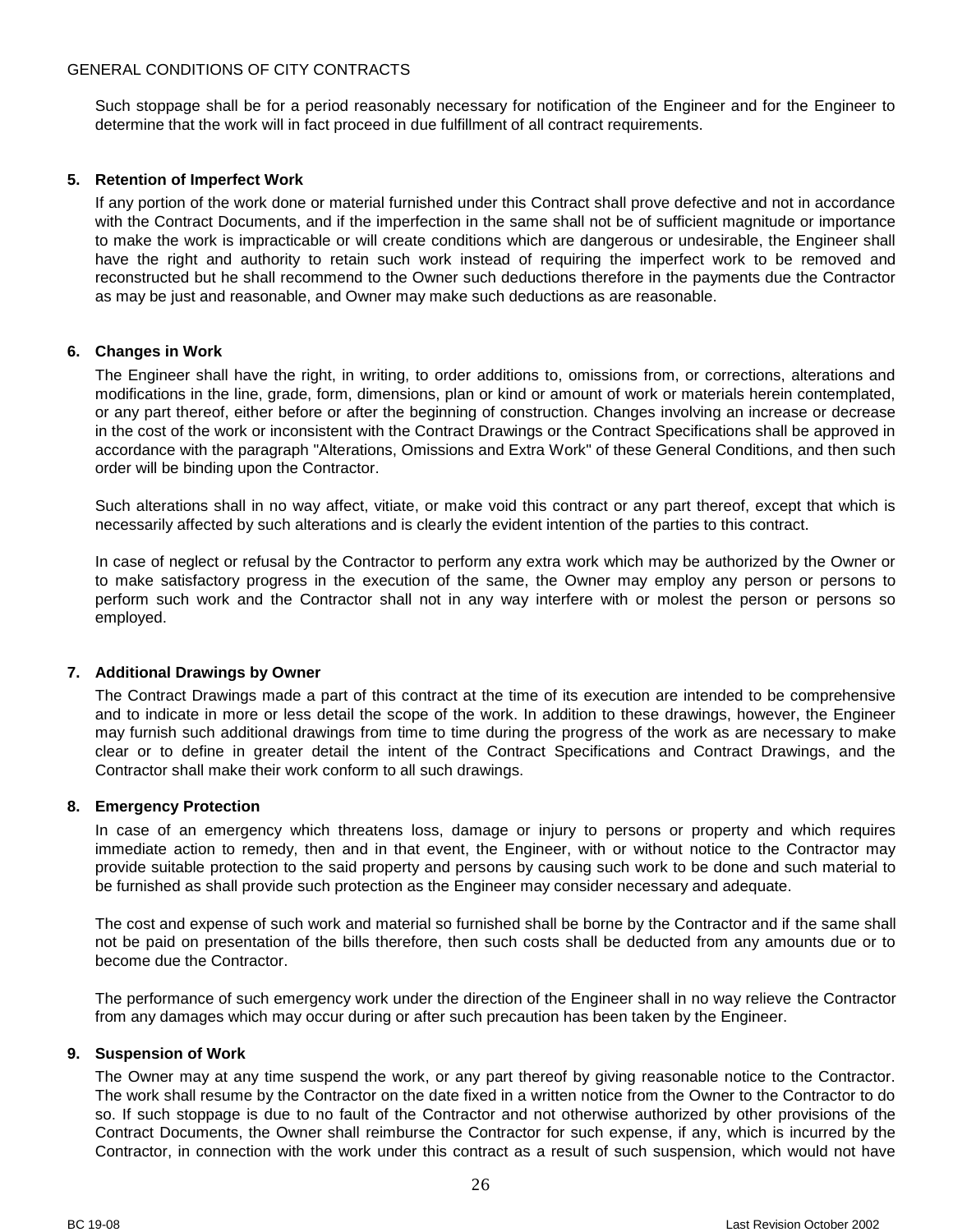Such stoppage shall be for a period reasonably necessary for notification of the Engineer and for the Engineer to determine that the work will in fact proceed in due fulfillment of all contract requirements.

**5. Retention of Imperfect Work**

If any portion of the work done or material furnished under this Contract shall prove defective and not in accordance with the Contract Documents, and if the imperfection in the same shall not be of sufficient magnitude or importance to make the work is impracticable or will create conditions which are dangerous or undesirable, the Engineer shall have the right and authority to retain such work instead of requiring the imperfect work to be removed and reconstructed but he shall recommend to the Owner such deductions therefore in the payments due the Contractor as may be just and reasonable, and Owner may make such deductions as are reasonable.

**6. Changes in Work**

The Engineer shall have the right, in writing, to order additions to, omissions from, or corrections, alterations and modifications in the line, grade, form, dimensions, plan or kind or amount of work or materials herein contemplated, or any part thereof, either before or after the beginning of construction. Changes involving an increase or decrease in the cost of the work or inconsistent with the Contract Drawings or the Contract Specifications shall be approved in accordance with the paragraph "Alterations, Omissions and Extra Work" of these General Conditions, and then such order will be binding upon the Contractor.

Such alterations shall in no way affect, vitiate, or make void this contract or any part thereof, except that which is necessarily affected by such alterations and is clearly the evident intention of the parties to this contract.

In case of neglect or refusal by the Contractor to perform any extra work which may be authorized by the Owner or to make satisfactory progress in the execution of the same, the Owner may employ any person or persons to perform such work and the Contractor shall not in any way interfere with or molest the person or persons so employed.

**7. Additional Drawings by Owner**

The Contract Drawings made a part of this contract at the time of its execution are intended to be comprehensive and to indicate in more or less detail the scope of the work. In addition to these drawings, however, the Engineer may furnish such additional drawings from time to time during the progress of the work as are necessary to make clear or to define in greater detail the intent of the Contract Specifications and Contract Drawings, and the Contractor shall make their work conform to all such drawings.

**8. Emergency Protection**

In case of an emergency which threatens loss, damage or injury to persons or property and which requires immediate action to remedy, then and in that event, the Engineer, with or without notice to the Contractor may provide suitable protection to the said property and persons by causing such work to be done and such material to be furnished as shall provide such protection as the Engineer may consider necessary and adequate.

The cost and expense of such work and material so furnished shall be borne by the Contractor and if the same shall not be paid on presentation of the bills therefore, then such costs shall be deducted from any amounts due or to become due the Contractor.

The performance of such emergency work under the direction of the Engineer shall in no way relieve the Contractor from any damages which may occur during or after such precaution has been taken by the Engineer.

**9. Suspension of Work**

The Owner may at any time suspend the work, or any part thereof by giving reasonable notice to the Contractor. The work shall resume by the Contractor on the date fixed in a written notice from the Owner to the Contractor to do so. If such stoppage is due to no fault of the Contractor and not otherwise authorized by other provisions of the Contract Documents, the Owner shall reimburse the Contractor for such expense, if any, which is incurred by the Contractor, in connection with the work under this contract as a result of such suspension, which would not have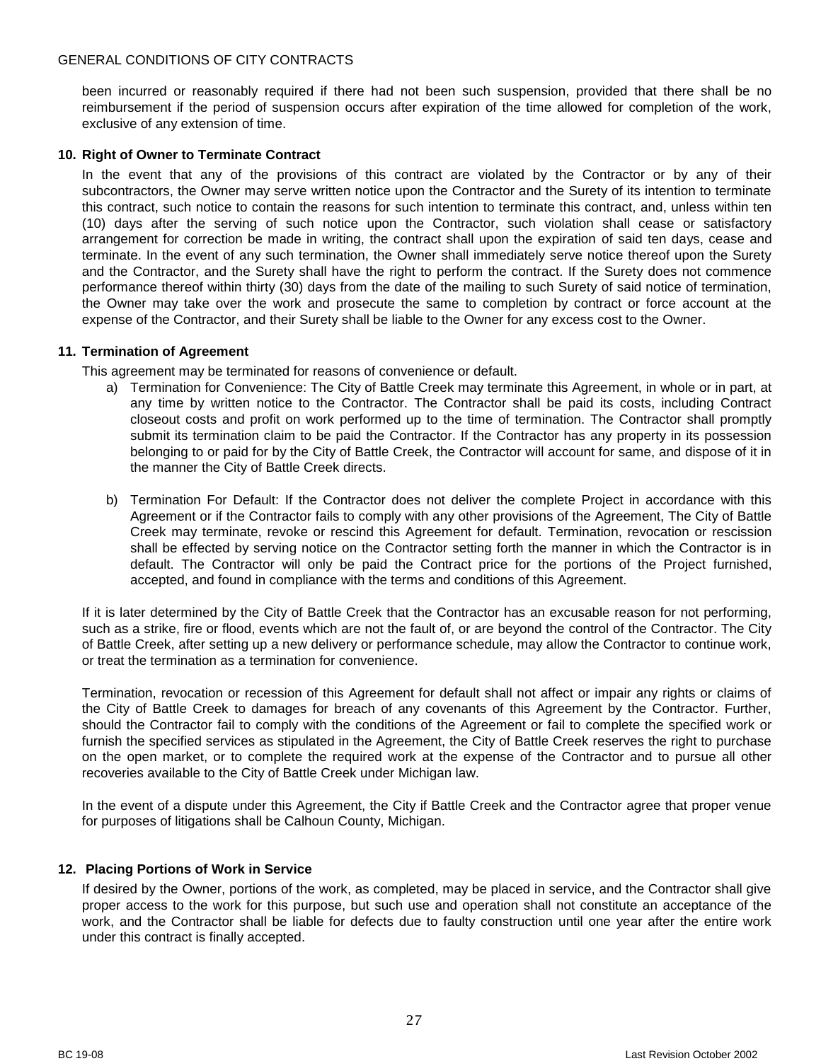been incurred or reasonably required if there had not been such suspension, provided that there shall be no reimbursement if the period of suspension occurs after expiration of the time allowed for completion of the work, exclusive of any extension of time.

**10. Right of Owner to Terminate Contract**

In the event that any of the provisions of this contract are violated by the Contractor or by any of their subcontractors, the Owner may serve written notice upon the Contractor and the Surety of its intention to terminate this contract, such notice to contain the reasons for such intention to terminate this contract, and, unless within ten (10) days after the serving of such notice upon the Contractor, such violation shall cease or satisfactory arrangement for correction be made in writing, the contract shall upon the expiration of said ten days, cease and terminate. In the event of any such termination, the Owner shall immediately serve notice thereof upon the Surety and the Contractor, and the Surety shall have the right to perform the contract. If the Surety does not commence performance thereof within thirty (30) days from the date of the mailing to such Surety of said notice of termination, the Owner may take over the work and prosecute the same to completion by contract or force account at the expense of the Contractor, and their Surety shall be liable to the Owner for any excess cost to the Owner.

**11. Termination of Agreement**

This agreement may be terminated for reasons of convenience or default.

a) Termination for Convenience: The City of Battle Creek may terminate this Agreement, in whole or in part, at any time by written notice to the Contractor. The Contractor shall be paid its costs, including Contract closeout costs and profit on work performed up to the time of termination. The Contractor shall promptly submit its termination claim to be paid the Contractor. If the Contractor has any property in its possession belonging to or paid for by the City of Battle Creek, the Contractor will account for same, and dispose of it in the manner the City of Battle Creek directs.

b) Termination For Default: If the Contractor does not deliver the complete Project in accordance with this Agreement or if the Contractor fails to comply with any other provisions of the Agreement, The City of Battle Creek may terminate, revoke or rescind this Agreement for default. Termination, revocation or rescission shall be effected by serving notice on the Contractor setting forth the manner in which the Contractor is in default. The Contractor will only be paid the Contract price for the portions of the Project furnished, accepted, and found in compliance with the terms and conditions of this Agreement.

If it is later determined by the City of Battle Creek that the Contractor has an excusable reason for not performing, such as a strike, fire or flood, events which are not the fault of, or are beyond the control of the Contractor. The City of Battle Creek, after setting up a new delivery or performance schedule, may allow the Contractor to continue work, or treat the termination as a termination for convenience.

Termination, revocation or recession of this Agreement for default shall not affect or impair any rights or claims of the City of Battle Creek to damages for breach of any covenants of this Agreement by the Contractor. Further, should the Contractor fail to comply with the conditions of the Agreement or fail to complete the specified work or furnish the specified services as stipulated in the Agreement, the City of Battle Creek reserves the right to purchase on the open market, or to complete the required work at the expense of the Contractor and to pursue all other recoveries available to the City of Battle Creek under Michigan law.

In the event of a dispute under this Agreement, the City if Battle Creek and the Contractor agree that proper venue for purposes of litigations shall be Calhoun County, Michigan.

**12. Placing Portions of Work in Service**

If desired by the Owner, portions of the work, as completed, may be placed in service, and the Contractor shall give proper access to the work for this purpose, but such use and operation shall not constitute an acceptance of the work, and the Contractor shall be liable for defects due to faulty construction until one year after the entire work under this contract is finally accepted.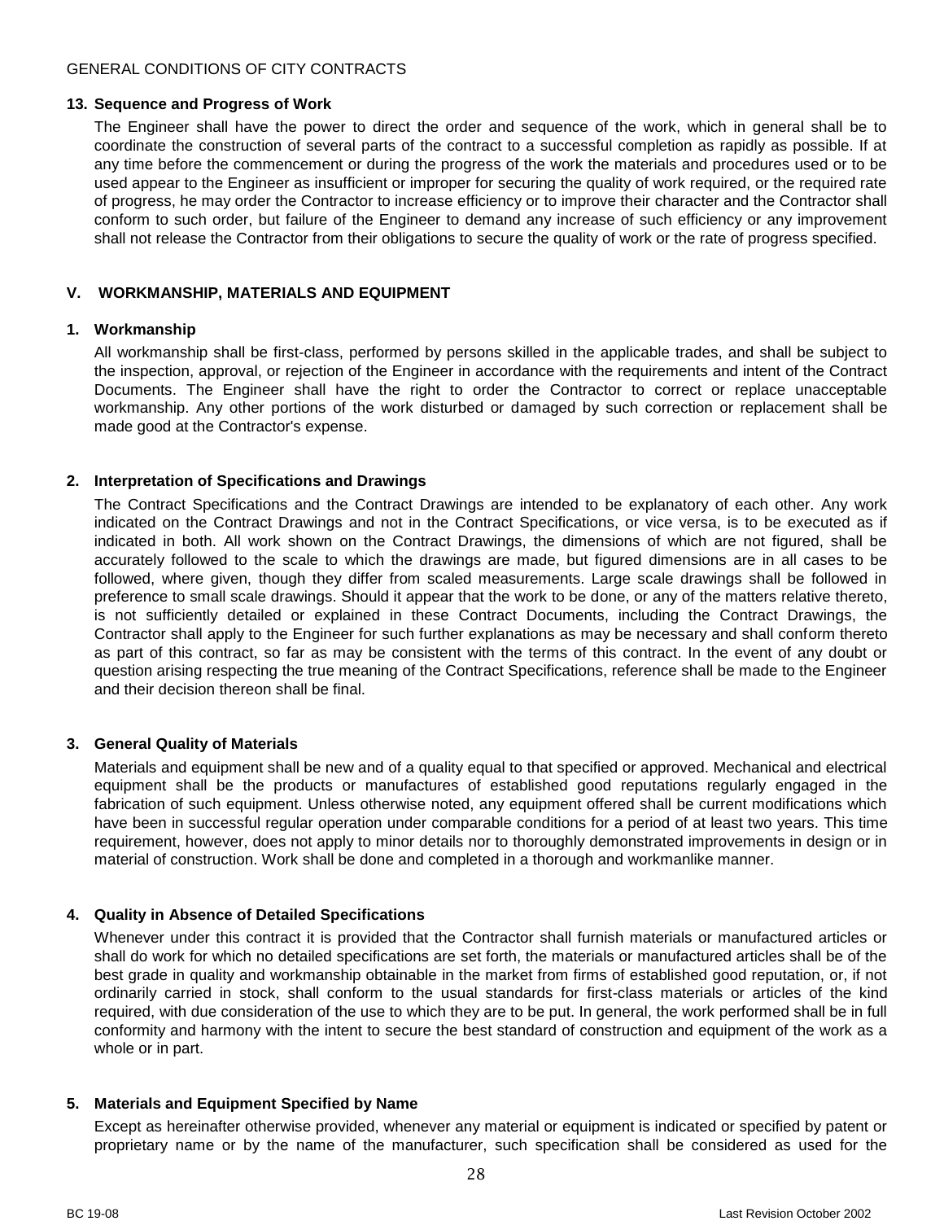### 13. Sequence and Progress of Work

The Engineer shall have the power to direct the order and sequence of the work, which in general shall be to coordinate the construction of several parts of the contract to a successful completion as rapidly as possible. If at any time before the commencement or during the progress of the work the materials and procedures used or to be used appear to the Engineer as insufficient or improper for securing the quality of work required, or the required rate of progress, he may order the Contractor to increase efficiency or to improve their character and the Contractor shall conform to such order, but failure of the Engineer to demand any increase of such efficiency or any improvement shall not release the Contractor from their obligations to secure the quality of work or the rate of progress specified.

## V. WORKMANSHIP, MATERIALS AND EQUIPMENT

### 1. Workmanship

All workmanship shall be first-class, performed by persons skilled in the applicable trades, and shall be subject to the inspection, approval, or rejection of the Engineer in accordance with the requirements and intent of the Contract Documents. The Engineer shall have the right to order the Contractor to correct or replace unacceptable workmanship. Any other portions of the work disturbed or damaged by such correction or replacement shall be made good at the Contractor's expense.

### 2. Interpretation of Specifications and Drawings

The Contract Specifications and the Contract Drawings are intended to be explanatory of each other. Any work indicated on the Contract Drawings and not in the Contract Specifications, or vice versa, is to be executed as if indicated in both. All work shown on the Contract Drawings, the dimensions of which are not figured, shall be accurately followed to the scale to which the drawings are made, but figured dimensions are in all cases to be followed, where given, though they differ from scaled measurements. Large scale drawings shall be followed in preference to small scale drawings. Should it appear that the work to be done, or any of the matters relative thereto, is not sufficiently detailed or explained in these Contract Documents, including the Contract Drawings, the Contractor shall apply to the Engineer for such further explanations as may be necessary and shall conform thereto as part of this contract, so far as may be consistent with the terms of this contract. In the event of any doubt or question arising respecting the true meaning of the Contract Specifications, reference shall be made to the Engineer and their decision thereon shall be final.

### 3. General Quality of Materials

Materials and equipment shall be new and of a quality equal to that specified or approved. Mechanical and electrical equipment shall be the products or manufactures of established good reputations regularly engaged in the fabrication of such equipment. Unless otherwise noted, any equipment offered shall be current modifications which have been in successful regular operation under comparable conditions for a period of at least two years. This time requirement, however, does not apply to minor details nor to thoroughly demonstrated improvements in design or in material of construction. Work shall be done and completed in a thorough and workmanlike manner.

### 4. Quality in Absence of Detailed Specifications

Whenever under this contract it is provided that the Contractor shall furnish materials or manufactured articles or shall do work for which no detailed specifications are set forth, the materials or manufactured articles shall be of the best grade in quality and workmanship obtainable in the market from firms of established good reputation, or, if not ordinarily carried in stock, shall conform to the usual standards for first-class materials or articles of the kind required, with due consideration of the use to which they are to be put. In general, the work performed shall be in full conformity and harmony with the intent to secure the best standard of construction and equipment of the work as a whole or in part.

### 5. Materials and Equipment Specified by Name

Except as hereinafter otherwise provided, whenever any material or equipment is indicated or specified by patent or proprietary name or by the name of the manufacturer, such specification shall be considered as used for the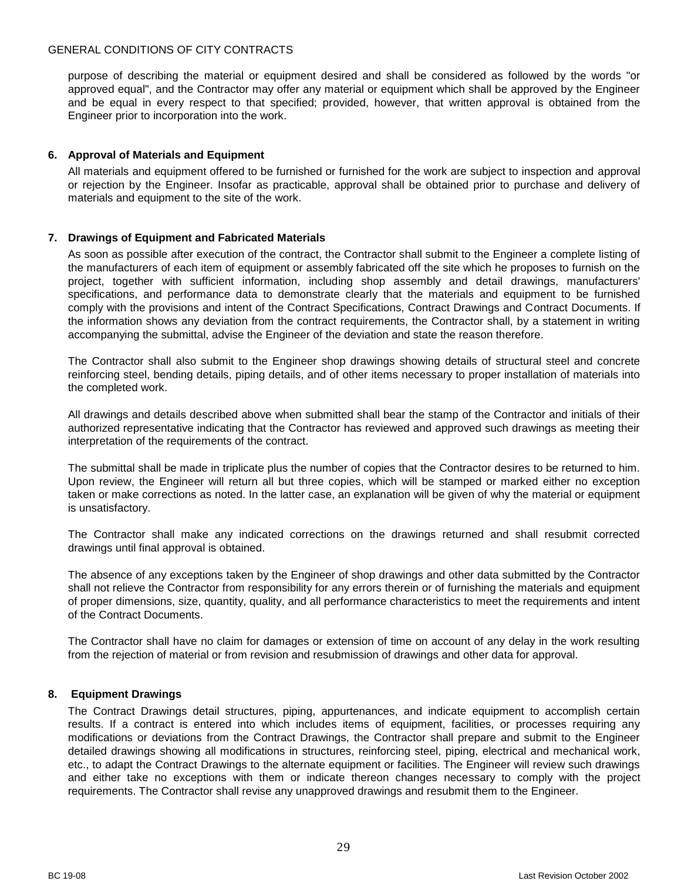purpose of describing the material or equipment desired and shall be considered as followed by the words "or approved equal", and the Contractor may offer any material or equipment which shall be approved by the Engineer and be equal in every respect to that specified; provided, however, that written approval is obtained from the Engineer prior to incorporation into the work.

### 6. Approval of Materials and Equipment

All materials and equipment offered to be furnished or furnished for the work are subject to inspection and approval or rejection by the Engineer. Insofar as practicable, approval shall be obtained prior to purchase and delivery of materials and equipment to the site of the work.

### 7. Drawings of Equipment and Fabricated Materials

As soon as possible after execution of the contract, the Contractor shall submit to the Engineer a complete listing of the manufacturers of each item of equipment or assembly fabricated off the site which he proposes to furnish on the project, together with sufficient information, including shop assembly and detail drawings, manufacturers' specifications, and performance data to demonstrate clearly that the materials and equipment to be furnished comply with the provisions and intent of the Contract Specifications, Contract Drawings and Contract Documents. If the information shows any deviation from the contract requirements, the Contractor shall, by a statement in writing accompanying the submittal, advise the Engineer of the deviation and state the reason therefore.

The Contractor shall also submit to the Engineer shop drawings showing details of structural steel and concrete reinforcing steel, bending details, piping details, and of other items necessary to proper installation of materials into the completed work.

All drawings and details described above when submitted shall bear the stamp of the Contractor and initials of their authorized representative indicating that the Contractor has reviewed and approved such drawings as meeting their interpretation of the requirements of the contract.

The submittal shall be made in triplicate plus the number of copies that the Contractor desires to be returned to him. Upon review, the Engineer will return all but three copies, which will be stamped or marked either no exception taken or make corrections as noted. In the latter case, an explanation will be given of why the material or equipment is unsatisfactory.

The Contractor shall make any indicated corrections on the drawings returned and shall resubmit corrected drawings until final approval is obtained.

The absence of any exceptions taken by the Engineer of shop drawings and other data submitted by the Contractor shall not relieve the Contractor from responsibility for any errors therein or of furnishing the materials and equipment of proper dimensions, size, quantity, quality, and all performance characteristics to meet the requirements and intent of the Contract Documents.

The Contractor shall have no claim for damages or extension of time on account of any delay in the work resulting from the rejection of material or from revision and resubmission of drawings and other data for approval.

### 8. Equipment Drawings

The Contract Drawings detail structures, piping, appurtenances, and indicate equipment to accomplish certain results. If a contract is entered into which includes items of equipment, facilities, or processes requiring any modifications or deviations from the Contract Drawings, the Contractor shall prepare and submit to the Engineer detailed drawings showing all modifications in structures, reinforcing steel, piping, electrical and mechanical work, etc., to adapt the Contract Drawings to the alternate equipment or facilities. The Engineer will review such drawings and either take no exceptions with them or indicate thereon changes necessary to comply with the project requirements. The Contractor shall revise any unapproved drawings and resubmit them to the Engineer.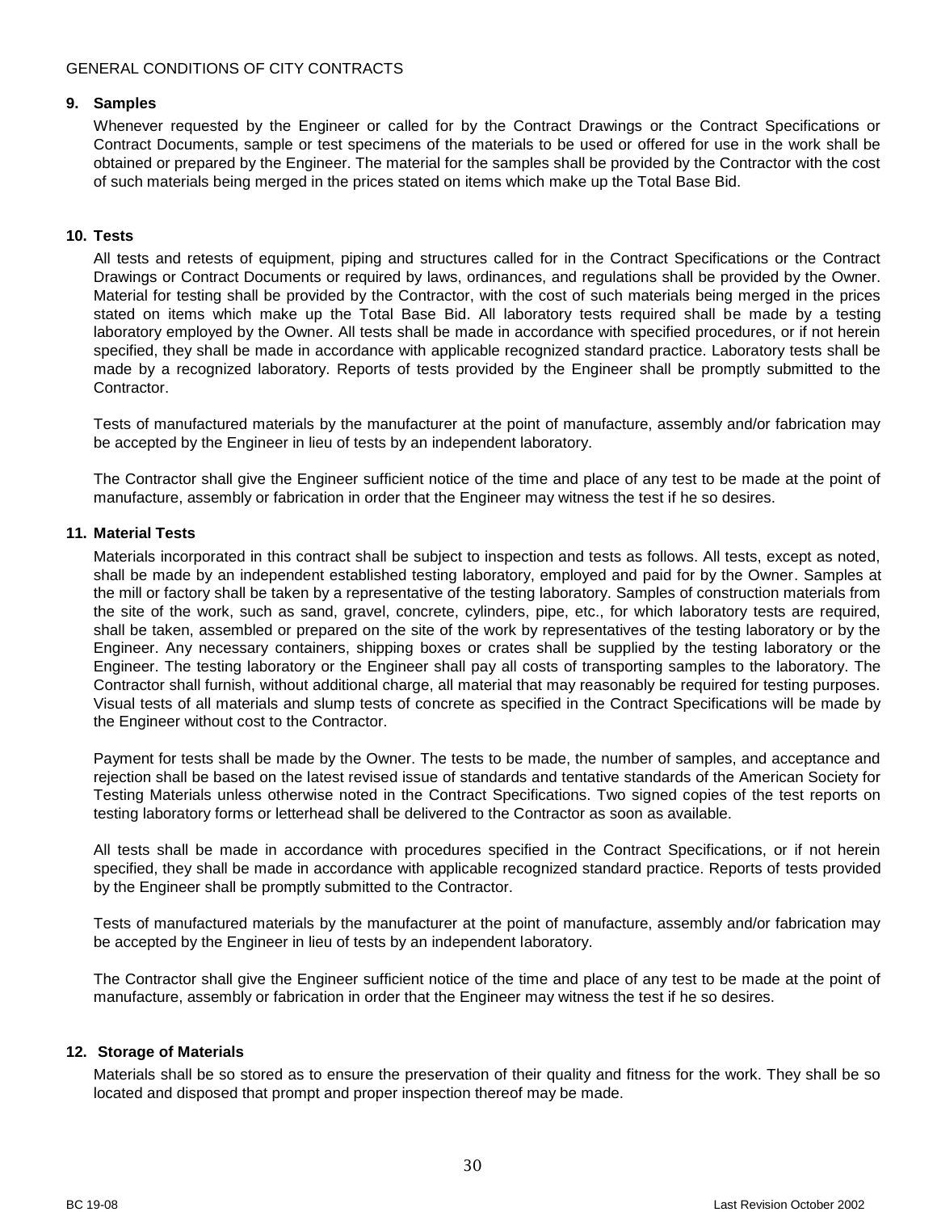## 9. Samples

Whenever requested by the Engineer or called for by the Contract Drawings or the Contract Specifications or Contract Documents, sample or test specimens of the materials to be used or offered for use in the work shall be obtained or prepared by the Engineer. The material for the samples shall be provided by the Contractor with the cost of such materials being merged in the prices stated on items which make up the Total Base Bid.

## 10. Tests

All tests and retests of equipment, piping and structures called for in the Contract Specifications or the Contract Drawings or Contract Documents or required by laws, ordinances, and regulations shall be provided by the Owner. Material for testing shall be provided by the Contractor, with the cost of such materials being merged in the prices stated on items which make up the Total Base Bid. All laboratory tests required shall be made by a testing laboratory employed by the Owner. All tests shall be made in accordance with specified procedures, or if not herein specified, they shall be made in accordance with applicable recognized standard practice. Laboratory tests shall be made by a recognized laboratory. Reports of tests provided by the Engineer shall be promptly submitted to the Contractor.

Tests of manufactured materials by the manufacturer at the point of manufacture, assembly and/or fabrication may be accepted by the Engineer in lieu of tests by an independent laboratory.

The Contractor shall give the Engineer sufficient notice of the time and place of any test to be made at the point of manufacture, assembly or fabrication in order that the Engineer may witness the test if he so desires.

## 11. Material Tests

Materials incorporated in this contract shall be subject to inspection and tests as follows. All tests, except as noted, shall be made by an independent established testing laboratory, employed and paid for by the Owner. Samples at the mill or factory shall be taken by a representative of the testing laboratory. Samples of construction materials from the site of the work, such as sand, gravel, concrete, cylinders, pipe, etc., for which laboratory tests are required, shall be taken, assembled or prepared on the site of the work by representatives of the testing laboratory or by the Engineer. Any necessary containers, shipping boxes or crates shall be supplied by the testing laboratory or the Engineer. The testing laboratory or the Engineer shall pay all costs of transporting samples to the laboratory. The Contractor shall furnish, without additional charge, all material that may reasonably be required for testing purposes. Visual tests of all materials and slump tests of concrete as specified in the Contract Specifications will be made by the Engineer without cost to the Contractor.

Payment for tests shall be made by the Owner. The tests to be made, the number of samples, and acceptance and rejection shall be based on the latest revised issue of standards and tentative standards of the American Society for Testing Materials unless otherwise noted in the Contract Specifications. Two signed copies of the test reports on testing laboratory forms or letterhead shall be delivered to the Contractor as soon as available.

All tests shall be made in accordance with procedures specified in the Contract Specifications, or if not herein specified, they shall be made in accordance with applicable recognized standard practice. Reports of tests provided by the Engineer shall be promptly submitted to the Contractor.

Tests of manufactured materials by the manufacturer at the point of manufacture, assembly and/or fabrication may be accepted by the Engineer in lieu of tests by an independent laboratory.

The Contractor shall give the Engineer sufficient notice of the time and place of any test to be made at the point of manufacture, assembly or fabrication in order that the Engineer may witness the test if he so desires.

## 12. Storage of Materials

Materials shall be so stored as to ensure the preservation of their quality and fitness for the work. They shall be so located and disposed that prompt and proper inspection thereof may be made.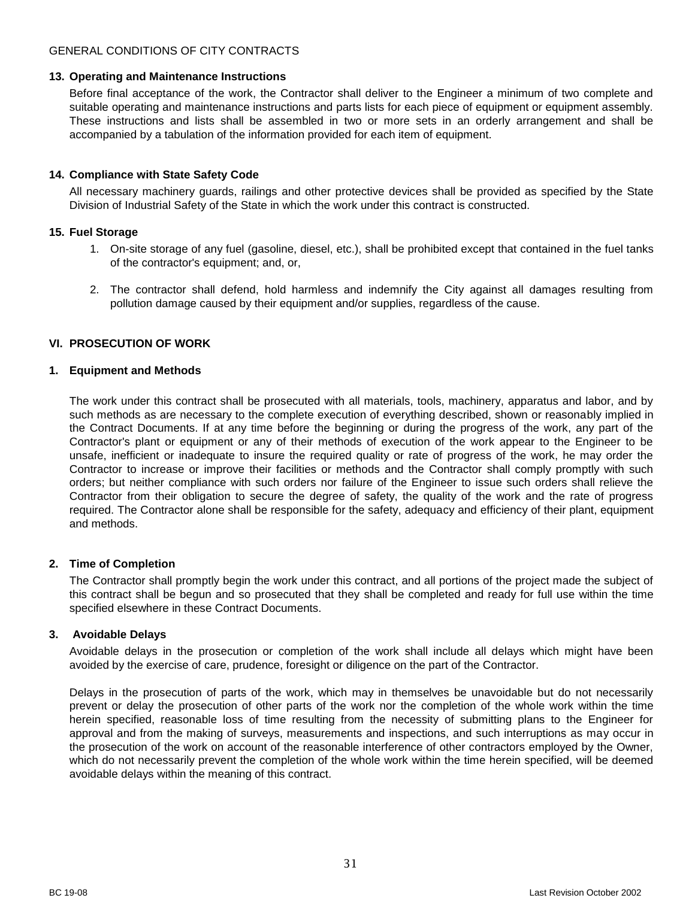**13. Operating and Maintenance Instructions**

Before final acceptance of the work, the Contractor shall deliver to the Engineer a minimum of two complete and suitable operating and maintenance instructions and parts lists for each piece of equipment or equipment assembly. These instructions and lists shall be assembled in two or more sets in an orderly arrangement and shall be accompanied by a tabulation of the information provided for each item of equipment.

**14. Compliance with State Safety Code**

All necessary machinery guards, railings and other protective devices shall be provided as specified by the State Division of Industrial Safety of the State in which the work under this contract is constructed.

**15. Fuel Storage**

1. On-site storage of any fuel (gasoline, diesel, etc.), shall be prohibited except that contained in the fuel tanks of the contractor's equipment; and, or,

2. The contractor shall defend, hold harmless and indemnify the City against all damages resulting from pollution damage caused by their equipment and/or supplies, regardless of the cause.

## VI. PROSECUTION OF WORK

**1. Equipment and Methods**

The work under this contract shall be prosecuted with all materials, tools, machinery, apparatus and labor, and by such methods as are necessary to the complete execution of everything described, shown or reasonably implied in the Contract Documents. If at any time before the beginning or during the progress of the work, any part of the Contractor's plant or equipment or any of their methods of execution of the work appear to the Engineer to be unsafe, inefficient or inadequate to insure the required quality or rate of progress of the work, he may order the Contractor to increase or improve their facilities or methods and the Contractor shall comply promptly with such orders; but neither compliance with such orders nor failure of the Engineer to issue such orders shall relieve the Contractor from their obligation to secure the degree of safety, the quality of the work and the rate of progress required. The Contractor alone shall be responsible for the safety, adequacy and efficiency of their plant, equipment and methods.

**2. Time of Completion**

The Contractor shall promptly begin the work under this contract, and all portions of the project made the subject of this contract shall be begun and so prosecuted that they shall be completed and ready for full use within the time specified elsewhere in these Contract Documents.

**3. Avoidable Delays**

Avoidable delays in the prosecution or completion of the work shall include all delays which might have been avoided by the exercise of care, prudence, foresight or diligence on the part of the Contractor.

Delays in the prosecution of parts of the work, which may in themselves be unavoidable but do not necessarily prevent or delay the prosecution of other parts of the work nor the completion of the whole work within the time herein specified, reasonable loss of time resulting from the necessity of submitting plans to the Engineer for approval and from the making of surveys, measurements and inspections, and such interruptions as may occur in the prosecution of the work on account of the reasonable interference of other contractors employed by the Owner, which do not necessarily prevent the completion of the whole work within the time herein specified, will be deemed avoidable delays within the meaning of this contract.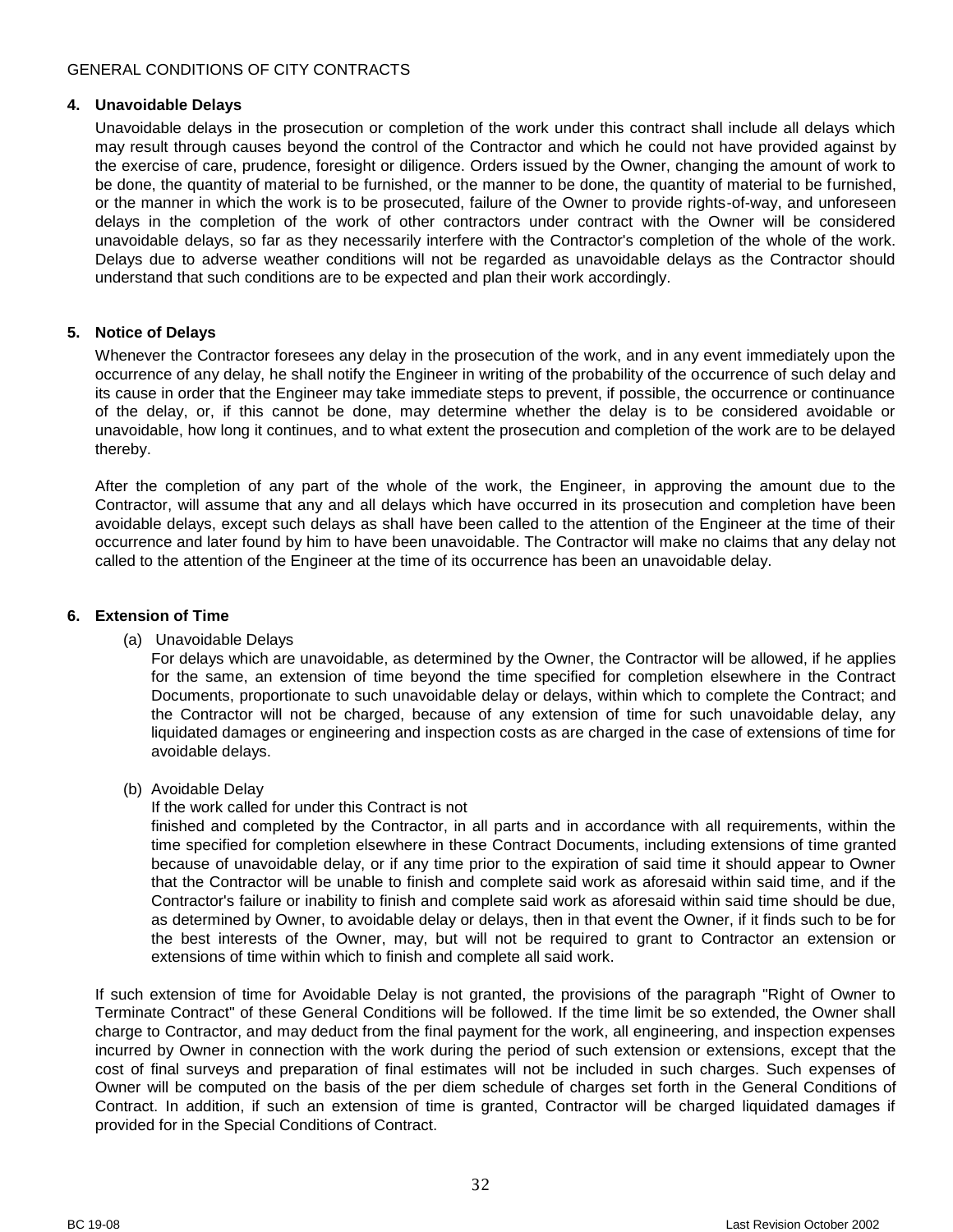## 4. Unavoidable Delays

Unavoidable delays in the prosecution or completion of the work under this contract shall include all delays which may result through causes beyond the control of the Contractor and which he could not have provided against by the exercise of care, prudence, foresight or diligence. Orders issued by the Owner, changing the amount of work to be done, the quantity of material to be furnished, or the manner to be done, the quantity of material to be furnished, or the manner in which the work is to be prosecuted, failure of the Owner to provide rights-of-way, and unforeseen delays in the completion of the work of other contractors under contract with the Owner will be considered unavoidable delays, so far as they necessarily interfere with the Contractor's completion of the whole of the work. Delays due to adverse weather conditions will not be regarded as unavoidable delays as the Contractor should understand that such conditions are to be expected and plan their work accordingly.

## 5. Notice of Delays

Whenever the Contractor foresees any delay in the prosecution of the work, and in any event immediately upon the occurrence of any delay, he shall notify the Engineer in writing of the probability of the occurrence of such delay and its cause in order that the Engineer may take immediate steps to prevent, if possible, the occurrence or continuance of the delay, or, if this cannot be done, may determine whether the delay is to be considered avoidable or unavoidable, how long it continues, and to what extent the prosecution and completion of the work are to be delayed thereby.

After the completion of any part of the whole of the work, the Engineer, in approving the amount due to the Contractor, will assume that any and all delays which have occurred in its prosecution and completion have been avoidable delays, except such delays as shall have been called to the attention of the Engineer at the time of their occurrence and later found by him to have been unavoidable. The Contractor will make no claims that any delay not called to the attention of the Engineer at the time of its occurrence has been an unavoidable delay.

## 6. Extension of Time

(a) Unavoidable Delays

For delays which are unavoidable, as determined by the Owner, the Contractor will be allowed, if he applies for the same, an extension of time beyond the time specified for completion elsewhere in the Contract Documents, proportionate to such unavoidable delay or delays, within which to complete the Contract; and the Contractor will not be charged, because of any extension of time for such unavoidable delay, any liquidated damages or engineering and inspection costs as are charged in the case of extensions of time for avoidable delays.

(b) Avoidable Delay

If the work called for under this Contract is not finished and completed by the Contractor, in all parts and in accordance with all requirements, within the time specified for completion elsewhere in these Contract Documents, including extensions of time granted because of unavoidable delay, or if any time prior to the expiration of said time it should appear to Owner that the Contractor will be unable to finish and complete said work as aforesaid within said time, and if the Contractor's failure or inability to finish and complete said work as aforesaid within said time should be due, as determined by Owner, to avoidable delay or delays, then in that event the Owner, if it finds such to be for the best interests of the Owner, may, but will not be required to grant to Contractor an extension or extensions of time within which to finish and complete all said work.

If such extension of time for Avoidable Delay is not granted, the provisions of the paragraph "Right of Owner to Terminate Contract" of these General Conditions will be followed. If the time limit be so extended, the Owner shall charge to Contractor, and may deduct from the final payment for the work, all engineering, and inspection expenses incurred by Owner in connection with the work during the period of such extension or extensions, except that the cost of final surveys and preparation of final estimates will not be included in such charges. Such expenses of Owner will be computed on the basis of the per diem schedule of charges set forth in the General Conditions of Contract. In addition, if such an extension of time is granted, Contractor will be charged liquidated damages if provided for in the Special Conditions of Contract.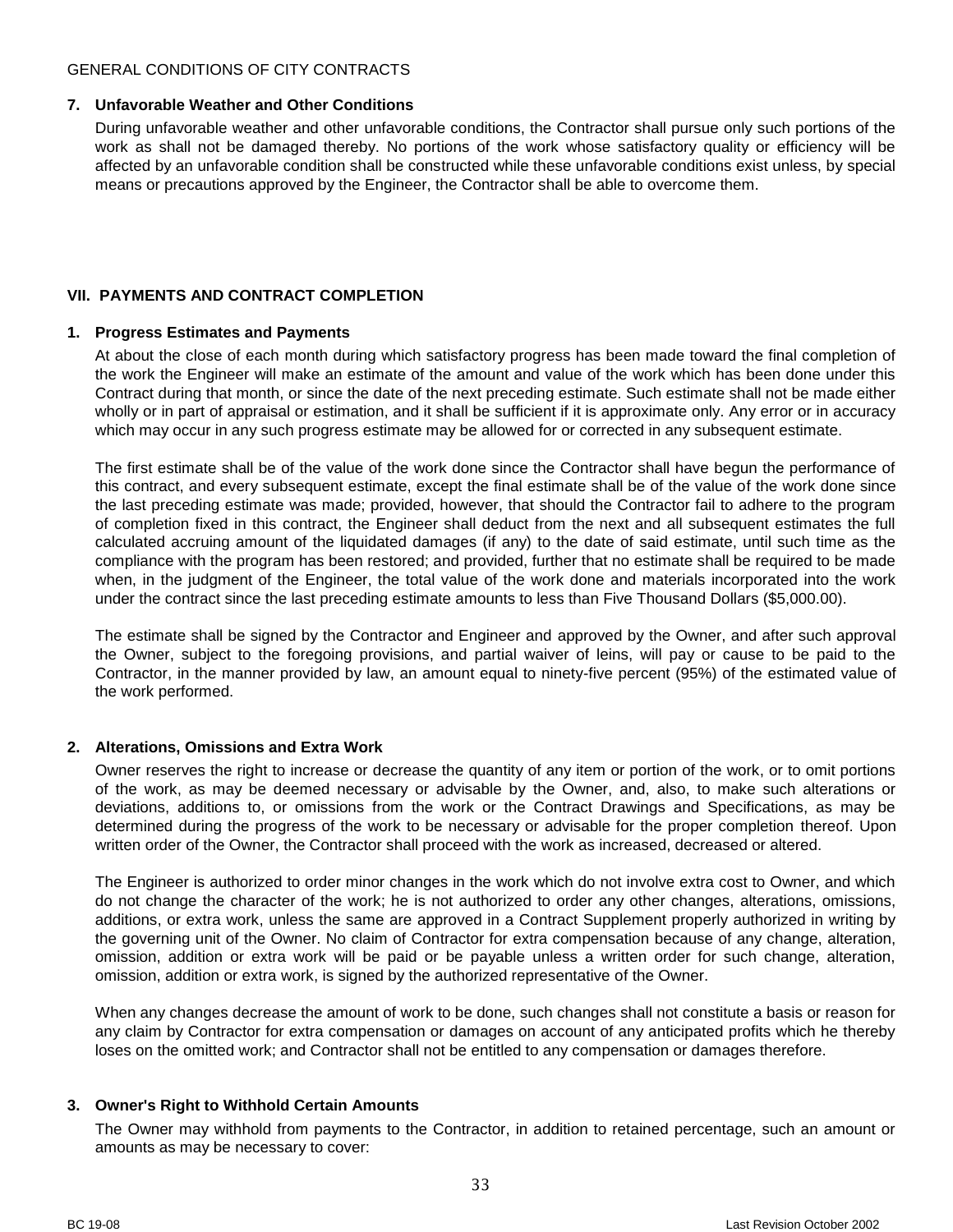### 7. Unfavorable Weather and Other Conditions

During unfavorable weather and other unfavorable conditions, the Contractor shall pursue only such portions of the work as shall not be damaged thereby. No portions of the work whose satisfactory quality or efficiency will be affected by an unfavorable condition shall be constructed while these unfavorable conditions exist unless, by special means or precautions approved by the Engineer, the Contractor shall be able to overcome them.

## VII. PAYMENTS AND CONTRACT COMPLETION

### 1. Progress Estimates and Payments

At about the close of each month during which satisfactory progress has been made toward the final completion of the work the Engineer will make an estimate of the amount and value of the work which has been done under this Contract during that month, or since the date of the next preceding estimate. Such estimate shall not be made either wholly or in part of appraisal or estimation, and it shall be sufficient if it is approximate only. Any error or in accuracy which may occur in any such progress estimate may be allowed for or corrected in any subsequent estimate.

The first estimate shall be of the value of the work done since the Contractor shall have begun the performance of this contract, and every subsequent estimate, except the final estimate shall be of the value of the work done since the last preceding estimate was made; provided, however, that should the Contractor fail to adhere to the program of completion fixed in this contract, the Engineer shall deduct from the next and all subsequent estimates the full calculated accruing amount of the liquidated damages (if any) to the date of said estimate, until such time as the compliance with the program has been restored; and provided, further that no estimate shall be required to be made when, in the judgment of the Engineer, the total value of the work done and materials incorporated into the work under the contract since the last preceding estimate amounts to less than Five Thousand Dollars ($5,000.00).

The estimate shall be signed by the Contractor and Engineer and approved by the Owner, and after such approval the Owner, subject to the foregoing provisions, and partial waiver of leins, will pay or cause to be paid to the Contractor, in the manner provided by law, an amount equal to ninety-five percent (95%) of the estimated value of the work performed.

### 2. Alterations, Omissions and Extra Work

Owner reserves the right to increase or decrease the quantity of any item or portion of the work, or to omit portions of the work, as may be deemed necessary or advisable by the Owner, and, also, to make such alterations or deviations, additions to, or omissions from the work or the Contract Drawings and Specifications, as may be determined during the progress of the work to be necessary or advisable for the proper completion thereof. Upon written order of the Owner, the Contractor shall proceed with the work as increased, decreased or altered.

The Engineer is authorized to order minor changes in the work which do not involve extra cost to Owner, and which do not change the character of the work; he is not authorized to order any other changes, alterations, omissions, additions, or extra work, unless the same are approved in a Contract Supplement properly authorized in writing by the governing unit of the Owner. No claim of Contractor for extra compensation because of any change, alteration, omission, addition or extra work will be paid or be payable unless a written order for such change, alteration, omission, addition or extra work, is signed by the authorized representative of the Owner.

When any changes decrease the amount of work to be done, such changes shall not constitute a basis or reason for any claim by Contractor for extra compensation or damages on account of any anticipated profits which he thereby loses on the omitted work; and Contractor shall not be entitled to any compensation or damages therefore.

### 3. Owner's Right to Withhold Certain Amounts

The Owner may withhold from payments to the Contractor, in addition to retained percentage, such an amount or amounts as may be necessary to cover: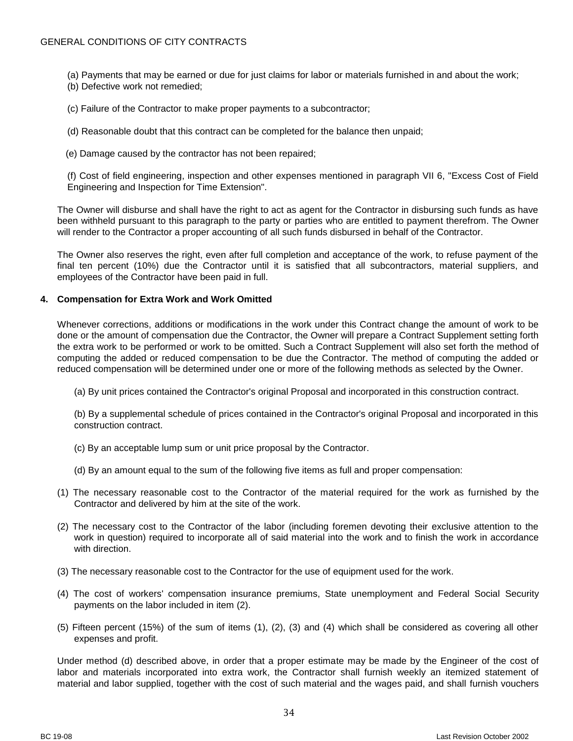(a) Payments that may be earned or due for just claims for labor or materials furnished in and about the work;

(b) Defective work not remedied;

(c) Failure of the Contractor to make proper payments to a subcontractor;

(d) Reasonable doubt that this contract can be completed for the balance then unpaid;

(e) Damage caused by the contractor has not been repaired;

(f) Cost of field engineering, inspection and other expenses mentioned in paragraph VII 6, "Excess Cost of Field Engineering and Inspection for Time Extension".

The Owner will disburse and shall have the right to act as agent for the Contractor in disbursing such funds as have been withheld pursuant to this paragraph to the party or parties who are entitled to payment therefrom. The Owner will render to the Contractor a proper accounting of all such funds disbursed in behalf of the Contractor.

The Owner also reserves the right, even after full completion and acceptance of the work, to refuse payment of the final ten percent (10%) due the Contractor until it is satisfied that all subcontractors, material suppliers, and employees of the Contractor have been paid in full.

**4. Compensation for Extra Work and Work Omitted**

Whenever corrections, additions or modifications in the work under this Contract change the amount of work to be done or the amount of compensation due the Contractor, the Owner will prepare a Contract Supplement setting forth the extra work to be performed or work to be omitted. Such a Contract Supplement will also set forth the method of computing the added or reduced compensation to be due the Contractor. The method of computing the added or reduced compensation will be determined under one or more of the following methods as selected by the Owner.

(a) By unit prices contained the Contractor's original Proposal and incorporated in this construction contract.

(b) By a supplemental schedule of prices contained in the Contractor's original Proposal and incorporated in this construction contract.

(c) By an acceptable lump sum or unit price proposal by the Contractor.

(d) By an amount equal to the sum of the following five items as full and proper compensation:

(1) The necessary reasonable cost to the Contractor of the material required for the work as furnished by the Contractor and delivered by him at the site of the work.

(2) The necessary cost to the Contractor of the labor (including foremen devoting their exclusive attention to the work in question) required to incorporate all of said material into the work and to finish the work in accordance with direction.

(3) The necessary reasonable cost to the Contractor for the use of equipment used for the work.

(4) The cost of workers' compensation insurance premiums, State unemployment and Federal Social Security payments on the labor included in item (2).

(5) Fifteen percent (15%) of the sum of items (1), (2), (3) and (4) which shall be considered as covering all other expenses and profit.

Under method (d) described above, in order that a proper estimate may be made by the Engineer of the cost of labor and materials incorporated into extra work, the Contractor shall furnish weekly an itemized statement of material and labor supplied, together with the cost of such material and the wages paid, and shall furnish vouchers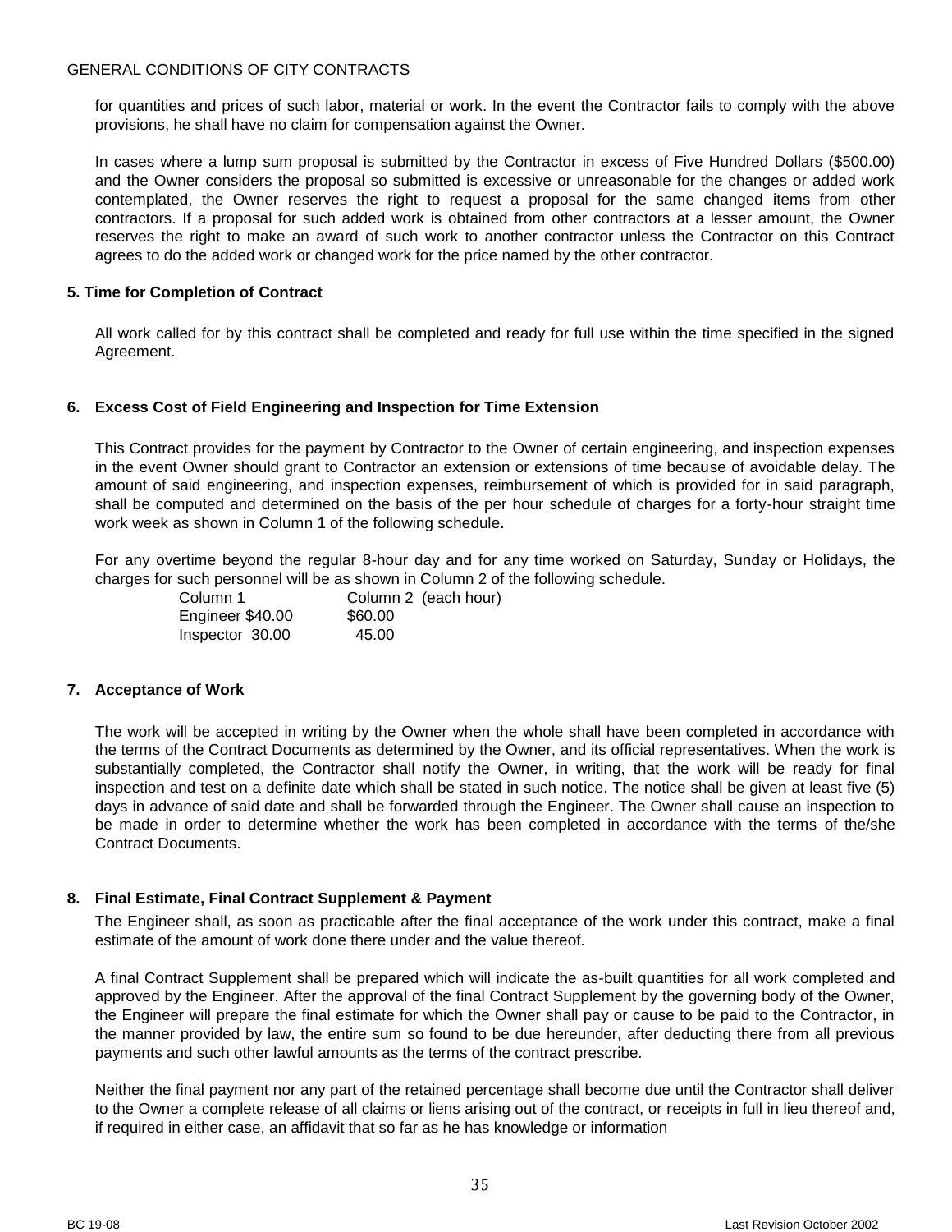for quantities and prices of such labor, material or work. In the event the Contractor fails to comply with the above provisions, he shall have no claim for compensation against the Owner.

In cases where a lump sum proposal is submitted by the Contractor in excess of Five Hundred Dollars ($500.00) and the Owner considers the proposal so submitted is excessive or unreasonable for the changes or added work contemplated, the Owner reserves the right to request a proposal for the same changed items from other contractors. If a proposal for such added work is obtained from other contractors at a lesser amount, the Owner reserves the right to make an award of such work to another contractor unless the Contractor on this Contract agrees to do the added work or changed work for the price named by the other contractor.

**5. Time for Completion of Contract**

All work called for by this contract shall be completed and ready for full use within the time specified in the signed Agreement.

**6. Excess Cost of Field Engineering and Inspection for Time Extension**

This Contract provides for the payment by Contractor to the Owner of certain engineering, and inspection expenses in the event Owner should grant to Contractor an extension or extensions of time because of avoidable delay. The amount of said engineering, and inspection expenses, reimbursement of which is provided for in said paragraph, shall be computed and determined on the basis of the per hour schedule of charges for a forty-hour straight time work week as shown in Column 1 of the following schedule.

For any overtime beyond the regular 8-hour day and for any time worked on Saturday, Sunday or Holidays, the charges for such personnel will be as shown in Column 2 of the following schedule.

| Column 1 | Column 2 (each hour) |
|---|---|
| Engineer $40.00 | $60.00 |
| Inspector 30.00 | 45.00 |

**7. Acceptance of Work**

The work will be accepted in writing by the Owner when the whole shall have been completed in accordance with the terms of the Contract Documents as determined by the Owner, and its official representatives. When the work is substantially completed, the Contractor shall notify the Owner, in writing, that the work will be ready for final inspection and test on a definite date which shall be stated in such notice. The notice shall be given at least five (5) days in advance of said date and shall be forwarded through the Engineer. The Owner shall cause an inspection to be made in order to determine whether the work has been completed in accordance with the terms of the/she Contract Documents.

**8. Final Estimate, Final Contract Supplement & Payment**

The Engineer shall, as soon as practicable after the final acceptance of the work under this contract, make a final estimate of the amount of work done there under and the value thereof.

A final Contract Supplement shall be prepared which will indicate the as-built quantities for all work completed and approved by the Engineer. After the approval of the final Contract Supplement by the governing body of the Owner, the Engineer will prepare the final estimate for which the Owner shall pay or cause to be paid to the Contractor, in the manner provided by law, the entire sum so found to be due hereunder, after deducting there from all previous payments and such other lawful amounts as the terms of the contract prescribe.

Neither the final payment nor any part of the retained percentage shall become due until the Contractor shall deliver to the Owner a complete release of all claims or liens arising out of the contract, or receipts in full in lieu thereof and, if required in either case, an affidavit that so far as he has knowledge or information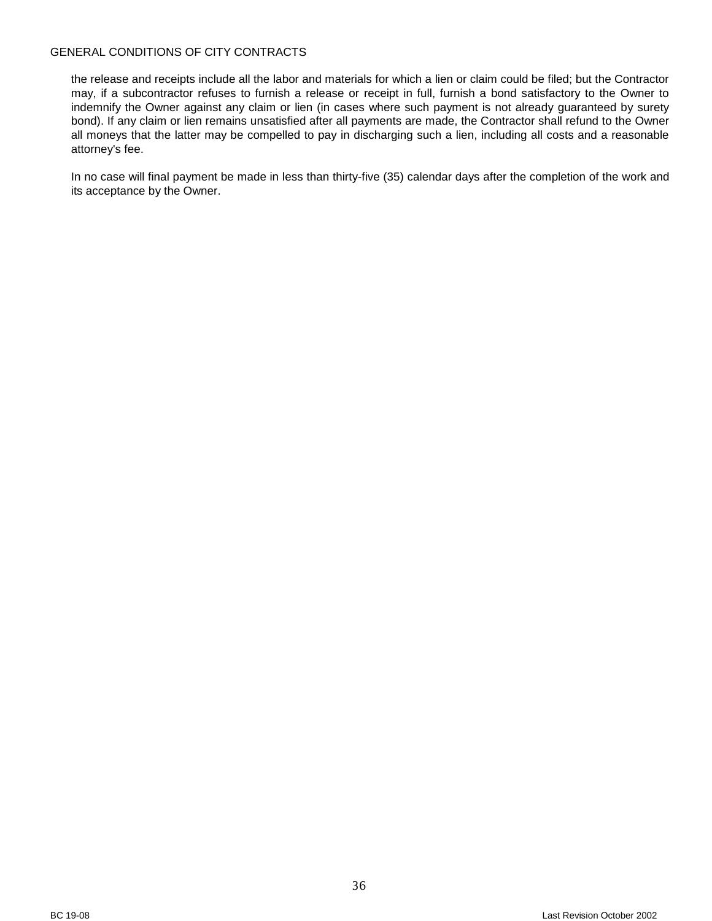the release and receipts include all the labor and materials for which a lien or claim could be filed; but the Contractor may, if a subcontractor refuses to furnish a release or receipt in full, furnish a bond satisfactory to the Owner to indemnify the Owner against any claim or lien (in cases where such payment is not already guaranteed by surety bond). If any claim or lien remains unsatisfied after all payments are made, the Contractor shall refund to the Owner all moneys that the latter may be compelled to pay in discharging such a lien, including all costs and a reasonable attorney's fee.

In no case will final payment be made in less than thirty-five (35) calendar days after the completion of the work and its acceptance by the Owner.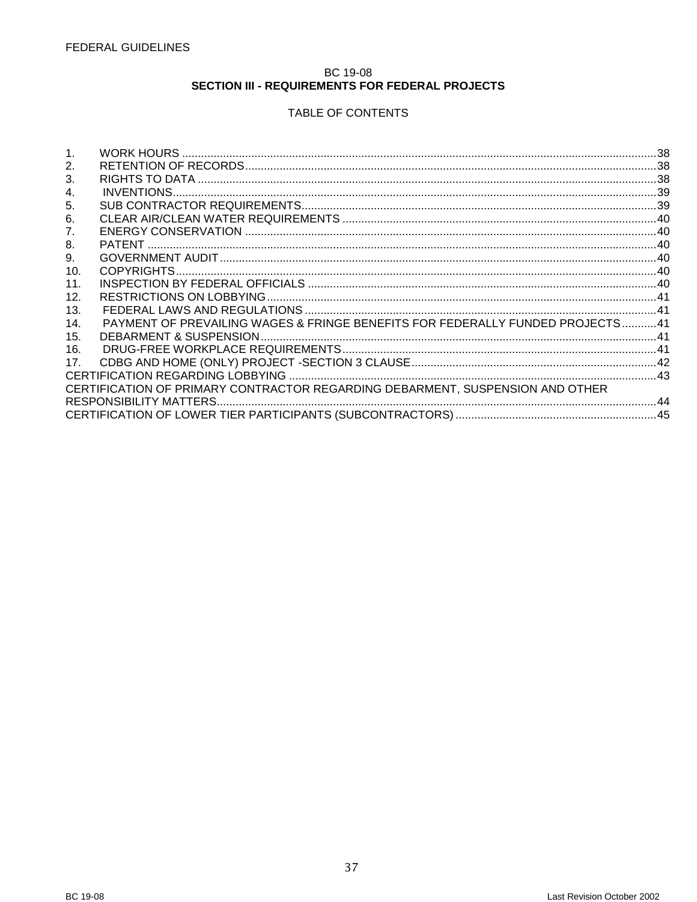BC 19-08

## SECTION III - REQUIREMENTS FOR FEDERAL PROJECTS

TABLE OF CONTENTS

1. WORK HOURS ....................................................................38
2. RETENTION OF RECORDS..............................................................38
3. RIGHTS TO DATA ..................................................................38
4. INVENTIONS......................................................................39
5. SUB CONTRACTOR REQUIREMENTS......................................................39
6. CLEAR AIR/CLEAN WATER REQUIREMENTS ................................................40
7. ENERGY CONSERVATION ..............................................................40
8. PATENT ..........................................................................40
9. GOVERNMENT AUDIT.................................................................40
10. COPYRIGHTS......................................................................40
11. INSPECTION BY FEDERAL OFFICIALS ..................................................40
12. RESTRICTIONS ON LOBBYING.........................................................41
13. FEDERAL LAWS AND REGULATIONS ....................................................41
14. PAYMENT OF PREVAILING WAGES & FRINGE BENEFITS FOR FEDERALLY FUNDED PROJECTS ...........41
15. DEBARMENT & SUSPENSION...........................................................41
16. DRUG-FREE WORKPLACE REQUIREMENTS..................................................41
17. CDBG AND HOME (ONLY) PROJECT -SECTION 3 CLAUSE......................................42

CERTIFICATION REGARDING LOBBYING ..................................................43

CERTIFICATION OF PRIMARY CONTRACTOR REGARDING DEBARMENT, SUSPENSION AND OTHER RESPONSIBILITY MATTERS...................................................................44

CERTIFICATION OF LOWER TIER PARTICIPANTS (SUBCONTRACTORS) ................................45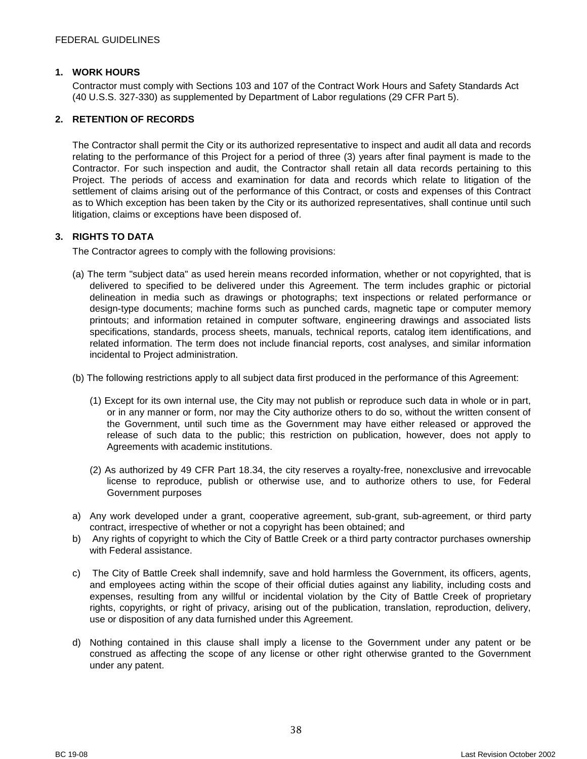FEDERAL GUIDELINES

## 1. WORK HOURS

Contractor must comply with Sections 103 and 107 of the Contract Work Hours and Safety Standards Act (40 U.S.S. 327-330) as supplemented by Department of Labor regulations (29 CFR Part 5).

## 2. RETENTION OF RECORDS

The Contractor shall permit the City or its authorized representative to inspect and audit all data and records relating to the performance of this Project for a period of three (3) years after final payment is made to the Contractor. For such inspection and audit, the Contractor shall retain all data records pertaining to this Project. The periods of access and examination for data and records which relate to litigation of the settlement of claims arising out of the performance of this Contract, or costs and expenses of this Contract as to Which exception has been taken by the City or its authorized representatives, shall continue until such litigation, claims or exceptions have been disposed of.

## 3. RIGHTS TO DATA

The Contractor agrees to comply with the following provisions:

(a) The term "subject data" as used herein means recorded information, whether or not copyrighted, that is delivered to specified to be delivered under this Agreement. The term includes graphic or pictorial delineation in media such as drawings or photographs; text inspections or related performance or design-type documents; machine forms such as punched cards, magnetic tape or computer memory printouts; and information retained in computer software, engineering drawings and associated lists specifications, standards, process sheets, manuals, technical reports, catalog item identifications, and related information. The term does not include financial reports, cost analyses, and similar information incidental to Project administration.

(b) The following restrictions apply to all subject data first produced in the performance of this Agreement:

(1) Except for its own internal use, the City may not publish or reproduce such data in whole or in part, or in any manner or form, nor may the City authorize others to do so, without the written consent of the Government, until such time as the Government may have either released or approved the release of such data to the public; this restriction on publication, however, does not apply to Agreements with academic institutions.

(2) As authorized by 49 CFR Part 18.34, the city reserves a royalty-free, nonexclusive and irrevocable license to reproduce, publish or otherwise use, and to authorize others to use, for Federal Government purposes

a) Any work developed under a grant, cooperative agreement, sub-grant, sub-agreement, or third party contract, irrespective of whether or not a copyright has been obtained; and

b) Any rights of copyright to which the City of Battle Creek or a third party contractor purchases ownership with Federal assistance.

c) The City of Battle Creek shall indemnify, save and hold harmless the Government, its officers, agents, and employees acting within the scope of their official duties against any liability, including costs and expenses, resulting from any willful or incidental violation by the City of Battle Creek of proprietary rights, copyrights, or right of privacy, arising out of the publication, translation, reproduction, delivery, use or disposition of any data furnished under this Agreement.

d) Nothing contained in this clause shall imply a license to the Government under any patent or be construed as affecting the scope of any license or other right otherwise granted to the Government under any patent.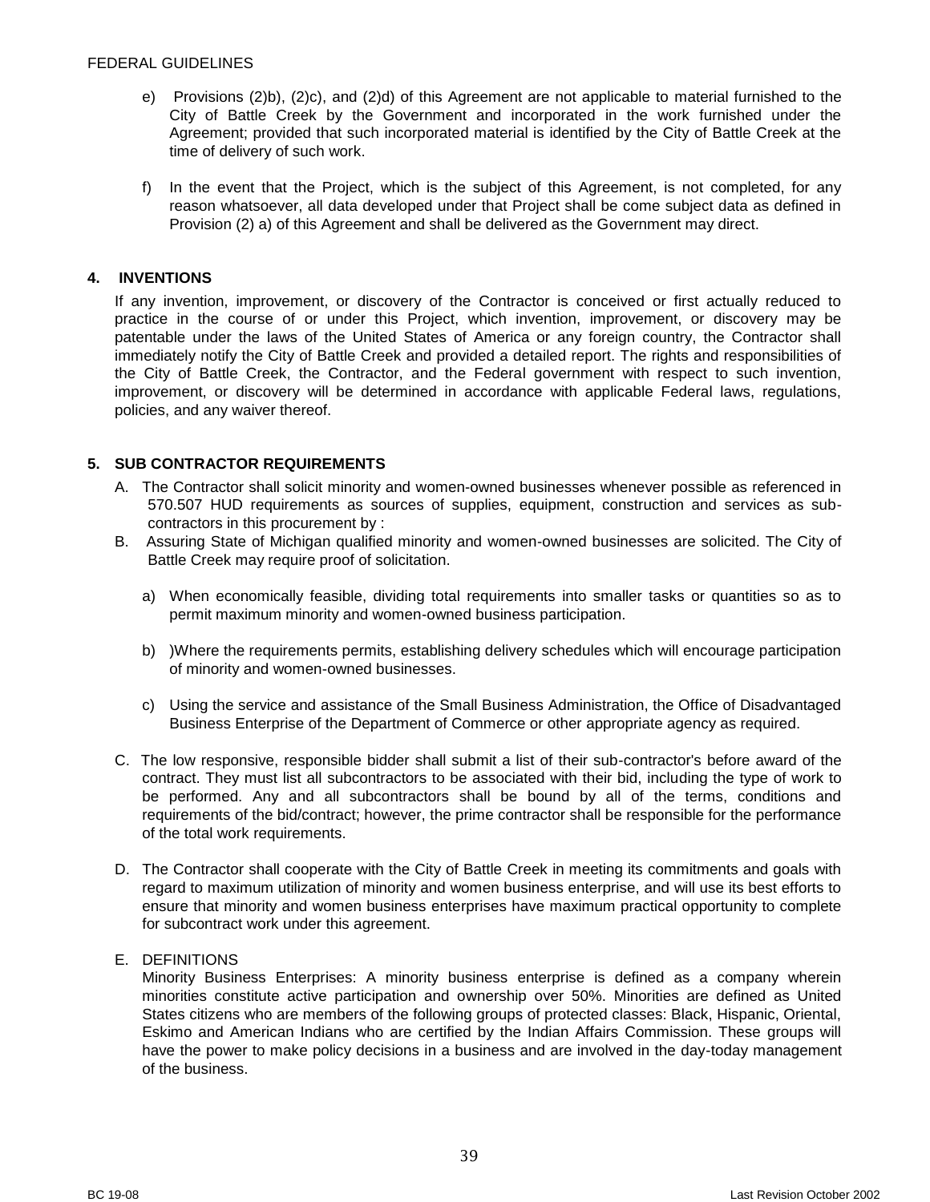e) Provisions (2)b), (2)c), and (2)d) of this Agreement are not applicable to material furnished to the City of Battle Creek by the Government and incorporated in the work furnished under the Agreement; provided that such incorporated material is identified by the City of Battle Creek at the time of delivery of such work.

f) In the event that the Project, which is the subject of this Agreement, is not completed, for any reason whatsoever, all data developed under that Project shall be come subject data as defined in Provision (2) a) of this Agreement and shall be delivered as the Government may direct.

## 4. INVENTIONS

If any invention, improvement, or discovery of the Contractor is conceived or first actually reduced to practice in the course of or under this Project, which invention, improvement, or discovery may be patentable under the laws of the United States of America or any foreign country, the Contractor shall immediately notify the City of Battle Creek and provided a detailed report. The rights and responsibilities of the City of Battle Creek, the Contractor, and the Federal government with respect to such invention, improvement, or discovery will be determined in accordance with applicable Federal laws, regulations, policies, and any waiver thereof.

## 5. SUB CONTRACTOR REQUIREMENTS

A. The Contractor shall solicit minority and women-owned businesses whenever possible as referenced in 570.507 HUD requirements as sources of supplies, equipment, construction and services as sub-contractors in this procurement by :

B. Assuring State of Michigan qualified minority and women-owned businesses are solicited. The City of Battle Creek may require proof of solicitation.

   a) When economically feasible, dividing total requirements into smaller tasks or quantities so as to permit maximum minority and women-owned business participation.

   b) )Where the requirements permits, establishing delivery schedules which will encourage participation of minority and women-owned businesses.

   c) Using the service and assistance of the Small Business Administration, the Office of Disadvantaged Business Enterprise of the Department of Commerce or other appropriate agency as required.

C. The low responsive, responsible bidder shall submit a list of their sub-contractor's before award of the contract. They must list all subcontractors to be associated with their bid, including the type of work to be performed. Any and all subcontractors shall be bound by all of the terms, conditions and requirements of the bid/contract; however, the prime contractor shall be responsible for the performance of the total work requirements.

D. The Contractor shall cooperate with the City of Battle Creek in meeting its commitments and goals with regard to maximum utilization of minority and women business enterprise, and will use its best efforts to ensure that minority and women business enterprises have maximum practical opportunity to complete for subcontract work under this agreement.

E. DEFINITIONS

Minority Business Enterprises: A minority business enterprise is defined as a company wherein minorities constitute active participation and ownership over 50%. Minorities are defined as United States citizens who are members of the following groups of protected classes: Black, Hispanic, Oriental, Eskimo and American Indians who are certified by the Indian Affairs Commission. These groups will have the power to make policy decisions in a business and are involved in the day-today management of the business.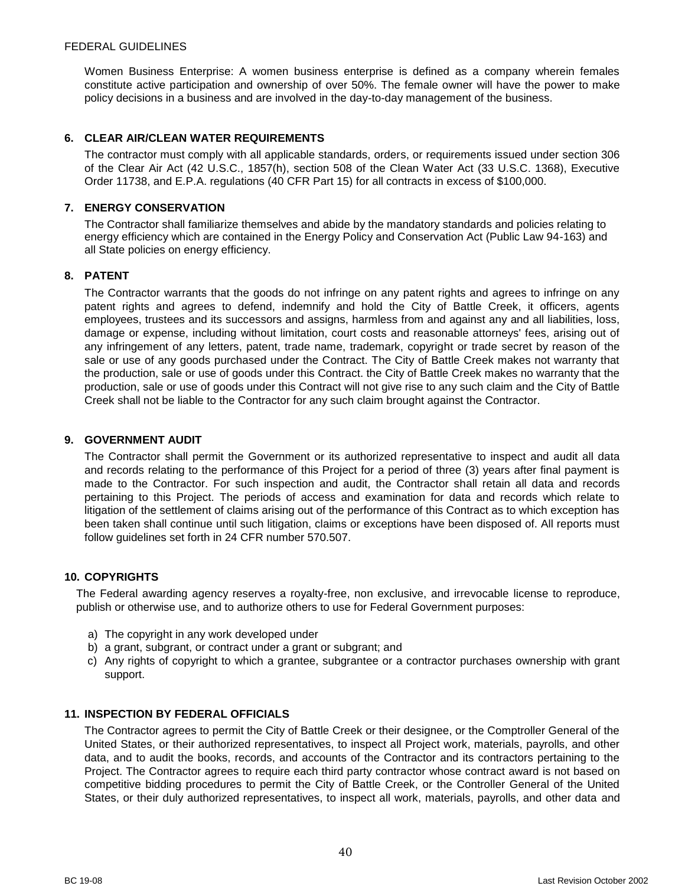Women Business Enterprise: A women business enterprise is defined as a company wherein females constitute active participation and ownership of over 50%. The female owner will have the power to make policy decisions in a business and are involved in the day-to-day management of the business.

### 6. CLEAR AIR/CLEAN WATER REQUIREMENTS

The contractor must comply with all applicable standards, orders, or requirements issued under section 306 of the Clear Air Act (42 U.S.C., 1857(h), section 508 of the Clean Water Act (33 U.S.C. 1368), Executive Order 11738, and E.P.A. regulations (40 CFR Part 15) for all contracts in excess of $100,000.

### 7. ENERGY CONSERVATION

The Contractor shall familiarize themselves and abide by the mandatory standards and policies relating to energy efficiency which are contained in the Energy Policy and Conservation Act (Public Law 94-163) and all State policies on energy efficiency.

### 8. PATENT

The Contractor warrants that the goods do not infringe on any patent rights and agrees to infringe on any patent rights and agrees to defend, indemnify and hold the City of Battle Creek, it officers, agents employees, trustees and its successors and assigns, harmless from and against any and all liabilities, loss, damage or expense, including without limitation, court costs and reasonable attorneys' fees, arising out of any infringement of any letters, patent, trade name, trademark, copyright or trade secret by reason of the sale or use of any goods purchased under the Contract. The City of Battle Creek makes not warranty that the production, sale or use of goods under this Contract. the City of Battle Creek makes no warranty that the production, sale or use of goods under this Contract will not give rise to any such claim and the City of Battle Creek shall not be liable to the Contractor for any such claim brought against the Contractor.

### 9. GOVERNMENT AUDIT

The Contractor shall permit the Government or its authorized representative to inspect and audit all data and records relating to the performance of this Project for a period of three (3) years after final payment is made to the Contractor. For such inspection and audit, the Contractor shall retain all data and records pertaining to this Project. The periods of access and examination for data and records which relate to litigation of the settlement of claims arising out of the performance of this Contract as to which exception has been taken shall continue until such litigation, claims or exceptions have been disposed of. All reports must follow guidelines set forth in 24 CFR number 570.507.

### 10. COPYRIGHTS

The Federal awarding agency reserves a royalty-free, non exclusive, and irrevocable license to reproduce, publish or otherwise use, and to authorize others to use for Federal Government purposes:

a) The copyright in any work developed under
b) a grant, subgrant, or contract under a grant or subgrant; and
c) Any rights of copyright to which a grantee, subgrantee or a contractor purchases ownership with grant support.

### 11. INSPECTION BY FEDERAL OFFICIALS

The Contractor agrees to permit the City of Battle Creek or their designee, or the Comptroller General of the United States, or their authorized representatives, to inspect all Project work, materials, payrolls, and other data, and to audit the books, records, and accounts of the Contractor and its contractors pertaining to the Project. The Contractor agrees to require each third party contractor whose contract award is not based on competitive bidding procedures to permit the City of Battle Creek, or the Controller General of the United States, or their duly authorized representatives, to inspect all work, materials, payrolls, and other data and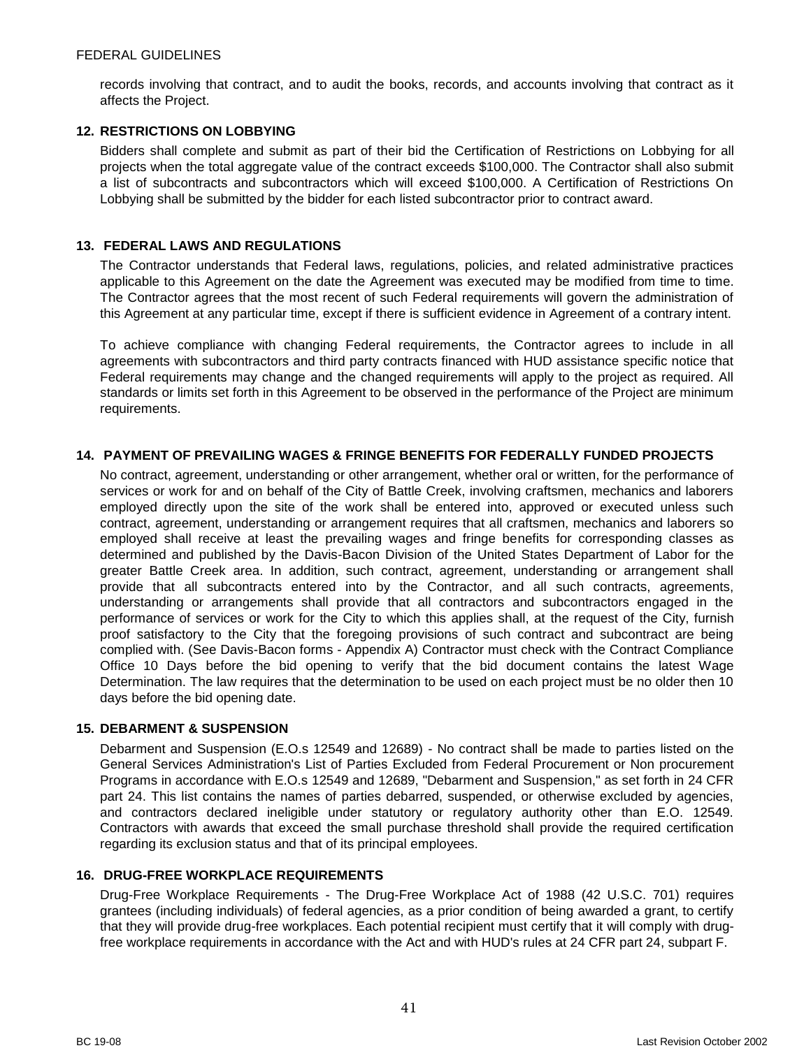records involving that contract, and to audit the books, records, and accounts involving that contract as it affects the Project.

### 12. RESTRICTIONS ON LOBBYING

Bidders shall complete and submit as part of their bid the Certification of Restrictions on Lobbying for all projects when the total aggregate value of the contract exceeds $100,000. The Contractor shall also submit a list of subcontracts and subcontractors which will exceed $100,000. A Certification of Restrictions On Lobbying shall be submitted by the bidder for each listed subcontractor prior to contract award.

### 13. FEDERAL LAWS AND REGULATIONS

The Contractor understands that Federal laws, regulations, policies, and related administrative practices applicable to this Agreement on the date the Agreement was executed may be modified from time to time. The Contractor agrees that the most recent of such Federal requirements will govern the administration of this Agreement at any particular time, except if there is sufficient evidence in Agreement of a contrary intent.

To achieve compliance with changing Federal requirements, the Contractor agrees to include in all agreements with subcontractors and third party contracts financed with HUD assistance specific notice that Federal requirements may change and the changed requirements will apply to the project as required. All standards or limits set forth in this Agreement to be observed in the performance of the Project are minimum requirements.

### 14. PAYMENT OF PREVAILING WAGES & FRINGE BENEFITS FOR FEDERALLY FUNDED PROJECTS

No contract, agreement, understanding or other arrangement, whether oral or written, for the performance of services or work for and on behalf of the City of Battle Creek, involving craftsmen, mechanics and laborers employed directly upon the site of the work shall be entered into, approved or executed unless such contract, agreement, understanding or arrangement requires that all craftsmen, mechanics and laborers so employed shall receive at least the prevailing wages and fringe benefits for corresponding classes as determined and published by the Davis-Bacon Division of the United States Department of Labor for the greater Battle Creek area. In addition, such contract, agreement, understanding or arrangement shall provide that all subcontracts entered into by the Contractor, and all such contracts, agreements, understanding or arrangements shall provide that all contractors and subcontractors engaged in the performance of services or work for the City to which this applies shall, at the request of the City, furnish proof satisfactory to the City that the foregoing provisions of such contract and subcontract are being complied with. (See Davis-Bacon forms - Appendix A) Contractor must check with the Contract Compliance Office 10 Days before the bid opening to verify that the bid document contains the latest Wage Determination. The law requires that the determination to be used on each project must be no older then 10 days before the bid opening date.

### 15. DEBARMENT & SUSPENSION

Debarment and Suspension (E.O.s 12549 and 12689) - No contract shall be made to parties listed on the General Services Administration's List of Parties Excluded from Federal Procurement or Non procurement Programs in accordance with E.O.s 12549 and 12689, "Debarment and Suspension," as set forth in 24 CFR part 24. This list contains the names of parties debarred, suspended, or otherwise excluded by agencies, and contractors declared ineligible under statutory or regulatory authority other than E.O. 12549. Contractors with awards that exceed the small purchase threshold shall provide the required certification regarding its exclusion status and that of its principal employees.

### 16. DRUG-FREE WORKPLACE REQUIREMENTS

Drug-Free Workplace Requirements - The Drug-Free Workplace Act of 1988 (42 U.S.C. 701) requires grantees (including individuals) of federal agencies, as a prior condition of being awarded a grant, to certify that they will provide drug-free workplaces. Each potential recipient must certify that it will comply with drug-free workplace requirements in accordance with the Act and with HUD's rules at 24 CFR part 24, subpart F.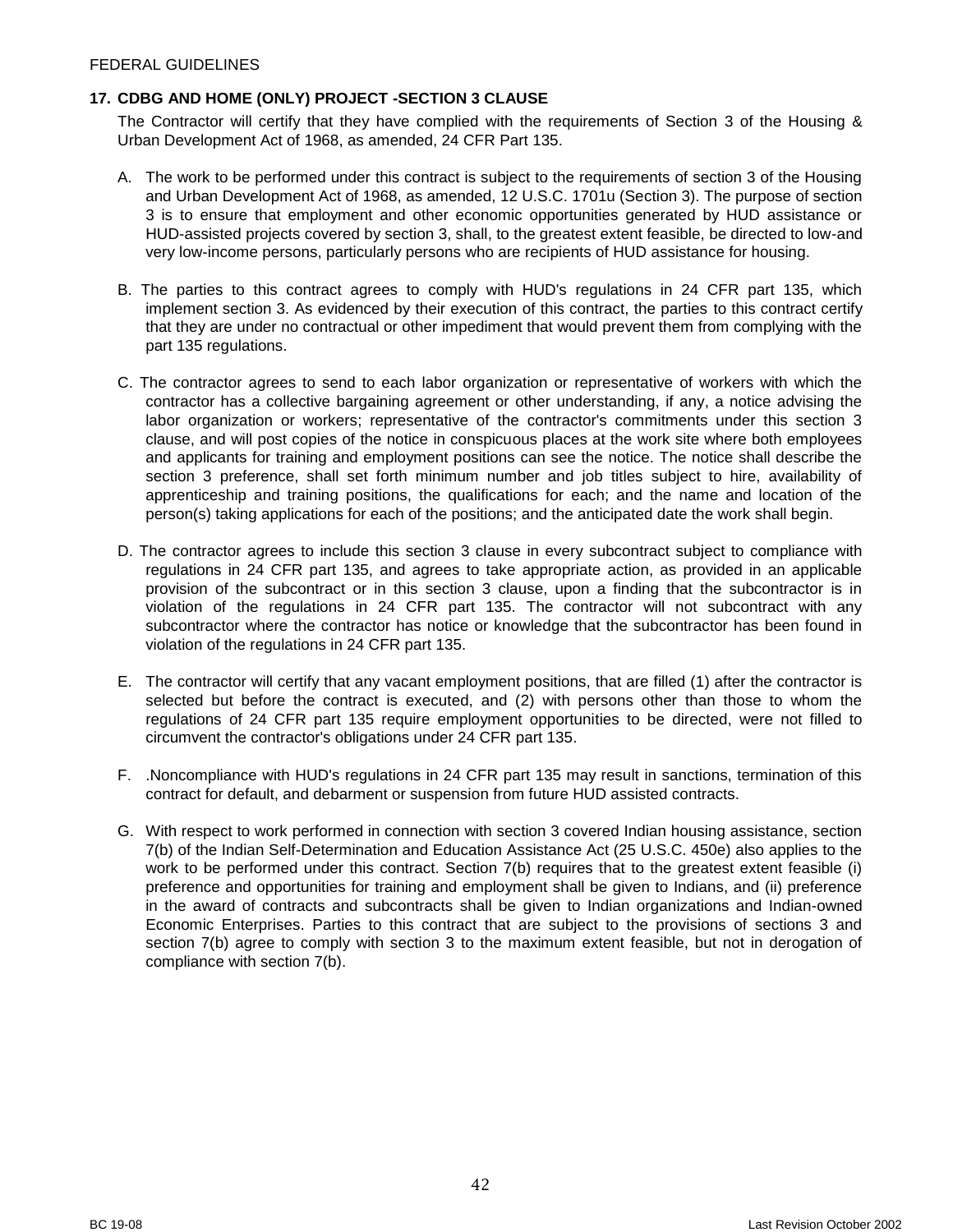## 17. CDBG AND HOME (ONLY) PROJECT -SECTION 3 CLAUSE

The Contractor will certify that they have complied with the requirements of Section 3 of the Housing & Urban Development Act of 1968, as amended, 24 CFR Part 135.

A. The work to be performed under this contract is subject to the requirements of section 3 of the Housing and Urban Development Act of 1968, as amended, 12 U.S.C. 1701u (Section 3). The purpose of section 3 is to ensure that employment and other economic opportunities generated by HUD assistance or HUD-assisted projects covered by section 3, shall, to the greatest extent feasible, be directed to low-and very low-income persons, particularly persons who are recipients of HUD assistance for housing.

B. The parties to this contract agrees to comply with HUD's regulations in 24 CFR part 135, which implement section 3. As evidenced by their execution of this contract, the parties to this contract certify that they are under no contractual or other impediment that would prevent them from complying with the part 135 regulations.

C. The contractor agrees to send to each labor organization or representative of workers with which the contractor has a collective bargaining agreement or other understanding, if any, a notice advising the labor organization or workers; representative of the contractor's commitments under this section 3 clause, and will post copies of the notice in conspicuous places at the work site where both employees and applicants for training and employment positions can see the notice. The notice shall describe the section 3 preference, shall set forth minimum number and job titles subject to hire, availability of apprenticeship and training positions, the qualifications for each; and the name and location of the person(s) taking applications for each of the positions; and the anticipated date the work shall begin.

D. The contractor agrees to include this section 3 clause in every subcontract subject to compliance with regulations in 24 CFR part 135, and agrees to take appropriate action, as provided in an applicable provision of the subcontract or in this section 3 clause, upon a finding that the subcontractor is in violation of the regulations in 24 CFR part 135. The contractor will not subcontract with any subcontractor where the contractor has notice or knowledge that the subcontractor has been found in violation of the regulations in 24 CFR part 135.

E. The contractor will certify that any vacant employment positions, that are filled (1) after the contractor is selected but before the contract is executed, and (2) with persons other than those to whom the regulations of 24 CFR part 135 require employment opportunities to be directed, were not filled to circumvent the contractor's obligations under 24 CFR part 135.

F. .Noncompliance with HUD's regulations in 24 CFR part 135 may result in sanctions, termination of this contract for default, and debarment or suspension from future HUD assisted contracts.

G. With respect to work performed in connection with section 3 covered Indian housing assistance, section 7(b) of the Indian Self-Determination and Education Assistance Act (25 U.S.C. 450e) also applies to the work to be performed under this contract. Section 7(b) requires that to the greatest extent feasible (i) preference and opportunities for training and employment shall be given to Indians, and (ii) preference in the award of contracts and subcontracts shall be given to Indian organizations and Indian-owned Economic Enterprises. Parties to this contract that are subject to the provisions of sections 3 and section 7(b) agree to comply with section 3 to the maximum extent feasible, but not in derogation of compliance with section 7(b).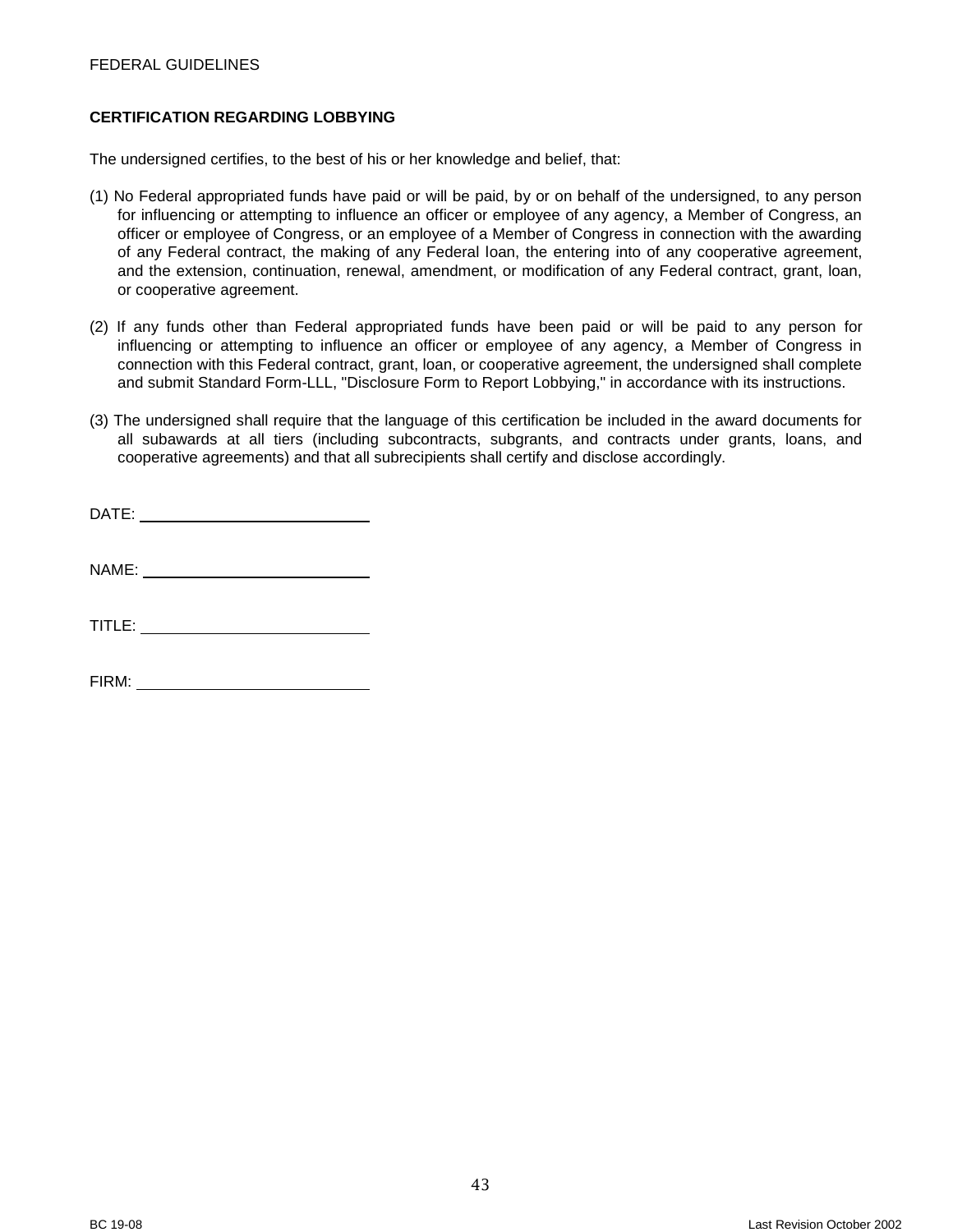## CERTIFICATION REGARDING LOBBYING

The undersigned certifies, to the best of his or her knowledge and belief, that:

(1) No Federal appropriated funds have paid or will be paid, by or on behalf of the undersigned, to any person for influencing or attempting to influence an officer or employee of any agency, a Member of Congress, an officer or employee of Congress, or an employee of a Member of Congress in connection with the awarding of any Federal contract, the making of any Federal loan, the entering into of any cooperative agreement, and the extension, continuation, renewal, amendment, or modification of any Federal contract, grant, loan, or cooperative agreement.

(2) If any funds other than Federal appropriated funds have been paid or will be paid to any person for influencing or attempting to influence an officer or employee of any agency, a Member of Congress in connection with this Federal contract, grant, loan, or cooperative agreement, the undersigned shall complete and submit Standard Form-LLL, "Disclosure Form to Report Lobbying," in accordance with its instructions.

(3) The undersigned shall require that the language of this certification be included in the award documents for all subawards at all tiers (including subcontracts, subgrants, and contracts under grants, loans, and cooperative agreements) and that all subrecipients shall certify and disclose accordingly.

DATE: ___________________________

NAME: ___________________________

TITLE: ___________________________

FIRM: ___________________________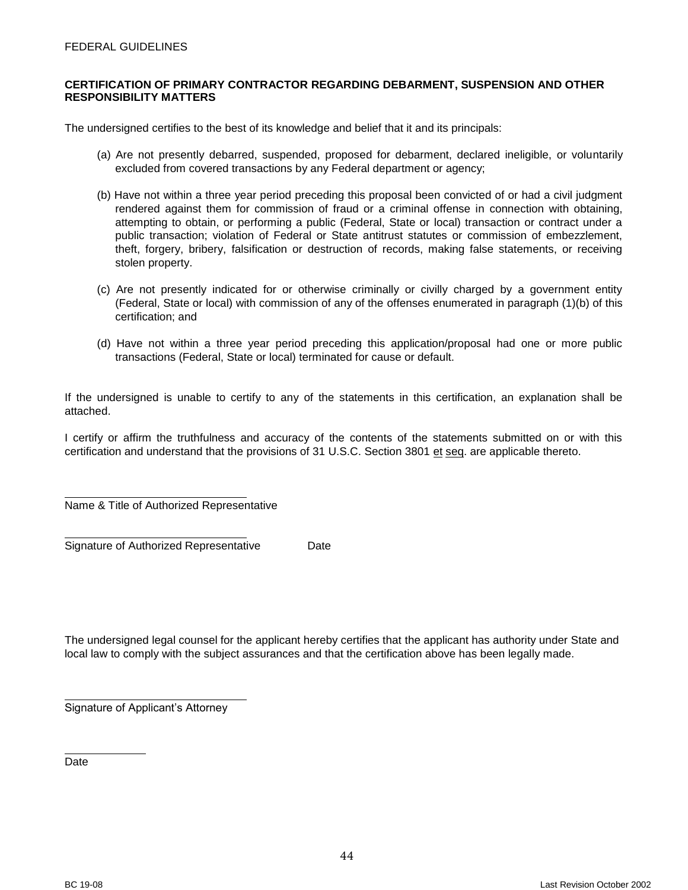FEDERAL GUIDELINES

**CERTIFICATION OF PRIMARY CONTRACTOR REGARDING DEBARMENT, SUSPENSION AND OTHER RESPONSIBILITY MATTERS**

The undersigned certifies to the best of its knowledge and belief that it and its principals:

(a) Are not presently debarred, suspended, proposed for debarment, declared ineligible, or voluntarily excluded from covered transactions by any Federal department or agency;

(b) Have not within a three year period preceding this proposal been convicted of or had a civil judgment rendered against them for commission of fraud or a criminal offense in connection with obtaining, attempting to obtain, or performing a public (Federal, State or local) transaction or contract under a public transaction; violation of Federal or State antitrust statutes or commission of embezzlement, theft, forgery, bribery, falsification or destruction of records, making false statements, or receiving stolen property.

(c) Are not presently indicated for or otherwise criminally or civilly charged by a government entity (Federal, State or local) with commission of any of the offenses enumerated in paragraph (1)(b) of this certification; and

(d) Have not within a three year period preceding this application/proposal had one or more public transactions (Federal, State or local) terminated for cause or default.

If the undersigned is unable to certify to any of the statements in this certification, an explanation shall be attached.

I certify or affirm the truthfulness and accuracy of the contents of the statements submitted on or with this certification and understand that the provisions of 31 U.S.C. Section 3801 et seq. are applicable thereto.

\_\_\_\_\_\_\_\_\_\_\_\_\_\_\_\_\_\_\_\_\_\_\_\_\_\_\_\_\_\_
Name & Title of Authorized Representative

\_\_\_\_\_\_\_\_\_\_\_\_\_\_\_\_\_\_\_\_\_\_\_\_\_\_\_\_\_\_
Signature of Authorized Representative Date

The undersigned legal counsel for the applicant hereby certifies that the applicant has authority under State and local law to comply with the subject assurances and that the certification above has been legally made.

\_\_\_\_\_\_\_\_\_\_\_\_\_\_\_\_\_\_\_\_\_\_\_\_\_\_\_\_\_\_
Signature of Applicant's Attorney

\_\_\_\_\_\_\_\_\_\_\_\_\_\_
Date

BC 19-08 Last Revision October 2002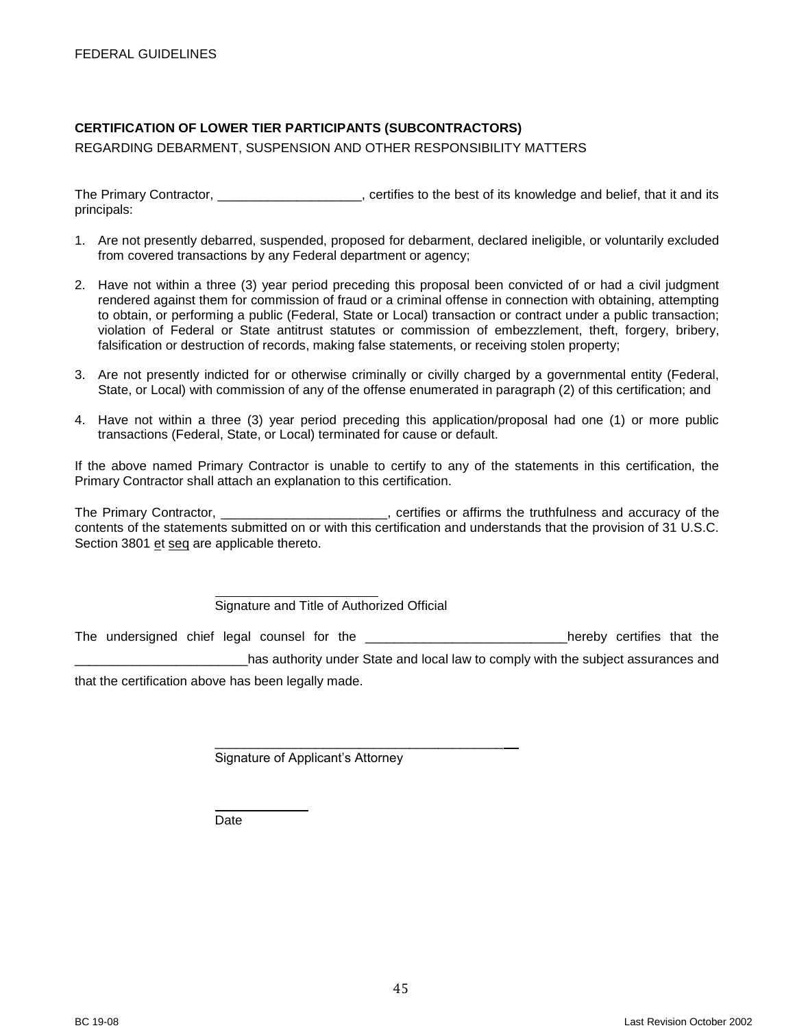**CERTIFICATION OF LOWER TIER PARTICIPANTS (SUBCONTRACTORS)**

REGARDING DEBARMENT, SUSPENSION AND OTHER RESPONSIBILITY MATTERS

The Primary Contractor, ____________________, certifies to the best of its knowledge and belief, that it and its principals:

1. Are not presently debarred, suspended, proposed for debarment, declared ineligible, or voluntarily excluded from covered transactions by any Federal department or agency;
2. Have not within a three (3) year period preceding this proposal been convicted of or had a civil judgment rendered against them for commission of fraud or a criminal offense in connection with obtaining, attempting to obtain, or performing a public (Federal, State or Local) transaction or contract under a public transaction; violation of Federal or State antitrust statutes or commission of embezzlement, theft, forgery, bribery, falsification or destruction of records, making false statements, or receiving stolen property;
3. Are not presently indicted for or otherwise criminally or civilly charged by a governmental entity (Federal, State, or Local) with commission of any of the offense enumerated in paragraph (2) of this certification; and
4. Have not within a three (3) year period preceding this application/proposal had one (1) or more public transactions (Federal, State, or Local) terminated for cause or default.

If the above named Primary Contractor is unable to certify to any of the statements in this certification, the Primary Contractor shall attach an explanation to this certification.

The Primary Contractor, _______________________, certifies or affirms the truthfulness and accuracy of the contents of the statements submitted on or with this certification and understands that the provision of 31 U.S.C. Section 3801 et seq are applicable thereto.

_______________________
Signature and Title of Authorized Official

The undersigned chief legal counsel for the ____________________________hereby certifies that the ________________________has authority under State and local law to comply with the subject assurances and that the certification above has been legally made.

__________________________________________
Signature of Applicant's Attorney

_____________
Date